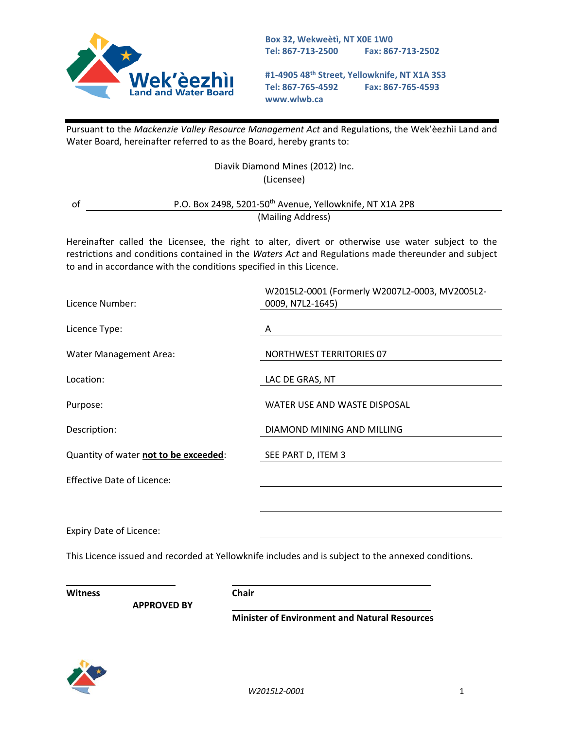Box 32, Wekweètì, NT X0E 1W0
Tel: 867-713-2500 Fax: 867-713-2502

#1-4905 48th Street, Yellowknife, NT X1A 3S3
Tel: 867-765-4592 Fax: 867-765-4593
www.wlwb.ca

Pursuant to the *Mackenzie Valley Resource Management Act* and Regulations, the Wek'èezhìı Land and Water Board, hereinafter referred to as the Board, hereby grants to:

Diavik Diamond Mines (2012) Inc.
(Licensee)

of P.O. Box 2498, 5201-50th Avenue, Yellowknife, NT X1A 2P8
(Mailing Address)

Hereinafter called the Licensee, the right to alter, divert or otherwise use water subject to the restrictions and conditions contained in the *Waters Act* and Regulations made thereunder and subject to and in accordance with the conditions specified in this Licence.

| | |
|---|---|
| Licence Number: | W2015L2-0001 (Formerly W2007L2-0003, MV2005L2-0009, N7L2-1645) |
| Licence Type: | A |
| Water Management Area: | NORTHWEST TERRITORIES 07 |
| Location: | LAC DE GRAS, NT |
| Purpose: | WATER USE AND WASTE DISPOSAL |
| Description: | DIAMOND MINING AND MILLING |
| Quantity of water **<u>not to be exceeded</u>**: | SEE PART D, ITEM 3 |
| Effective Date of Licence: | |
| Expiry Date of Licence: | |

This Licence issued and recorded at Yellowknife includes and is subject to the annexed conditions.

**Witness** **Chair**

**APPROVED BY**

**Minister of Environment and Natural Resources**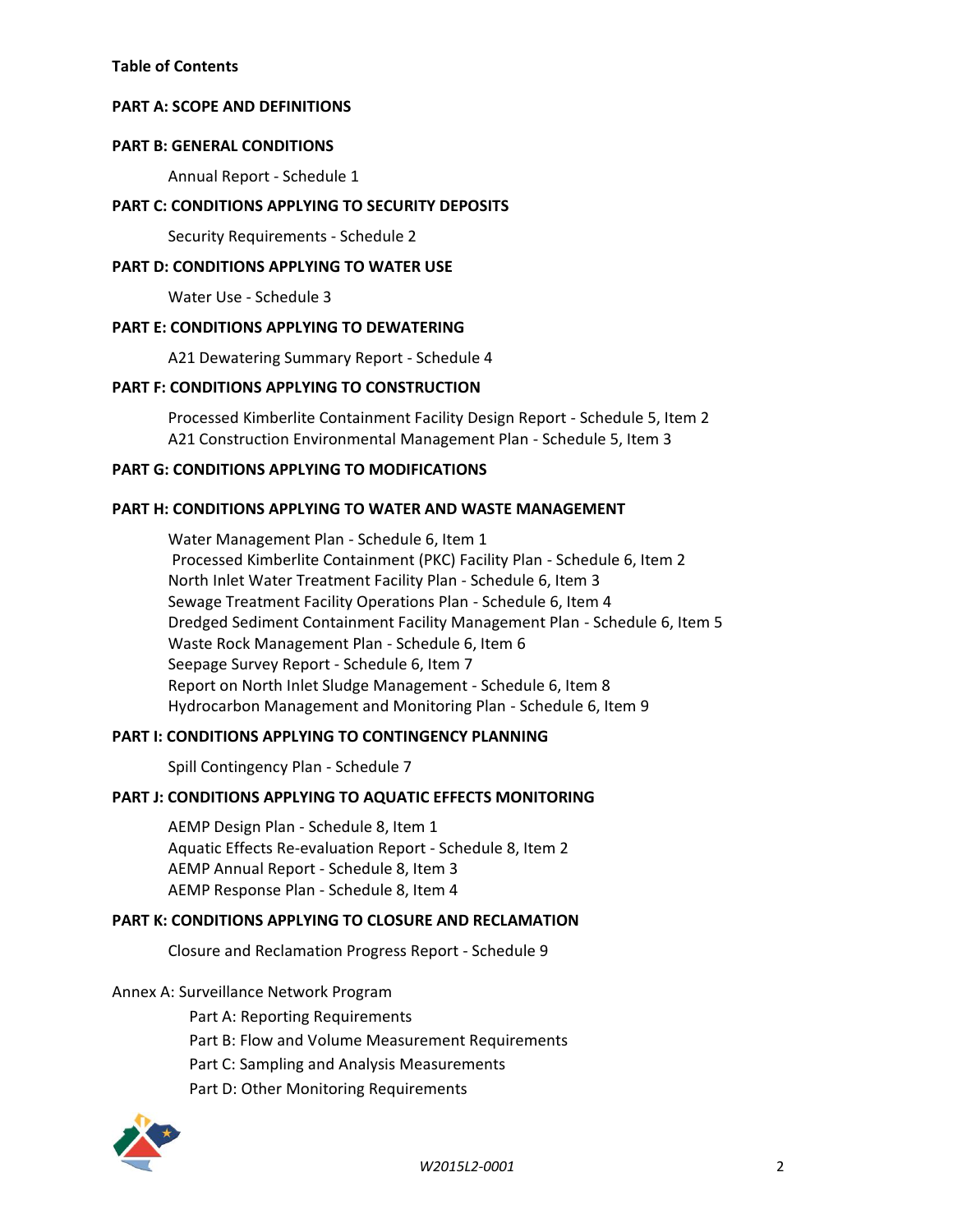**Table of Contents**

**PART A: SCOPE AND DEFINITIONS**

**PART B: GENERAL CONDITIONS**

Annual Report - Schedule 1

**PART C: CONDITIONS APPLYING TO SECURITY DEPOSITS**

Security Requirements - Schedule 2

**PART D: CONDITIONS APPLYING TO WATER USE**

Water Use - Schedule 3

**PART E: CONDITIONS APPLYING TO DEWATERING**

A21 Dewatering Summary Report - Schedule 4

**PART F: CONDITIONS APPLYING TO CONSTRUCTION**

Processed Kimberlite Containment Facility Design Report - Schedule 5, Item 2
A21 Construction Environmental Management Plan - Schedule 5, Item 3

**PART G: CONDITIONS APPLYING TO MODIFICATIONS**

**PART H: CONDITIONS APPLYING TO WATER AND WASTE MANAGEMENT**

Water Management Plan - Schedule 6, Item 1
Processed Kimberlite Containment (PKC) Facility Plan - Schedule 6, Item 2
North Inlet Water Treatment Facility Plan - Schedule 6, Item 3
Sewage Treatment Facility Operations Plan - Schedule 6, Item 4
Dredged Sediment Containment Facility Management Plan - Schedule 6, Item 5
Waste Rock Management Plan - Schedule 6, Item 6
Seepage Survey Report - Schedule 6, Item 7
Report on North Inlet Sludge Management - Schedule 6, Item 8
Hydrocarbon Management and Monitoring Plan - Schedule 6, Item 9

**PART I: CONDITIONS APPLYING TO CONTINGENCY PLANNING**

Spill Contingency Plan - Schedule 7

**PART J: CONDITIONS APPLYING TO AQUATIC EFFECTS MONITORING**

AEMP Design Plan - Schedule 8, Item 1
Aquatic Effects Re-evaluation Report - Schedule 8, Item 2
AEMP Annual Report - Schedule 8, Item 3
AEMP Response Plan - Schedule 8, Item 4

**PART K: CONDITIONS APPLYING TO CLOSURE AND RECLAMATION**

Closure and Reclamation Progress Report - Schedule 9

Annex A: Surveillance Network Program

Part A: Reporting Requirements
Part B: Flow and Volume Measurement Requirements
Part C: Sampling and Analysis Measurements
Part D: Other Monitoring Requirements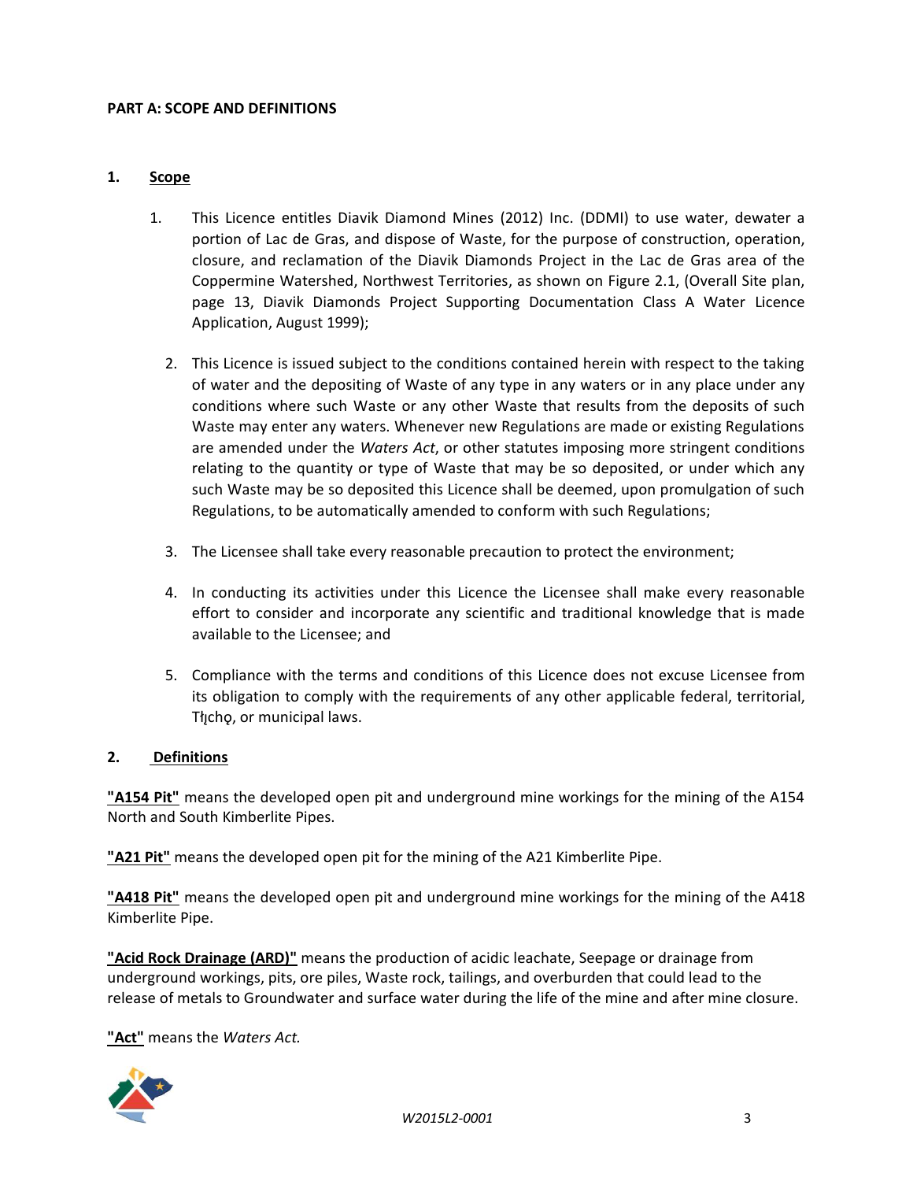**PART A: SCOPE AND DEFINITIONS**

## 1. Scope

1. This Licence entitles Diavik Diamond Mines (2012) Inc. (DDMI) to use water, dewater a portion of Lac de Gras, and dispose of Waste, for the purpose of construction, operation, closure, and reclamation of the Diavik Diamonds Project in the Lac de Gras area of the Coppermine Watershed, Northwest Territories, as shown on Figure 2.1, (Overall Site plan, page 13, Diavik Diamonds Project Supporting Documentation Class A Water Licence Application, August 1999);

2. This Licence is issued subject to the conditions contained herein with respect to the taking of water and the depositing of Waste of any type in any waters or in any place under any conditions where such Waste or any other Waste that results from the deposits of such Waste may enter any waters. Whenever new Regulations are made or existing Regulations are amended under the *Waters Act*, or other statutes imposing more stringent conditions relating to the quantity or type of Waste that may be so deposited, or under which any such Waste may be so deposited this Licence shall be deemed, upon promulgation of such Regulations, to be automatically amended to conform with such Regulations;

3. The Licensee shall take every reasonable precaution to protect the environment;

4. In conducting its activities under this Licence the Licensee shall make every reasonable effort to consider and incorporate any scientific and traditional knowledge that is made available to the Licensee; and

5. Compliance with the terms and conditions of this Licence does not excuse Licensee from its obligation to comply with the requirements of any other applicable federal, territorial, Tłı̨chǫ, or municipal laws.

## 2. Definitions

**"A154 Pit"** means the developed open pit and underground mine workings for the mining of the A154 North and South Kimberlite Pipes.

**"A21 Pit"** means the developed open pit for the mining of the A21 Kimberlite Pipe.

**"A418 Pit"** means the developed open pit and underground mine workings for the mining of the A418 Kimberlite Pipe.

**"Acid Rock Drainage (ARD)"** means the production of acidic leachate, Seepage or drainage from underground workings, pits, ore piles, Waste rock, tailings, and overburden that could lead to the release of metals to Groundwater and surface water during the life of the mine and after mine closure.

**"Act"** means the *Waters Act.*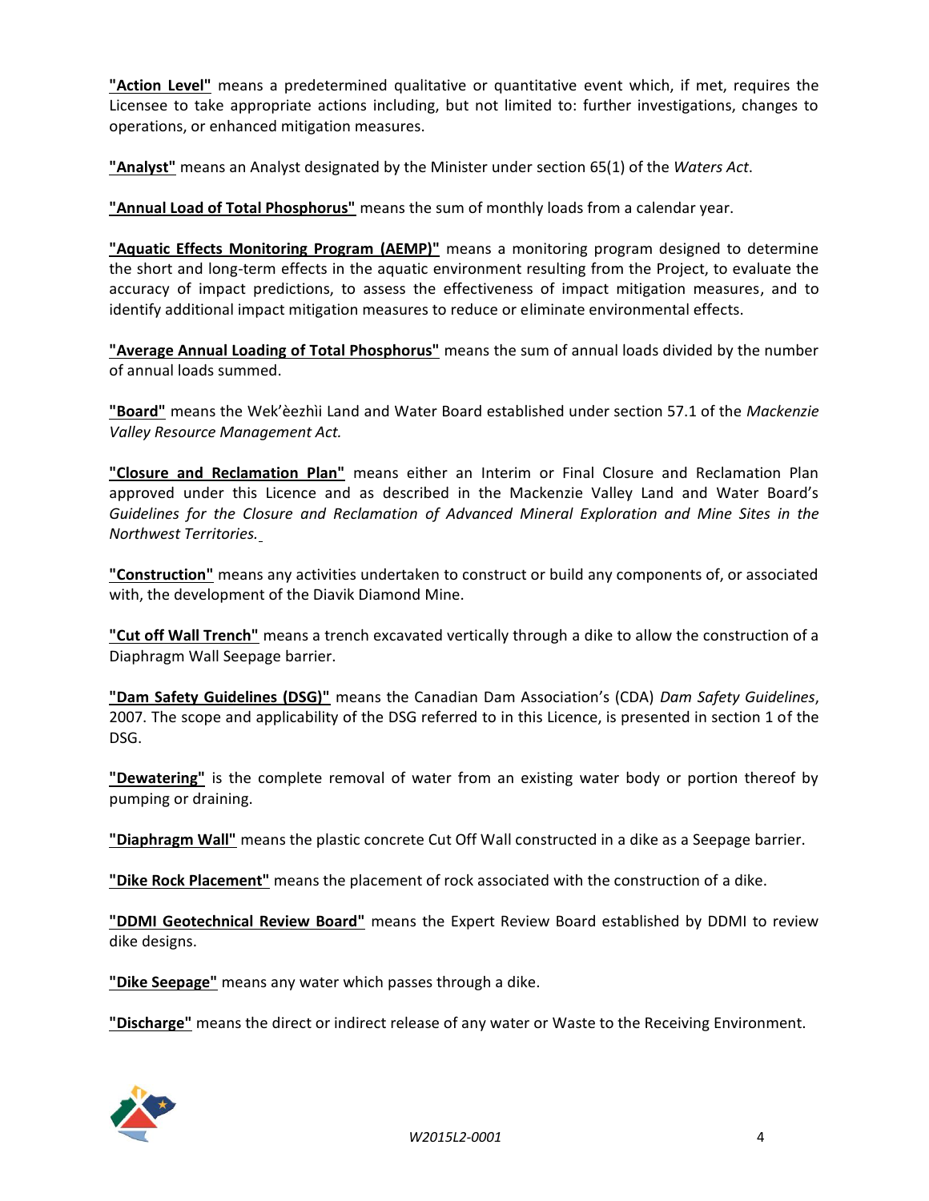**"Action Level"** means a predetermined qualitative or quantitative event which, if met, requires the Licensee to take appropriate actions including, but not limited to: further investigations, changes to operations, or enhanced mitigation measures.

**"Analyst"** means an Analyst designated by the Minister under section 65(1) of the *Waters Act*.

**"Annual Load of Total Phosphorus"** means the sum of monthly loads from a calendar year.

**"Aquatic Effects Monitoring Program (AEMP)"** means a monitoring program designed to determine the short and long-term effects in the aquatic environment resulting from the Project, to evaluate the accuracy of impact predictions, to assess the effectiveness of impact mitigation measures, and to identify additional impact mitigation measures to reduce or eliminate environmental effects.

**"Average Annual Loading of Total Phosphorus"** means the sum of annual loads divided by the number of annual loads summed.

**"Board"** means the Wek'èezhìi Land and Water Board established under section 57.1 of the *Mackenzie Valley Resource Management Act.*

**"Closure and Reclamation Plan"** means either an Interim or Final Closure and Reclamation Plan approved under this Licence and as described in the Mackenzie Valley Land and Water Board's *Guidelines for the Closure and Reclamation of Advanced Mineral Exploration and Mine Sites in the Northwest Territories.*

**"Construction"** means any activities undertaken to construct or build any components of, or associated with, the development of the Diavik Diamond Mine.

**"Cut off Wall Trench"** means a trench excavated vertically through a dike to allow the construction of a Diaphragm Wall Seepage barrier.

**"Dam Safety Guidelines (DSG)"** means the Canadian Dam Association's (CDA) *Dam Safety Guidelines*, 2007. The scope and applicability of the DSG referred to in this Licence, is presented in section 1 of the DSG.

**"Dewatering"** is the complete removal of water from an existing water body or portion thereof by pumping or draining.

**"Diaphragm Wall"** means the plastic concrete Cut Off Wall constructed in a dike as a Seepage barrier.

**"Dike Rock Placement"** means the placement of rock associated with the construction of a dike.

**"DDMI Geotechnical Review Board"** means the Expert Review Board established by DDMI to review dike designs.

**"Dike Seepage"** means any water which passes through a dike.

**"Discharge"** means the direct or indirect release of any water or Waste to the Receiving Environment.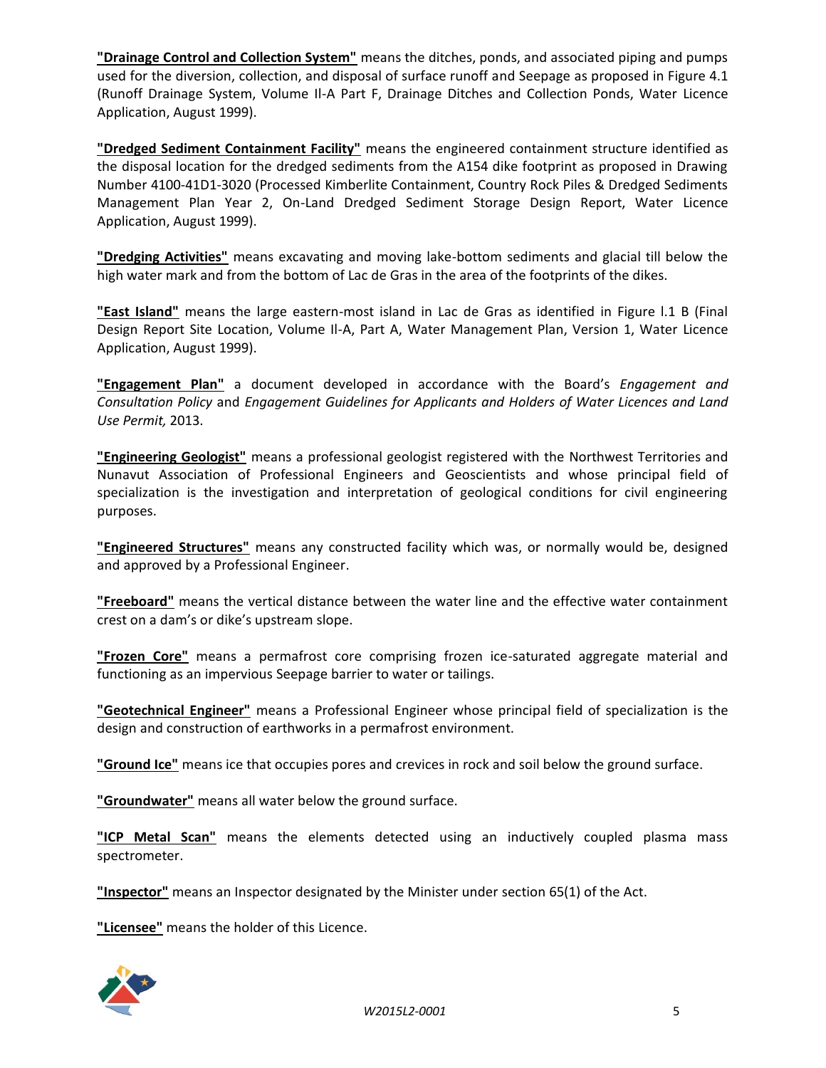**"Drainage Control and Collection System"** means the ditches, ponds, and associated piping and pumps used for the diversion, collection, and disposal of surface runoff and Seepage as proposed in Figure 4.1 (Runoff Drainage System, Volume Il-A Part F, Drainage Ditches and Collection Ponds, Water Licence Application, August 1999).

**"Dredged Sediment Containment Facility"** means the engineered containment structure identified as the disposal location for the dredged sediments from the A154 dike footprint as proposed in Drawing Number 4100-41D1-3020 (Processed Kimberlite Containment, Country Rock Piles & Dredged Sediments Management Plan Year 2, On-Land Dredged Sediment Storage Design Report, Water Licence Application, August 1999).

**"Dredging Activities"** means excavating and moving lake-bottom sediments and glacial till below the high water mark and from the bottom of Lac de Gras in the area of the footprints of the dikes.

**"East Island"** means the large eastern-most island in Lac de Gras as identified in Figure l.1 B (Final Design Report Site Location, Volume Il-A, Part A, Water Management Plan, Version 1, Water Licence Application, August 1999).

**"Engagement Plan"** a document developed in accordance with the Board's *Engagement and Consultation Policy* and *Engagement Guidelines for Applicants and Holders of Water Licences and Land Use Permit,* 2013.

**"Engineering Geologist"** means a professional geologist registered with the Northwest Territories and Nunavut Association of Professional Engineers and Geoscientists and whose principal field of specialization is the investigation and interpretation of geological conditions for civil engineering purposes.

**"Engineered Structures"** means any constructed facility which was, or normally would be, designed and approved by a Professional Engineer.

**"Freeboard"** means the vertical distance between the water line and the effective water containment crest on a dam's or dike's upstream slope.

**"Frozen Core"** means a permafrost core comprising frozen ice-saturated aggregate material and functioning as an impervious Seepage barrier to water or tailings.

**"Geotechnical Engineer"** means a Professional Engineer whose principal field of specialization is the design and construction of earthworks in a permafrost environment.

**"Ground Ice"** means ice that occupies pores and crevices in rock and soil below the ground surface.

**"Groundwater"** means all water below the ground surface.

**"ICP Metal Scan"** means the elements detected using an inductively coupled plasma mass spectrometer.

**"Inspector"** means an Inspector designated by the Minister under section 65(1) of the Act.

**"Licensee"** means the holder of this Licence.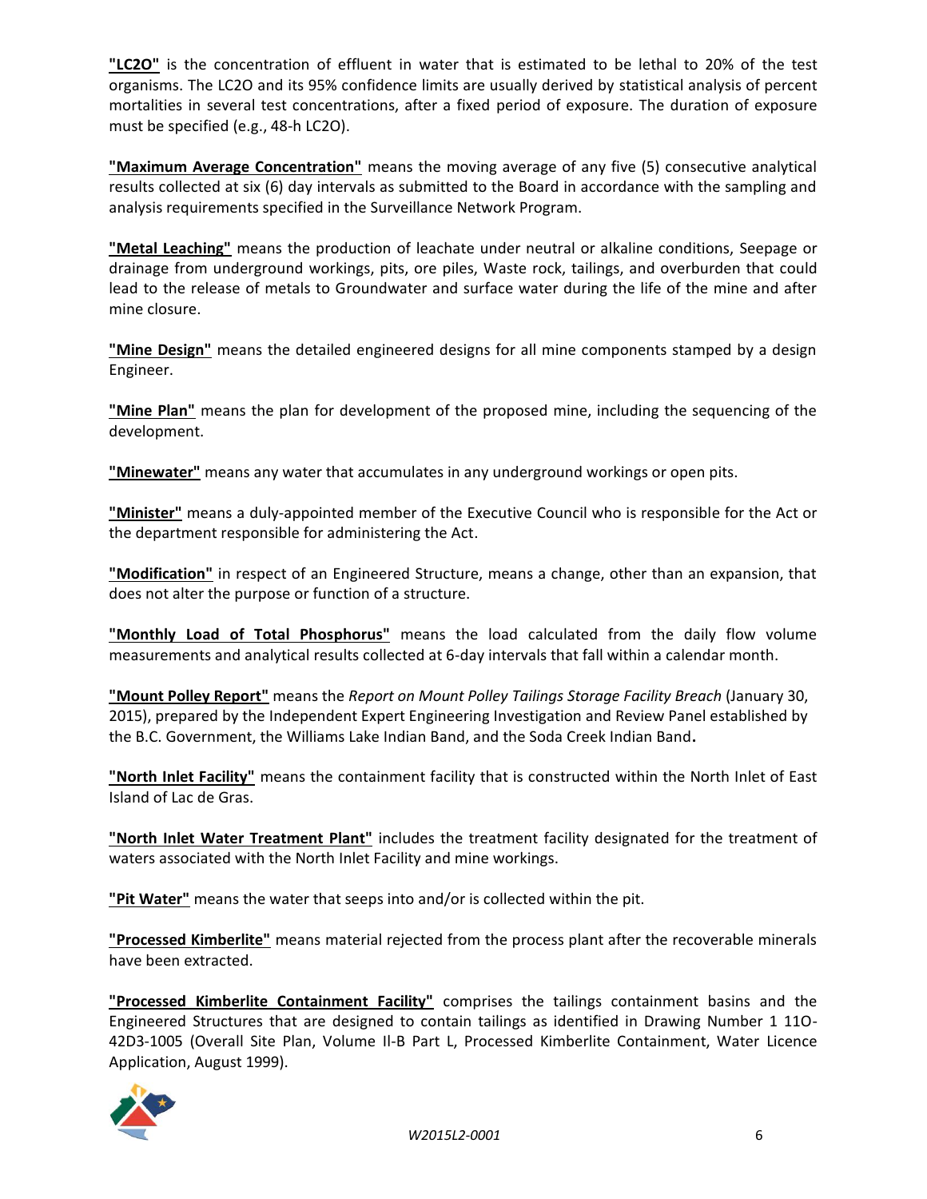**"LC2O"** is the concentration of effluent in water that is estimated to be lethal to 20% of the test organisms. The LC2O and its 95% confidence limits are usually derived by statistical analysis of percent mortalities in several test concentrations, after a fixed period of exposure. The duration of exposure must be specified (e.g., 48-h LC2O).

**"Maximum Average Concentration"** means the moving average of any five (5) consecutive analytical results collected at six (6) day intervals as submitted to the Board in accordance with the sampling and analysis requirements specified in the Surveillance Network Program.

**"Metal Leaching"** means the production of leachate under neutral or alkaline conditions, Seepage or drainage from underground workings, pits, ore piles, Waste rock, tailings, and overburden that could lead to the release of metals to Groundwater and surface water during the life of the mine and after mine closure.

**"Mine Design"** means the detailed engineered designs for all mine components stamped by a design Engineer.

**"Mine Plan"** means the plan for development of the proposed mine, including the sequencing of the development.

**"Minewater"** means any water that accumulates in any underground workings or open pits.

**"Minister"** means a duly-appointed member of the Executive Council who is responsible for the Act or the department responsible for administering the Act.

**"Modification"** in respect of an Engineered Structure, means a change, other than an expansion, that does not alter the purpose or function of a structure.

**"Monthly Load of Total Phosphorus"** means the load calculated from the daily flow volume measurements and analytical results collected at 6-day intervals that fall within a calendar month.

**"Mount Polley Report"** means the *Report on Mount Polley Tailings Storage Facility Breach* (January 30, 2015), prepared by the Independent Expert Engineering Investigation and Review Panel established by the B.C. Government, the Williams Lake Indian Band, and the Soda Creek Indian Band**.**

**"North Inlet Facility"** means the containment facility that is constructed within the North Inlet of East Island of Lac de Gras.

**"North Inlet Water Treatment Plant"** includes the treatment facility designated for the treatment of waters associated with the North Inlet Facility and mine workings.

**"Pit Water"** means the water that seeps into and/or is collected within the pit.

**"Processed Kimberlite"** means material rejected from the process plant after the recoverable minerals have been extracted.

**"Processed Kimberlite Containment Facility"** comprises the tailings containment basins and the Engineered Structures that are designed to contain tailings as identified in Drawing Number 1 11O-42D3-1005 (Overall Site Plan, Volume Il-B Part L, Processed Kimberlite Containment, Water Licence Application, August 1999).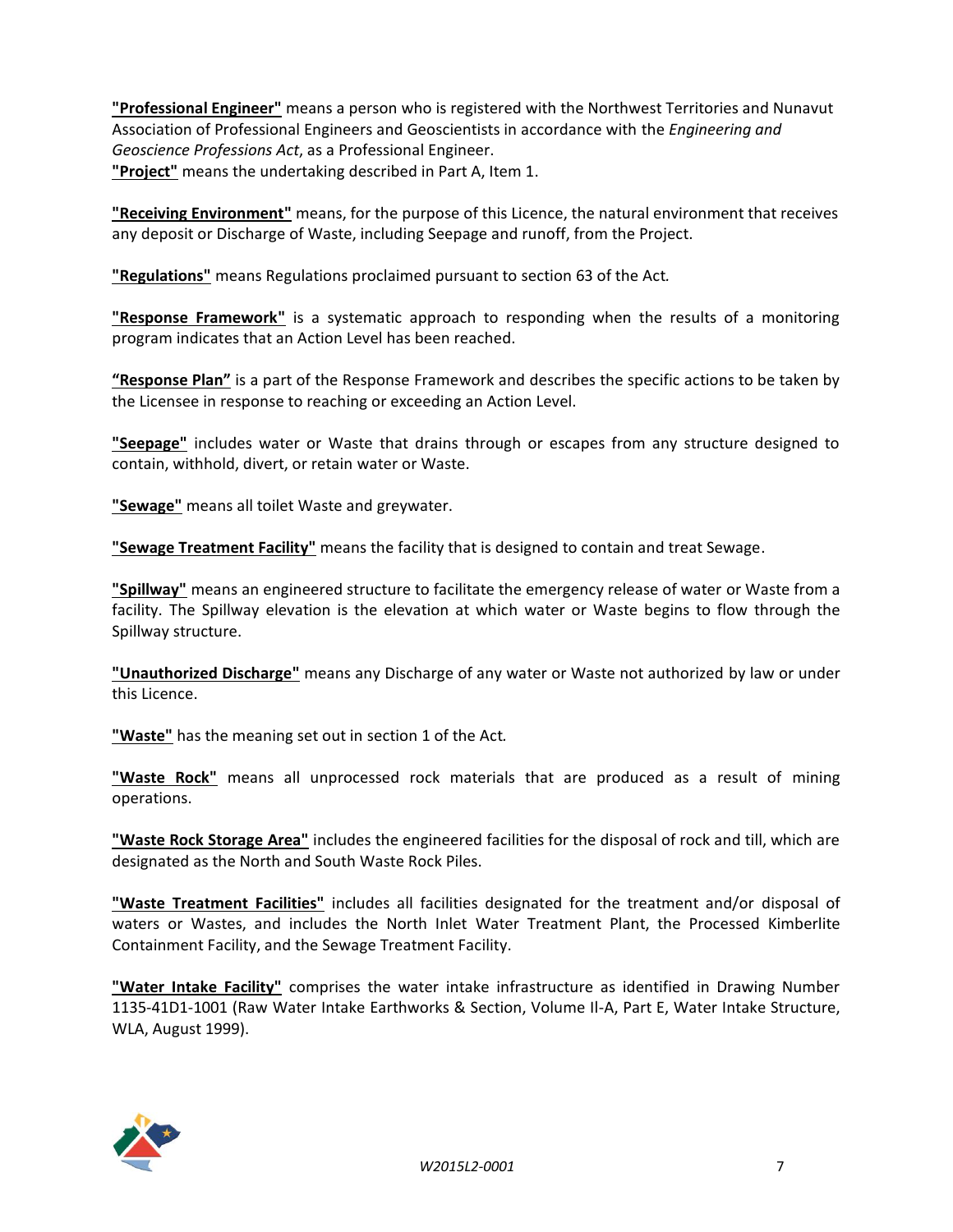**"Professional Engineer"** means a person who is registered with the Northwest Territories and Nunavut Association of Professional Engineers and Geoscientists in accordance with the *Engineering and Geoscience Professions Act*, as a Professional Engineer.

**"Project"** means the undertaking described in Part A, Item 1.

**"Receiving Environment"** means, for the purpose of this Licence, the natural environment that receives any deposit or Discharge of Waste, including Seepage and runoff, from the Project.

**"Regulations"** means Regulations proclaimed pursuant to section 63 of the Act.

**"Response Framework"** is a systematic approach to responding when the results of a monitoring program indicates that an Action Level has been reached.

**"Response Plan"** is a part of the Response Framework and describes the specific actions to be taken by the Licensee in response to reaching or exceeding an Action Level.

**"Seepage"** includes water or Waste that drains through or escapes from any structure designed to contain, withhold, divert, or retain water or Waste.

**"Sewage"** means all toilet Waste and greywater.

**"Sewage Treatment Facility"** means the facility that is designed to contain and treat Sewage.

**"Spillway"** means an engineered structure to facilitate the emergency release of water or Waste from a facility. The Spillway elevation is the elevation at which water or Waste begins to flow through the Spillway structure.

**"Unauthorized Discharge"** means any Discharge of any water or Waste not authorized by law or under this Licence.

**"Waste"** has the meaning set out in section 1 of the Act.

**"Waste Rock"** means all unprocessed rock materials that are produced as a result of mining operations.

**"Waste Rock Storage Area"** includes the engineered facilities for the disposal of rock and till, which are designated as the North and South Waste Rock Piles.

**"Waste Treatment Facilities"** includes all facilities designated for the treatment and/or disposal of waters or Wastes, and includes the North Inlet Water Treatment Plant, the Processed Kimberlite Containment Facility, and the Sewage Treatment Facility.

**"Water Intake Facility"** comprises the water intake infrastructure as identified in Drawing Number 1135-41D1-1001 (Raw Water Intake Earthworks & Section, Volume II-A, Part E, Water Intake Structure, WLA, August 1999).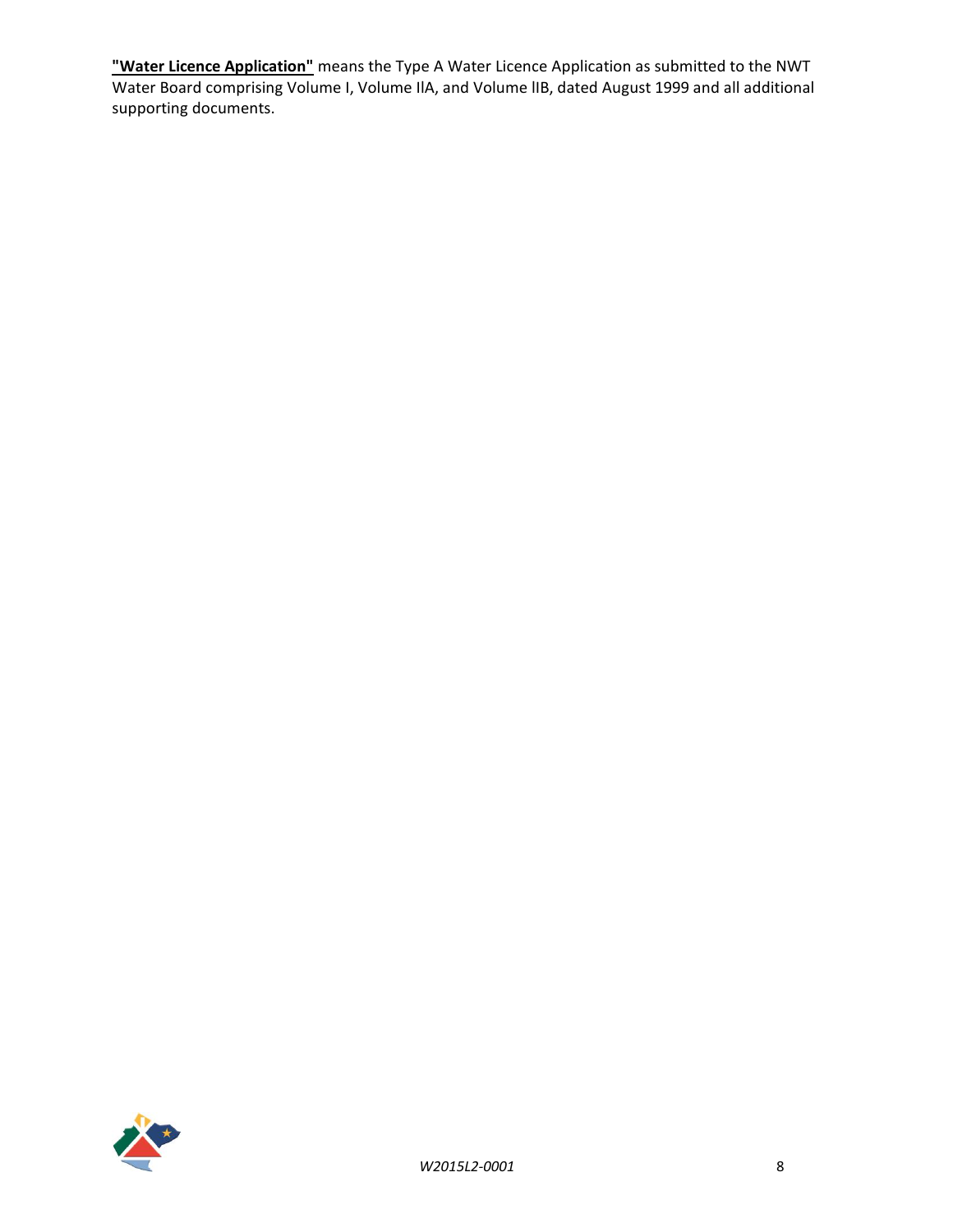**"Water Licence Application"** means the Type A Water Licence Application as submitted to the NWT Water Board comprising Volume I, Volume IlA, and Volume lIB, dated August 1999 and all additional supporting documents.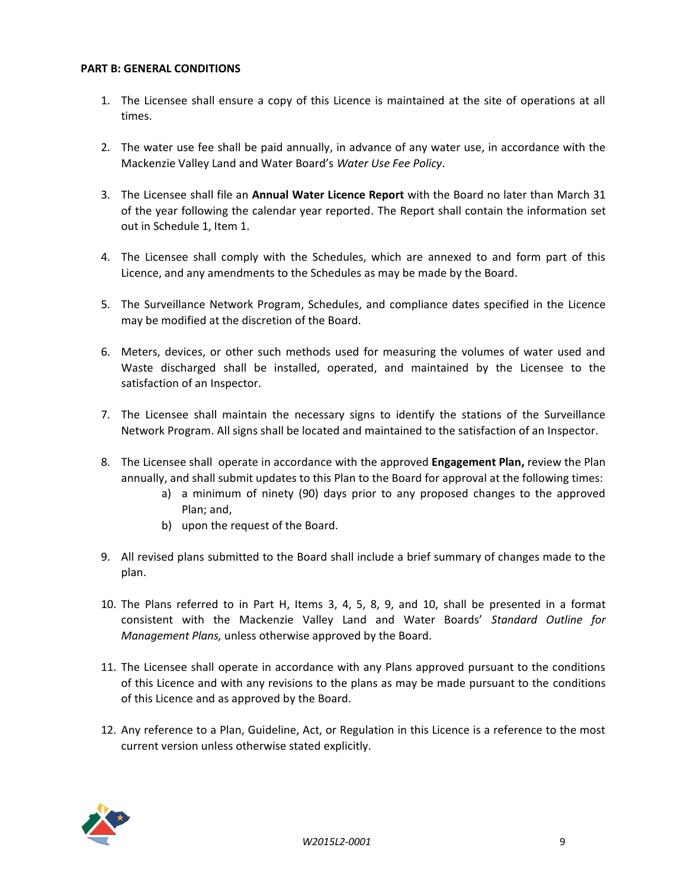**PART B: GENERAL CONDITIONS**

1. The Licensee shall ensure a copy of this Licence is maintained at the site of operations at all times.

2. The water use fee shall be paid annually, in advance of any water use, in accordance with the Mackenzie Valley Land and Water Board's *Water Use Fee Policy*.

3. The Licensee shall file an **Annual Water Licence Report** with the Board no later than March 31 of the year following the calendar year reported. The Report shall contain the information set out in Schedule 1, Item 1.

4. The Licensee shall comply with the Schedules, which are annexed to and form part of this Licence, and any amendments to the Schedules as may be made by the Board.

5. The Surveillance Network Program, Schedules, and compliance dates specified in the Licence may be modified at the discretion of the Board.

6. Meters, devices, or other such methods used for measuring the volumes of water used and Waste discharged shall be installed, operated, and maintained by the Licensee to the satisfaction of an Inspector.

7. The Licensee shall maintain the necessary signs to identify the stations of the Surveillance Network Program. All signs shall be located and maintained to the satisfaction of an Inspector.

8. The Licensee shall operate in accordance with the approved **Engagement Plan,** review the Plan annually, and shall submit updates to this Plan to the Board for approval at the following times:
   a) a minimum of ninety (90) days prior to any proposed changes to the approved Plan; and,
   b) upon the request of the Board.

9. All revised plans submitted to the Board shall include a brief summary of changes made to the plan.

10. The Plans referred to in Part H, Items 3, 4, 5, 8, 9, and 10, shall be presented in a format consistent with the Mackenzie Valley Land and Water Boards' *Standard Outline for Management Plans,* unless otherwise approved by the Board.

11. The Licensee shall operate in accordance with any Plans approved pursuant to the conditions of this Licence and with any revisions to the plans as may be made pursuant to the conditions of this Licence and as approved by the Board.

12. Any reference to a Plan, Guideline, Act, or Regulation in this Licence is a reference to the most current version unless otherwise stated explicitly.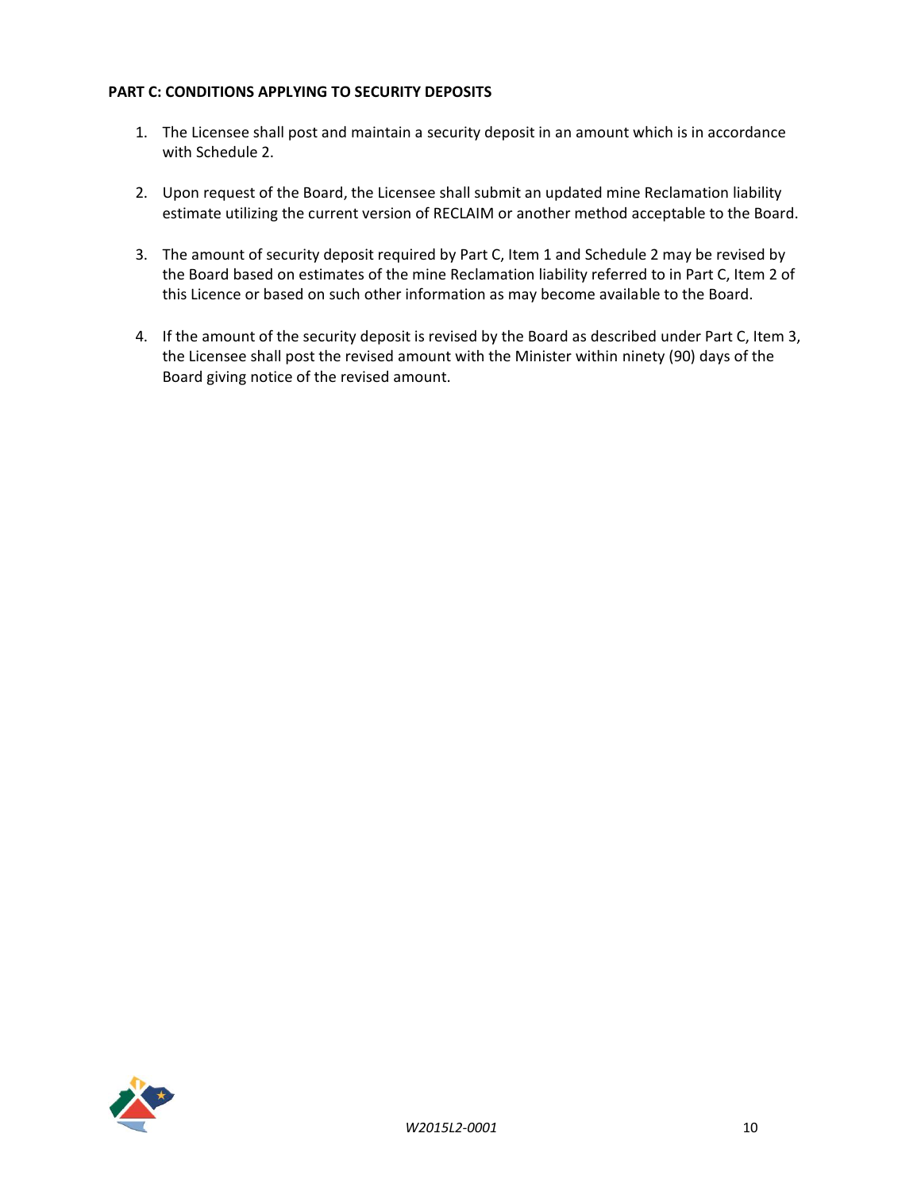**PART C: CONDITIONS APPLYING TO SECURITY DEPOSITS**

1. The Licensee shall post and maintain a security deposit in an amount which is in accordance with Schedule 2.

2. Upon request of the Board, the Licensee shall submit an updated mine Reclamation liability estimate utilizing the current version of RECLAIM or another method acceptable to the Board.

3. The amount of security deposit required by Part C, Item 1 and Schedule 2 may be revised by the Board based on estimates of the mine Reclamation liability referred to in Part C, Item 2 of this Licence or based on such other information as may become available to the Board.

4. If the amount of the security deposit is revised by the Board as described under Part C, Item 3, the Licensee shall post the revised amount with the Minister within ninety (90) days of the Board giving notice of the revised amount.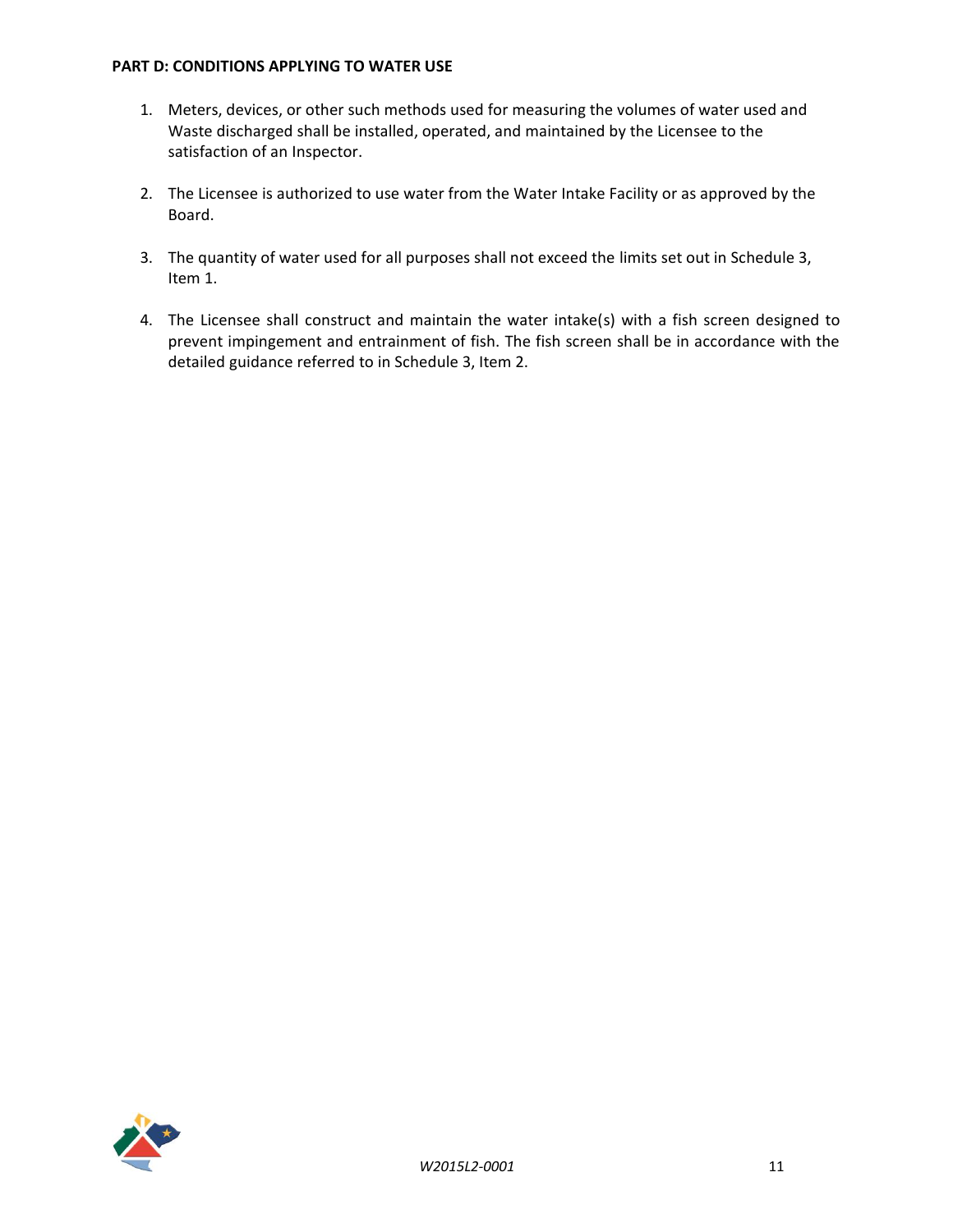**PART D: CONDITIONS APPLYING TO WATER USE**

1. Meters, devices, or other such methods used for measuring the volumes of water used and Waste discharged shall be installed, operated, and maintained by the Licensee to the satisfaction of an Inspector.

2. The Licensee is authorized to use water from the Water Intake Facility or as approved by the Board.

3. The quantity of water used for all purposes shall not exceed the limits set out in Schedule 3, Item 1.

4. The Licensee shall construct and maintain the water intake(s) with a fish screen designed to prevent impingement and entrainment of fish. The fish screen shall be in accordance with the detailed guidance referred to in Schedule 3, Item 2.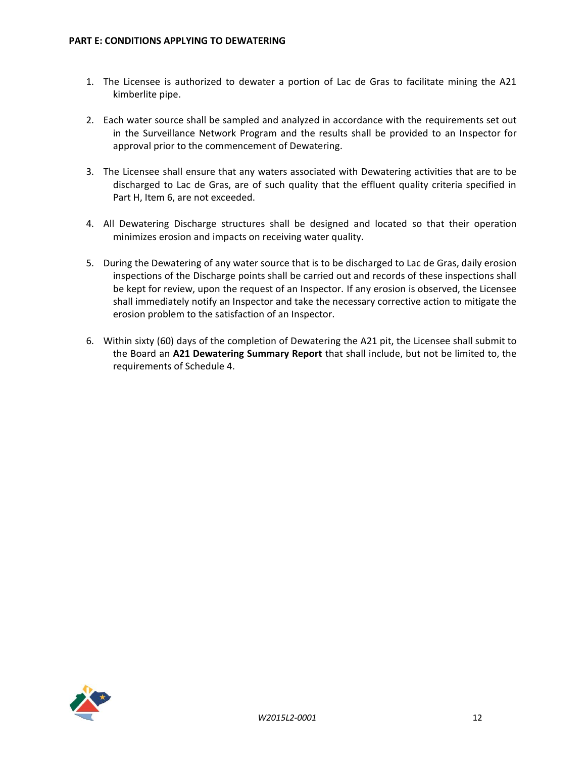## PART E: CONDITIONS APPLYING TO DEWATERING

1. The Licensee is authorized to dewater a portion of Lac de Gras to facilitate mining the A21 kimberlite pipe.

2. Each water source shall be sampled and analyzed in accordance with the requirements set out in the Surveillance Network Program and the results shall be provided to an Inspector for approval prior to the commencement of Dewatering.

3. The Licensee shall ensure that any waters associated with Dewatering activities that are to be discharged to Lac de Gras, are of such quality that the effluent quality criteria specified in Part H, Item 6, are not exceeded.

4. All Dewatering Discharge structures shall be designed and located so that their operation minimizes erosion and impacts on receiving water quality.

5. During the Dewatering of any water source that is to be discharged to Lac de Gras, daily erosion inspections of the Discharge points shall be carried out and records of these inspections shall be kept for review, upon the request of an Inspector. If any erosion is observed, the Licensee shall immediately notify an Inspector and take the necessary corrective action to mitigate the erosion problem to the satisfaction of an Inspector.

6. Within sixty (60) days of the completion of Dewatering the A21 pit, the Licensee shall submit to the Board an **A21 Dewatering Summary Report** that shall include, but not be limited to, the requirements of Schedule 4.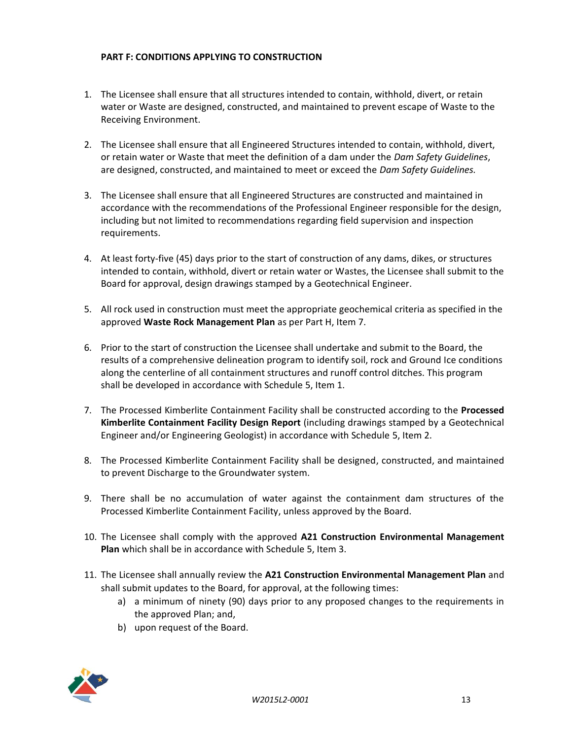**PART F: CONDITIONS APPLYING TO CONSTRUCTION**

1. The Licensee shall ensure that all structures intended to contain, withhold, divert, or retain water or Waste are designed, constructed, and maintained to prevent escape of Waste to the Receiving Environment.

2. The Licensee shall ensure that all Engineered Structures intended to contain, withhold, divert, or retain water or Waste that meet the definition of a dam under the *Dam Safety Guidelines*, are designed, constructed, and maintained to meet or exceed the *Dam Safety Guidelines.*

3. The Licensee shall ensure that all Engineered Structures are constructed and maintained in accordance with the recommendations of the Professional Engineer responsible for the design, including but not limited to recommendations regarding field supervision and inspection requirements.

4. At least forty-five (45) days prior to the start of construction of any dams, dikes, or structures intended to contain, withhold, divert or retain water or Wastes, the Licensee shall submit to the Board for approval, design drawings stamped by a Geotechnical Engineer.

5. All rock used in construction must meet the appropriate geochemical criteria as specified in the approved **Waste Rock Management Plan** as per Part H, Item 7.

6. Prior to the start of construction the Licensee shall undertake and submit to the Board, the results of a comprehensive delineation program to identify soil, rock and Ground Ice conditions along the centerline of all containment structures and runoff control ditches. This program shall be developed in accordance with Schedule 5, Item 1.

7. The Processed Kimberlite Containment Facility shall be constructed according to the **Processed Kimberlite Containment Facility Design Report** (including drawings stamped by a Geotechnical Engineer and/or Engineering Geologist) in accordance with Schedule 5, Item 2.

8. The Processed Kimberlite Containment Facility shall be designed, constructed, and maintained to prevent Discharge to the Groundwater system.

9. There shall be no accumulation of water against the containment dam structures of the Processed Kimberlite Containment Facility, unless approved by the Board.

10. The Licensee shall comply with the approved **A21 Construction Environmental Management Plan** which shall be in accordance with Schedule 5, Item 3.

11. The Licensee shall annually review the **A21 Construction Environmental Management Plan** and shall submit updates to the Board, for approval, at the following times:
    a) a minimum of ninety (90) days prior to any proposed changes to the requirements in the approved Plan; and,
    b) upon request of the Board.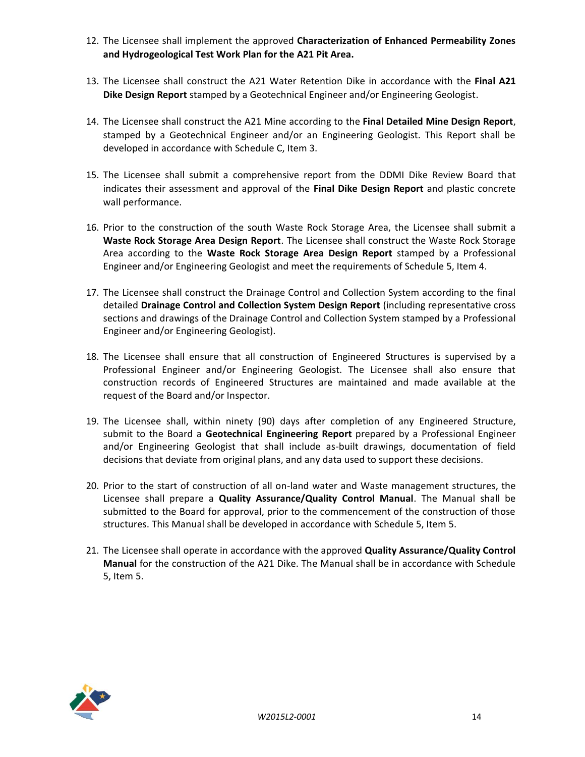12. The Licensee shall implement the approved **Characterization of Enhanced Permeability Zones and Hydrogeological Test Work Plan for the A21 Pit Area.**

13. The Licensee shall construct the A21 Water Retention Dike in accordance with the **Final A21 Dike Design Report** stamped by a Geotechnical Engineer and/or Engineering Geologist.

14. The Licensee shall construct the A21 Mine according to the **Final Detailed Mine Design Report**, stamped by a Geotechnical Engineer and/or an Engineering Geologist. This Report shall be developed in accordance with Schedule C, Item 3.

15. The Licensee shall submit a comprehensive report from the DDMI Dike Review Board that indicates their assessment and approval of the **Final Dike Design Report** and plastic concrete wall performance.

16. Prior to the construction of the south Waste Rock Storage Area, the Licensee shall submit a **Waste Rock Storage Area Design Report**. The Licensee shall construct the Waste Rock Storage Area according to the **Waste Rock Storage Area Design Report** stamped by a Professional Engineer and/or Engineering Geologist and meet the requirements of Schedule 5, Item 4.

17. The Licensee shall construct the Drainage Control and Collection System according to the final detailed **Drainage Control and Collection System Design Report** (including representative cross sections and drawings of the Drainage Control and Collection System stamped by a Professional Engineer and/or Engineering Geologist).

18. The Licensee shall ensure that all construction of Engineered Structures is supervised by a Professional Engineer and/or Engineering Geologist. The Licensee shall also ensure that construction records of Engineered Structures are maintained and made available at the request of the Board and/or Inspector.

19. The Licensee shall, within ninety (90) days after completion of any Engineered Structure, submit to the Board a **Geotechnical Engineering Report** prepared by a Professional Engineer and/or Engineering Geologist that shall include as-built drawings, documentation of field decisions that deviate from original plans, and any data used to support these decisions.

20. Prior to the start of construction of all on-land water and Waste management structures, the Licensee shall prepare a **Quality Assurance/Quality Control Manual**. The Manual shall be submitted to the Board for approval, prior to the commencement of the construction of those structures. This Manual shall be developed in accordance with Schedule 5, Item 5.

21. The Licensee shall operate in accordance with the approved **Quality Assurance/Quality Control Manual** for the construction of the A21 Dike. The Manual shall be in accordance with Schedule 5, Item 5.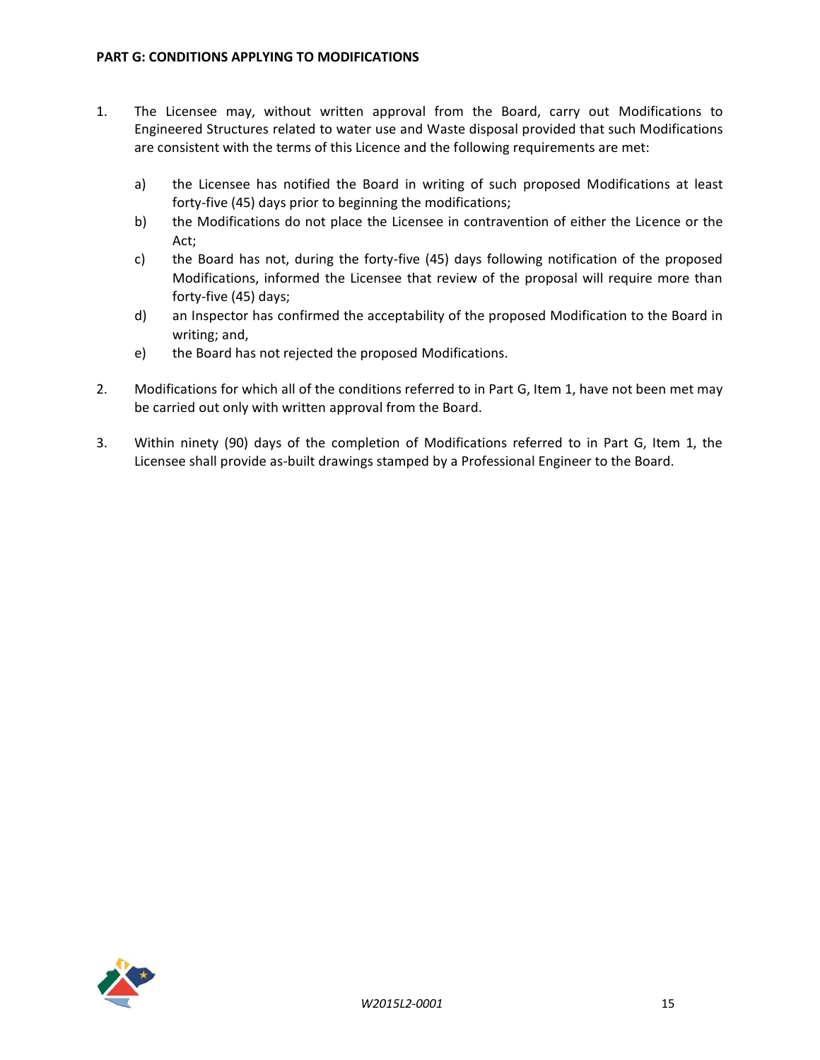**PART G: CONDITIONS APPLYING TO MODIFICATIONS**

1. The Licensee may, without written approval from the Board, carry out Modifications to Engineered Structures related to water use and Waste disposal provided that such Modifications are consistent with the terms of this Licence and the following requirements are met:

    a) the Licensee has notified the Board in writing of such proposed Modifications at least forty-five (45) days prior to beginning the modifications;
    b) the Modifications do not place the Licensee in contravention of either the Licence or the Act;
    c) the Board has not, during the forty-five (45) days following notification of the proposed Modifications, informed the Licensee that review of the proposal will require more than forty-five (45) days;
    d) an Inspector has confirmed the acceptability of the proposed Modification to the Board in writing; and,
    e) the Board has not rejected the proposed Modifications.

2. Modifications for which all of the conditions referred to in Part G, Item 1, have not been met may be carried out only with written approval from the Board.

3. Within ninety (90) days of the completion of Modifications referred to in Part G, Item 1, the Licensee shall provide as-built drawings stamped by a Professional Engineer to the Board.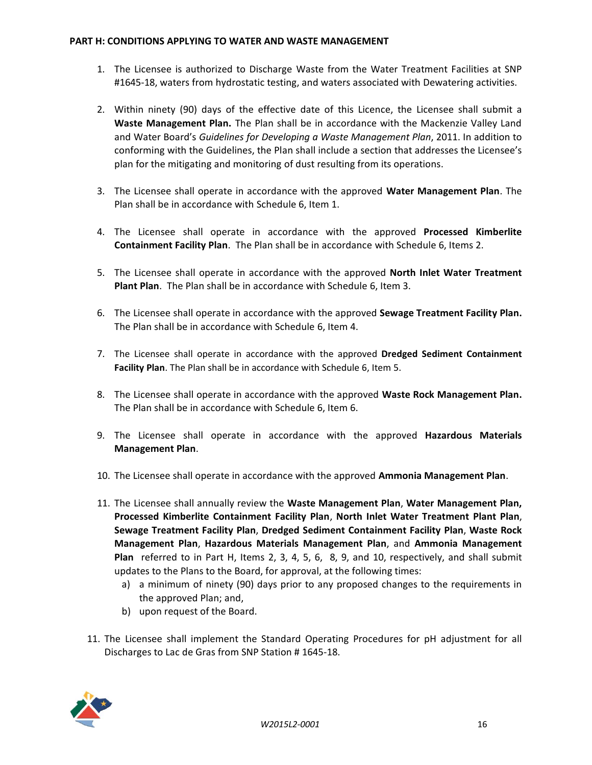**PART H: CONDITIONS APPLYING TO WATER AND WASTE MANAGEMENT**

1. The Licensee is authorized to Discharge Waste from the Water Treatment Facilities at SNP #1645-18, waters from hydrostatic testing, and waters associated with Dewatering activities.

2. Within ninety (90) days of the effective date of this Licence, the Licensee shall submit a **Waste Management Plan.** The Plan shall be in accordance with the Mackenzie Valley Land and Water Board's *Guidelines for Developing a Waste Management Plan*, 2011. In addition to conforming with the Guidelines, the Plan shall include a section that addresses the Licensee's plan for the mitigating and monitoring of dust resulting from its operations.

3. The Licensee shall operate in accordance with the approved **Water Management Plan**. The Plan shall be in accordance with Schedule 6, Item 1.

4. The Licensee shall operate in accordance with the approved **Processed Kimberlite Containment Facility Plan**. The Plan shall be in accordance with Schedule 6, Items 2.

5. The Licensee shall operate in accordance with the approved **North Inlet Water Treatment Plant Plan**. The Plan shall be in accordance with Schedule 6, Item 3.

6. The Licensee shall operate in accordance with the approved **Sewage Treatment Facility Plan.** The Plan shall be in accordance with Schedule 6, Item 4.

7. The Licensee shall operate in accordance with the approved **Dredged Sediment Containment Facility Plan**. The Plan shall be in accordance with Schedule 6, Item 5.

8. The Licensee shall operate in accordance with the approved **Waste Rock Management Plan.** The Plan shall be in accordance with Schedule 6, Item 6.

9. The Licensee shall operate in accordance with the approved **Hazardous Materials Management Plan**.

10. The Licensee shall operate in accordance with the approved **Ammonia Management Plan**.

11. The Licensee shall annually review the **Waste Management Plan**, **Water Management Plan, Processed Kimberlite Containment Facility Plan**, **North Inlet Water Treatment Plant Plan**, **Sewage Treatment Facility Plan**, **Dredged Sediment Containment Facility Plan**, **Waste Rock Management Plan**, **Hazardous Materials Management Plan**, and **Ammonia Management Plan** referred to in Part H, Items 2, 3, 4, 5, 6, 8, 9, and 10, respectively, and shall submit updates to the Plans to the Board, for approval, at the following times:
    a) a minimum of ninety (90) days prior to any proposed changes to the requirements in the approved Plan; and,
    b) upon request of the Board.

11. The Licensee shall implement the Standard Operating Procedures for pH adjustment for all Discharges to Lac de Gras from SNP Station # 1645-18.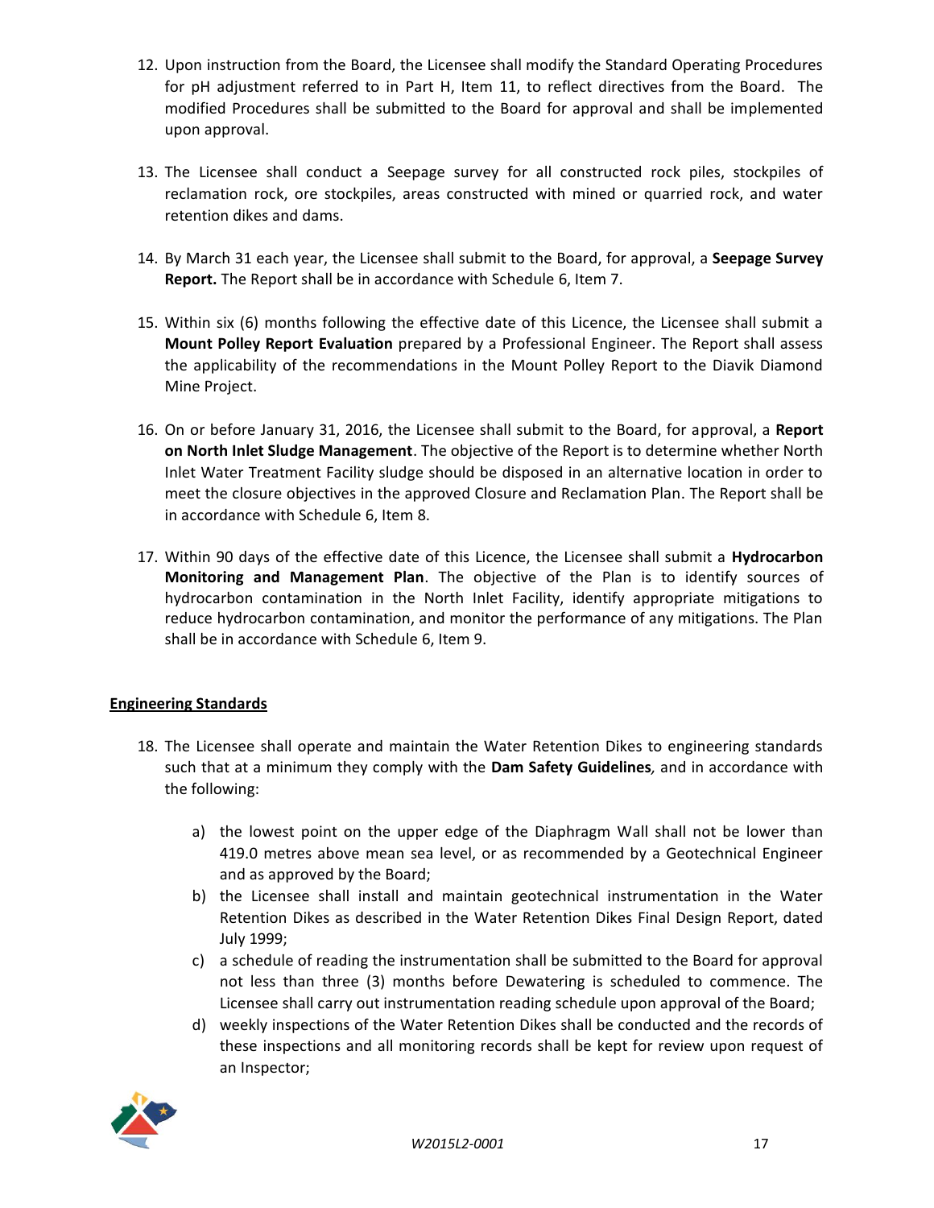12. Upon instruction from the Board, the Licensee shall modify the Standard Operating Procedures for pH adjustment referred to in Part H, Item 11, to reflect directives from the Board. The modified Procedures shall be submitted to the Board for approval and shall be implemented upon approval.

13. The Licensee shall conduct a Seepage survey for all constructed rock piles, stockpiles of reclamation rock, ore stockpiles, areas constructed with mined or quarried rock, and water retention dikes and dams.

14. By March 31 each year, the Licensee shall submit to the Board, for approval, a **Seepage Survey Report.** The Report shall be in accordance with Schedule 6, Item 7.

15. Within six (6) months following the effective date of this Licence, the Licensee shall submit a **Mount Polley Report Evaluation** prepared by a Professional Engineer. The Report shall assess the applicability of the recommendations in the Mount Polley Report to the Diavik Diamond Mine Project.

16. On or before January 31, 2016, the Licensee shall submit to the Board, for approval, a **Report on North Inlet Sludge Management**. The objective of the Report is to determine whether North Inlet Water Treatment Facility sludge should be disposed in an alternative location in order to meet the closure objectives in the approved Closure and Reclamation Plan. The Report shall be in accordance with Schedule 6, Item 8.

17. Within 90 days of the effective date of this Licence, the Licensee shall submit a **Hydrocarbon Monitoring and Management Plan**. The objective of the Plan is to identify sources of hydrocarbon contamination in the North Inlet Facility, identify appropriate mitigations to reduce hydrocarbon contamination, and monitor the performance of any mitigations. The Plan shall be in accordance with Schedule 6, Item 9.

**Engineering Standards**

18. The Licensee shall operate and maintain the Water Retention Dikes to engineering standards such that at a minimum they comply with the **Dam Safety Guidelines***,* and in accordance with the following:

    a) the lowest point on the upper edge of the Diaphragm Wall shall not be lower than 419.0 metres above mean sea level, or as recommended by a Geotechnical Engineer and as approved by the Board;
    b) the Licensee shall install and maintain geotechnical instrumentation in the Water Retention Dikes as described in the Water Retention Dikes Final Design Report, dated July 1999;
    c) a schedule of reading the instrumentation shall be submitted to the Board for approval not less than three (3) months before Dewatering is scheduled to commence. The Licensee shall carry out instrumentation reading schedule upon approval of the Board;
    d) weekly inspections of the Water Retention Dikes shall be conducted and the records of these inspections and all monitoring records shall be kept for review upon request of an Inspector;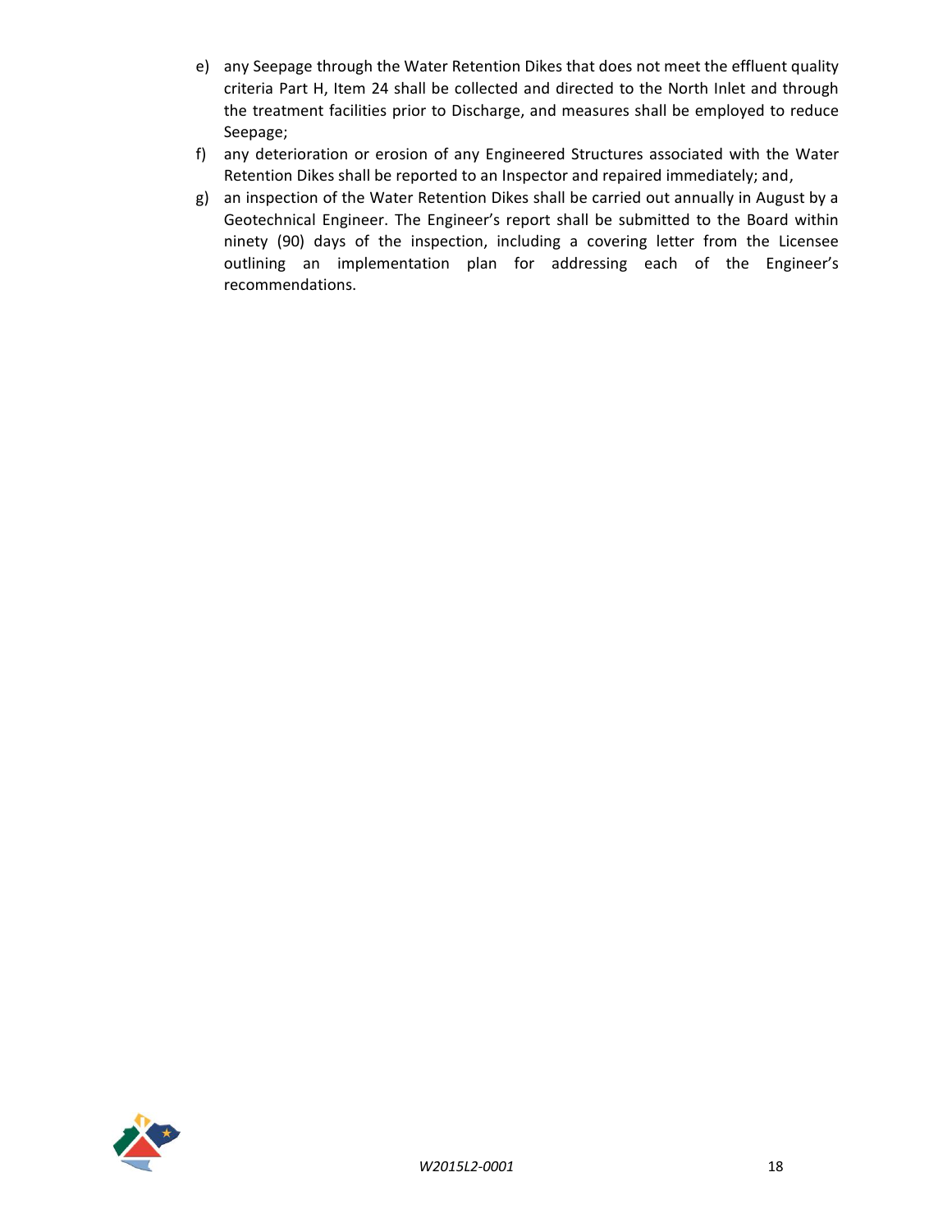e) any Seepage through the Water Retention Dikes that does not meet the effluent quality criteria Part H, Item 24 shall be collected and directed to the North Inlet and through the treatment facilities prior to Discharge, and measures shall be employed to reduce Seepage;
f) any deterioration or erosion of any Engineered Structures associated with the Water Retention Dikes shall be reported to an Inspector and repaired immediately; and,
g) an inspection of the Water Retention Dikes shall be carried out annually in August by a Geotechnical Engineer. The Engineer's report shall be submitted to the Board within ninety (90) days of the inspection, including a covering letter from the Licensee outlining an implementation plan for addressing each of the Engineer's recommendations.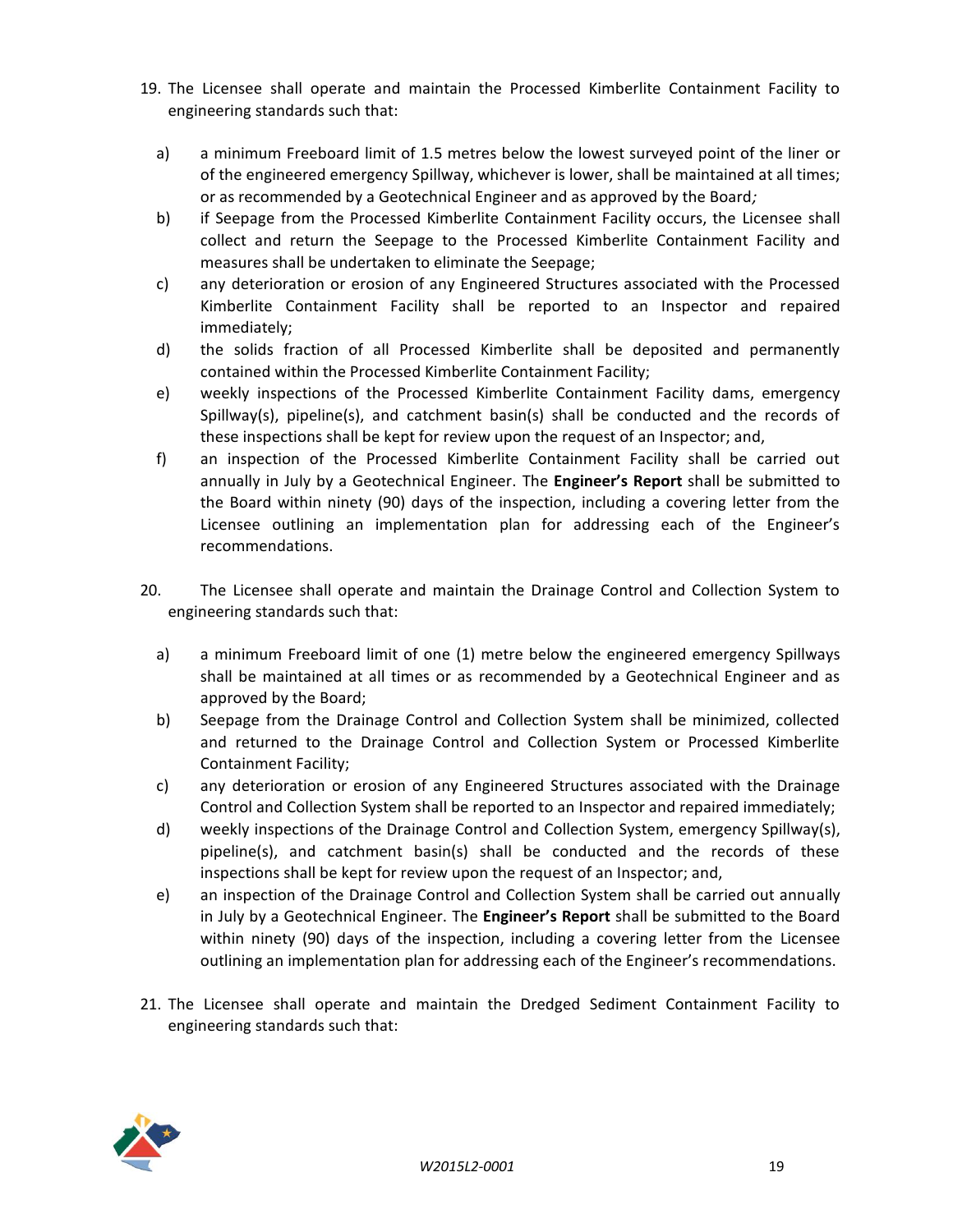19. The Licensee shall operate and maintain the Processed Kimberlite Containment Facility to engineering standards such that:

    a) a minimum Freeboard limit of 1.5 metres below the lowest surveyed point of the liner or of the engineered emergency Spillway, whichever is lower, shall be maintained at all times; or as recommended by a Geotechnical Engineer and as approved by the Board*;*
    b) if Seepage from the Processed Kimberlite Containment Facility occurs, the Licensee shall collect and return the Seepage to the Processed Kimberlite Containment Facility and measures shall be undertaken to eliminate the Seepage;
    c) any deterioration or erosion of any Engineered Structures associated with the Processed Kimberlite Containment Facility shall be reported to an Inspector and repaired immediately;
    d) the solids fraction of all Processed Kimberlite shall be deposited and permanently contained within the Processed Kimberlite Containment Facility;
    e) weekly inspections of the Processed Kimberlite Containment Facility dams, emergency Spillway(s), pipeline(s), and catchment basin(s) shall be conducted and the records of these inspections shall be kept for review upon the request of an Inspector; and,
    f) an inspection of the Processed Kimberlite Containment Facility shall be carried out annually in July by a Geotechnical Engineer. The **Engineer's Report** shall be submitted to the Board within ninety (90) days of the inspection, including a covering letter from the Licensee outlining an implementation plan for addressing each of the Engineer's recommendations.

20. The Licensee shall operate and maintain the Drainage Control and Collection System to engineering standards such that:

    a) a minimum Freeboard limit of one (1) metre below the engineered emergency Spillways shall be maintained at all times or as recommended by a Geotechnical Engineer and as approved by the Board;
    b) Seepage from the Drainage Control and Collection System shall be minimized, collected and returned to the Drainage Control and Collection System or Processed Kimberlite Containment Facility;
    c) any deterioration or erosion of any Engineered Structures associated with the Drainage Control and Collection System shall be reported to an Inspector and repaired immediately;
    d) weekly inspections of the Drainage Control and Collection System, emergency Spillway(s), pipeline(s), and catchment basin(s) shall be conducted and the records of these inspections shall be kept for review upon the request of an Inspector; and,
    e) an inspection of the Drainage Control and Collection System shall be carried out annually in July by a Geotechnical Engineer. The **Engineer's Report** shall be submitted to the Board within ninety (90) days of the inspection, including a covering letter from the Licensee outlining an implementation plan for addressing each of the Engineer's recommendations.

21. The Licensee shall operate and maintain the Dredged Sediment Containment Facility to engineering standards such that: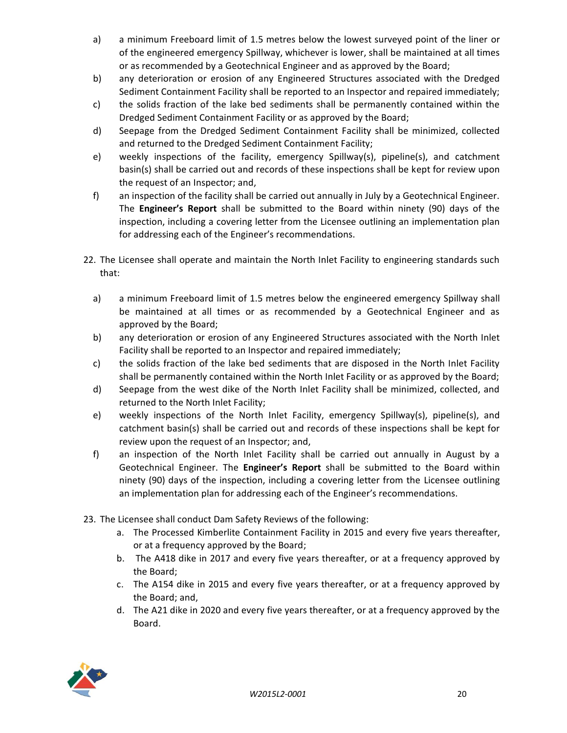a) a minimum Freeboard limit of 1.5 metres below the lowest surveyed point of the liner or of the engineered emergency Spillway, whichever is lower, shall be maintained at all times or as recommended by a Geotechnical Engineer and as approved by the Board;

b) any deterioration or erosion of any Engineered Structures associated with the Dredged Sediment Containment Facility shall be reported to an Inspector and repaired immediately;

c) the solids fraction of the lake bed sediments shall be permanently contained within the Dredged Sediment Containment Facility or as approved by the Board;

d) Seepage from the Dredged Sediment Containment Facility shall be minimized, collected and returned to the Dredged Sediment Containment Facility;

e) weekly inspections of the facility, emergency Spillway(s), pipeline(s), and catchment basin(s) shall be carried out and records of these inspections shall be kept for review upon the request of an Inspector; and,

f) an inspection of the facility shall be carried out annually in July by a Geotechnical Engineer. The **Engineer's Report** shall be submitted to the Board within ninety (90) days of the inspection, including a covering letter from the Licensee outlining an implementation plan for addressing each of the Engineer's recommendations.

22. The Licensee shall operate and maintain the North Inlet Facility to engineering standards such that:

a) a minimum Freeboard limit of 1.5 metres below the engineered emergency Spillway shall be maintained at all times or as recommended by a Geotechnical Engineer and as approved by the Board;

b) any deterioration or erosion of any Engineered Structures associated with the North Inlet Facility shall be reported to an Inspector and repaired immediately;

c) the solids fraction of the lake bed sediments that are disposed in the North Inlet Facility shall be permanently contained within the North Inlet Facility or as approved by the Board;

d) Seepage from the west dike of the North Inlet Facility shall be minimized, collected, and returned to the North Inlet Facility;

e) weekly inspections of the North Inlet Facility, emergency Spillway(s), pipeline(s), and catchment basin(s) shall be carried out and records of these inspections shall be kept for review upon the request of an Inspector; and,

f) an inspection of the North Inlet Facility shall be carried out annually in August by a Geotechnical Engineer. The **Engineer's Report** shall be submitted to the Board within ninety (90) days of the inspection, including a covering letter from the Licensee outlining an implementation plan for addressing each of the Engineer's recommendations.

23. The Licensee shall conduct Dam Safety Reviews of the following:

   a. The Processed Kimberlite Containment Facility in 2015 and every five years thereafter, or at a frequency approved by the Board;
   b. The A418 dike in 2017 and every five years thereafter, or at a frequency approved by the Board;
   c. The A154 dike in 2015 and every five years thereafter, or at a frequency approved by the Board; and,
   d. The A21 dike in 2020 and every five years thereafter, or at a frequency approved by the Board.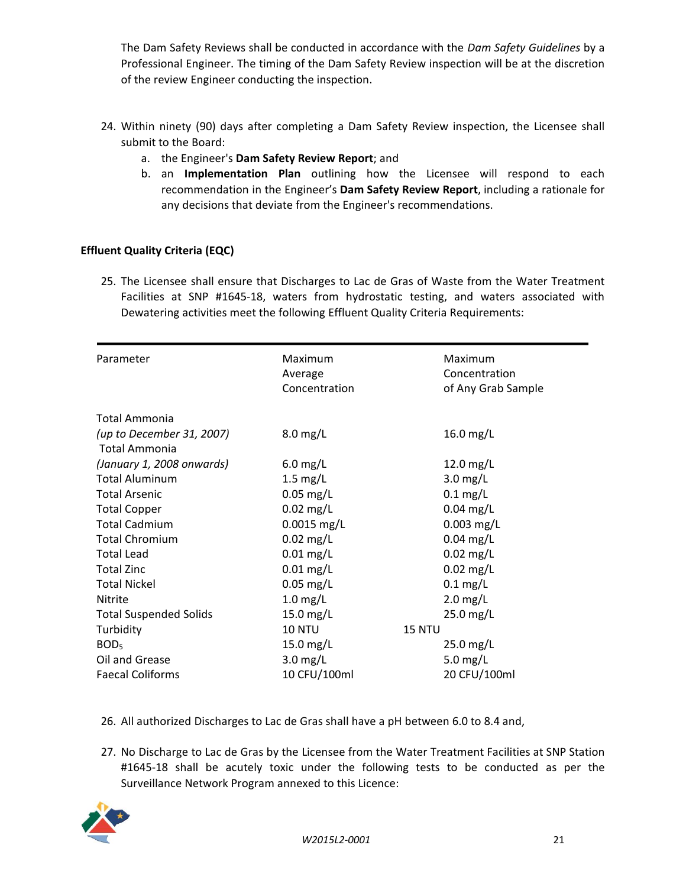The Dam Safety Reviews shall be conducted in accordance with the *Dam Safety Guidelines* by a Professional Engineer. The timing of the Dam Safety Review inspection will be at the discretion of the review Engineer conducting the inspection.

24. Within ninety (90) days after completing a Dam Safety Review inspection, the Licensee shall submit to the Board:
    a. the Engineer's **Dam Safety Review Report**; and
    b. an **Implementation Plan** outlining how the Licensee will respond to each recommendation in the Engineer's **Dam Safety Review Report**, including a rationale for any decisions that deviate from the Engineer's recommendations.

**Effluent Quality Criteria (EQC)**

25. The Licensee shall ensure that Discharges to Lac de Gras of Waste from the Water Treatment Facilities at SNP #1645-18, waters from hydrostatic testing, and waters associated with Dewatering activities meet the following Effluent Quality Criteria Requirements:

| Parameter | Maximum Average Concentration | Maximum Concentration of Any Grab Sample |
|---|---|---|
| Total Ammonia *(up to December 31, 2007)* | 8.0 mg/L | 16.0 mg/L |
| Total Ammonia *(January 1, 2008 onwards)* | 6.0 mg/L | 12.0 mg/L |
| Total Aluminum | 1.5 mg/L | 3.0 mg/L |
| Total Arsenic | 0.05 mg/L | 0.1 mg/L |
| Total Copper | 0.02 mg/L | 0.04 mg/L |
| Total Cadmium | 0.0015 mg/L | 0.003 mg/L |
| Total Chromium | 0.02 mg/L | 0.04 mg/L |
| Total Lead | 0.01 mg/L | 0.02 mg/L |
| Total Zinc | 0.01 mg/L | 0.02 mg/L |
| Total Nickel | 0.05 mg/L | 0.1 mg/L |
| Nitrite | 1.0 mg/L | 2.0 mg/L |
| Total Suspended Solids | 15.0 mg/L | 25.0 mg/L |
| Turbidity | 10 NTU | 15 NTU |
| $BOD_5$ | 15.0 mg/L | 25.0 mg/L |
| Oil and Grease | 3.0 mg/L | 5.0 mg/L |
| Faecal Coliforms | 10 CFU/100ml | 20 CFU/100ml |

26. All authorized Discharges to Lac de Gras shall have a pH between 6.0 to 8.4 and,

27. No Discharge to Lac de Gras by the Licensee from the Water Treatment Facilities at SNP Station #1645-18 shall be acutely toxic under the following tests to be conducted as per the Surveillance Network Program annexed to this Licence: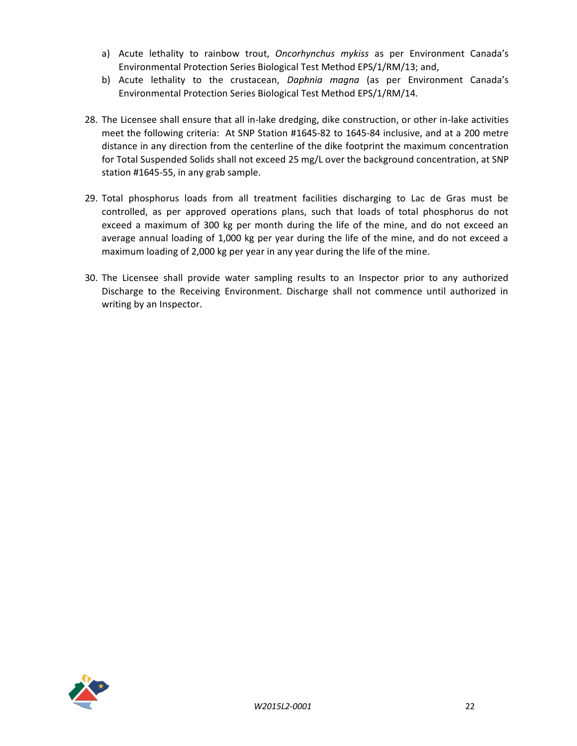a) Acute lethality to rainbow trout, *Oncorhynchus mykiss* as per Environment Canada's Environmental Protection Series Biological Test Method EPS/1/RM/13; and,
b) Acute lethality to the crustacean, *Daphnia magna* (as per Environment Canada's Environmental Protection Series Biological Test Method EPS/1/RM/14.

28. The Licensee shall ensure that all in-lake dredging, dike construction, or other in-lake activities meet the following criteria: At SNP Station #1645-82 to 1645-84 inclusive, and at a 200 metre distance in any direction from the centerline of the dike footprint the maximum concentration for Total Suspended Solids shall not exceed 25 mg/L over the background concentration, at SNP station #1645-55, in any grab sample.

29. Total phosphorus loads from all treatment facilities discharging to Lac de Gras must be controlled, as per approved operations plans, such that loads of total phosphorus do not exceed a maximum of 300 kg per month during the life of the mine, and do not exceed an average annual loading of 1,000 kg per year during the life of the mine, and do not exceed a maximum loading of 2,000 kg per year in any year during the life of the mine.

30. The Licensee shall provide water sampling results to an Inspector prior to any authorized Discharge to the Receiving Environment. Discharge shall not commence until authorized in writing by an Inspector.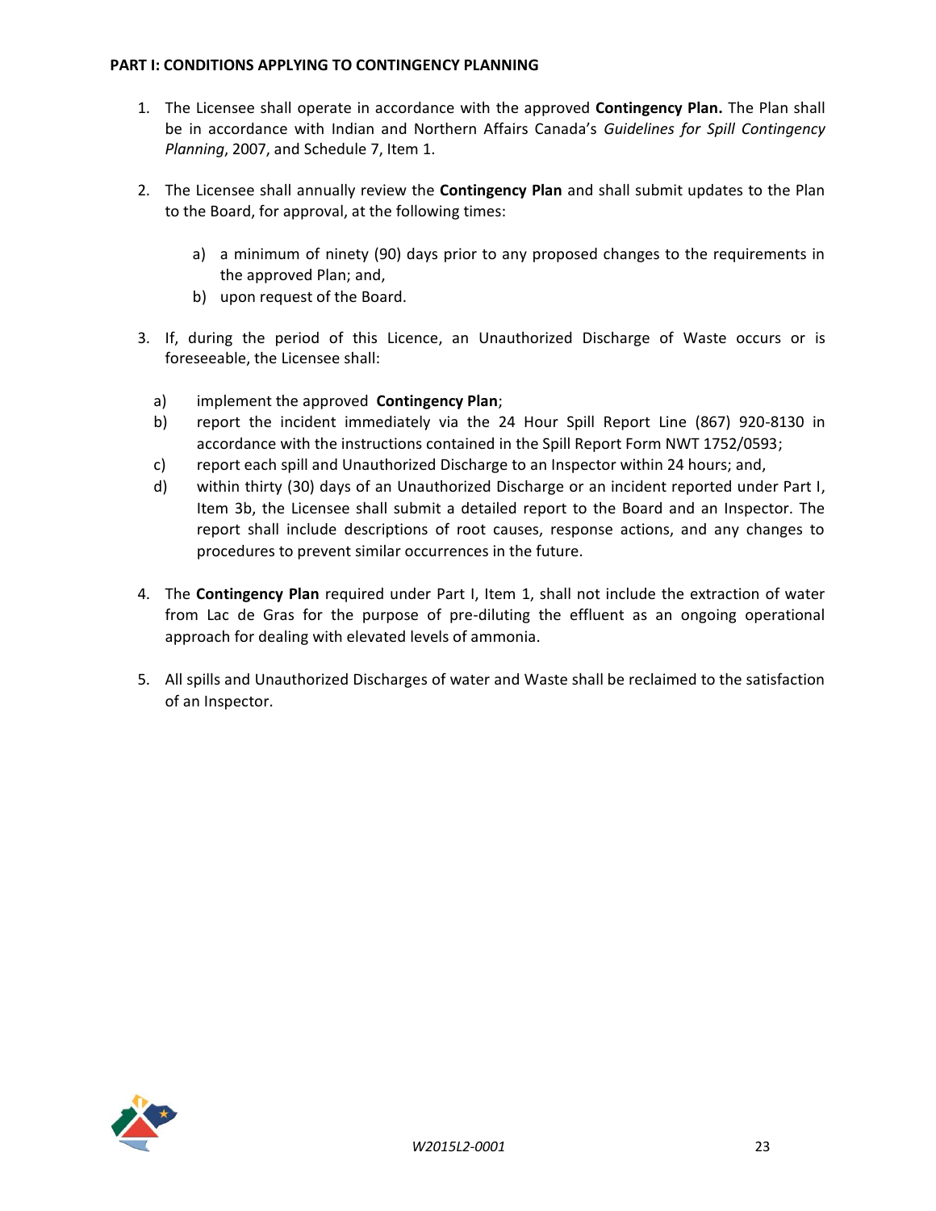**PART I: CONDITIONS APPLYING TO CONTINGENCY PLANNING**

1. The Licensee shall operate in accordance with the approved **Contingency Plan.** The Plan shall be in accordance with Indian and Northern Affairs Canada's *Guidelines for Spill Contingency Planning*, 2007, and Schedule 7, Item 1.

2. The Licensee shall annually review the **Contingency Plan** and shall submit updates to the Plan to the Board, for approval, at the following times:

   a) a minimum of ninety (90) days prior to any proposed changes to the requirements in the approved Plan; and,
   
   b) upon request of the Board.

3. If, during the period of this Licence, an Unauthorized Discharge of Waste occurs or is foreseeable, the Licensee shall:

   a) implement the approved **Contingency Plan**;
   
   b) report the incident immediately via the 24 Hour Spill Report Line (867) 920-8130 in accordance with the instructions contained in the Spill Report Form NWT 1752/0593;
   
   c) report each spill and Unauthorized Discharge to an Inspector within 24 hours; and,
   
   d) within thirty (30) days of an Unauthorized Discharge or an incident reported under Part I, Item 3b, the Licensee shall submit a detailed report to the Board and an Inspector. The report shall include descriptions of root causes, response actions, and any changes to procedures to prevent similar occurrences in the future.

4. The **Contingency Plan** required under Part I, Item 1, shall not include the extraction of water from Lac de Gras for the purpose of pre-diluting the effluent as an ongoing operational approach for dealing with elevated levels of ammonia.

5. All spills and Unauthorized Discharges of water and Waste shall be reclaimed to the satisfaction of an Inspector.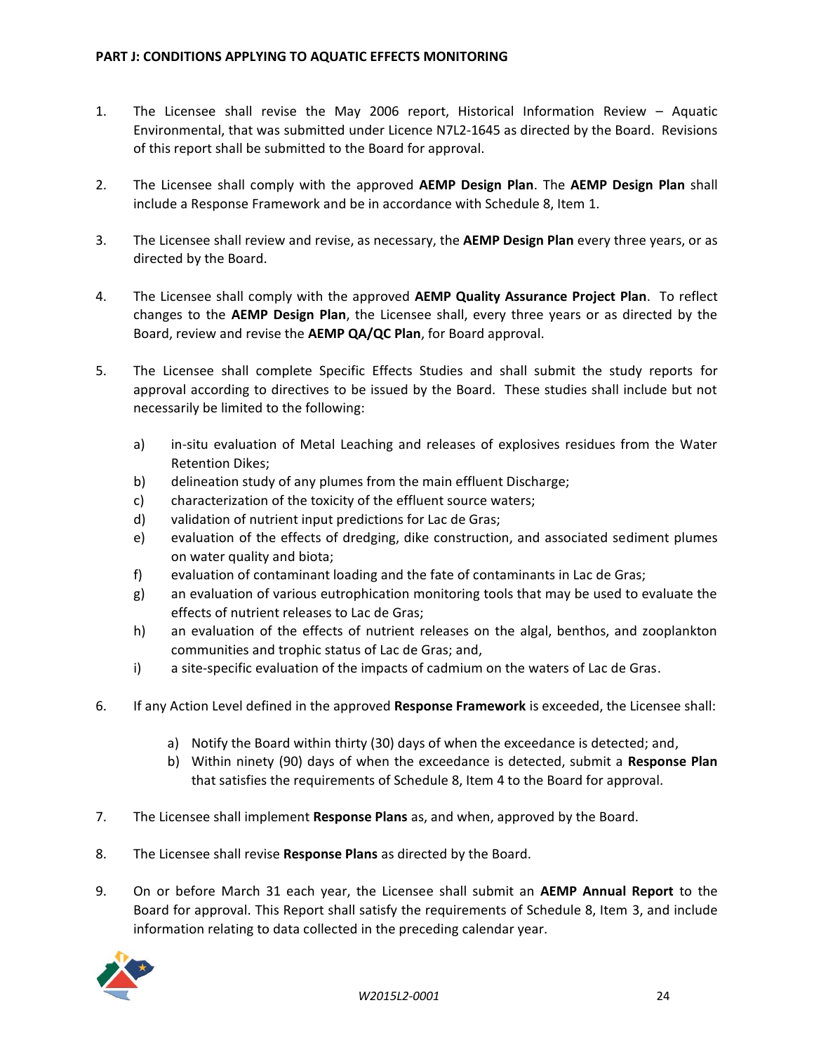**PART J: CONDITIONS APPLYING TO AQUATIC EFFECTS MONITORING**

1. The Licensee shall revise the May 2006 report, Historical Information Review – Aquatic Environmental, that was submitted under Licence N7L2-1645 as directed by the Board. Revisions of this report shall be submitted to the Board for approval.

2. The Licensee shall comply with the approved **AEMP Design Plan**. The **AEMP Design Plan** shall include a Response Framework and be in accordance with Schedule 8, Item 1.

3. The Licensee shall review and revise, as necessary, the **AEMP Design Plan** every three years, or as directed by the Board.

4. The Licensee shall comply with the approved **AEMP Quality Assurance Project Plan**. To reflect changes to the **AEMP Design Plan**, the Licensee shall, every three years or as directed by the Board, review and revise the **AEMP QA/QC Plan**, for Board approval.

5. The Licensee shall complete Specific Effects Studies and shall submit the study reports for approval according to directives to be issued by the Board. These studies shall include but not necessarily be limited to the following:

   a) in-situ evaluation of Metal Leaching and releases of explosives residues from the Water Retention Dikes;
   b) delineation study of any plumes from the main effluent Discharge;
   c) characterization of the toxicity of the effluent source waters;
   d) validation of nutrient input predictions for Lac de Gras;
   e) evaluation of the effects of dredging, dike construction, and associated sediment plumes on water quality and biota;
   f) evaluation of contaminant loading and the fate of contaminants in Lac de Gras;
   g) an evaluation of various eutrophication monitoring tools that may be used to evaluate the effects of nutrient releases to Lac de Gras;
   h) an evaluation of the effects of nutrient releases on the algal, benthos, and zooplankton communities and trophic status of Lac de Gras; and,
   i) a site-specific evaluation of the impacts of cadmium on the waters of Lac de Gras.

6. If any Action Level defined in the approved **Response Framework** is exceeded, the Licensee shall:

   a) Notify the Board within thirty (30) days of when the exceedance is detected; and,
   b) Within ninety (90) days of when the exceedance is detected, submit a **Response Plan** that satisfies the requirements of Schedule 8, Item 4 to the Board for approval.

7. The Licensee shall implement **Response Plans** as, and when, approved by the Board.

8. The Licensee shall revise **Response Plans** as directed by the Board.

9. On or before March 31 each year, the Licensee shall submit an **AEMP Annual Report** to the Board for approval. This Report shall satisfy the requirements of Schedule 8, Item 3, and include information relating to data collected in the preceding calendar year.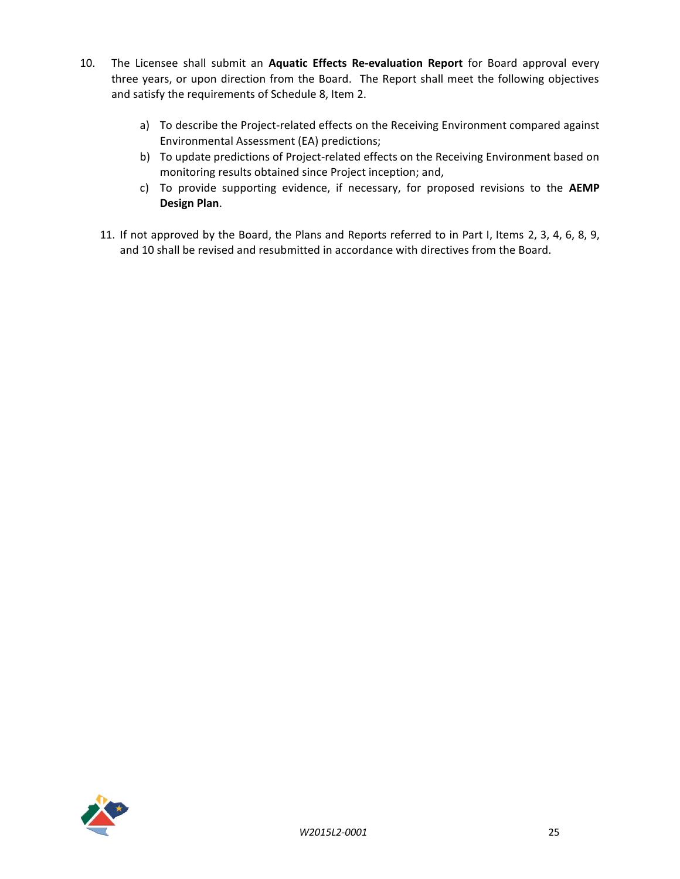10. The Licensee shall submit an **Aquatic Effects Re-evaluation Report** for Board approval every three years, or upon direction from the Board. The Report shall meet the following objectives and satisfy the requirements of Schedule 8, Item 2.

    a) To describe the Project-related effects on the Receiving Environment compared against Environmental Assessment (EA) predictions;
    b) To update predictions of Project-related effects on the Receiving Environment based on monitoring results obtained since Project inception; and,
    c) To provide supporting evidence, if necessary, for proposed revisions to the **AEMP Design Plan**.

11. If not approved by the Board, the Plans and Reports referred to in Part I, Items 2, 3, 4, 6, 8, 9, and 10 shall be revised and resubmitted in accordance with directives from the Board.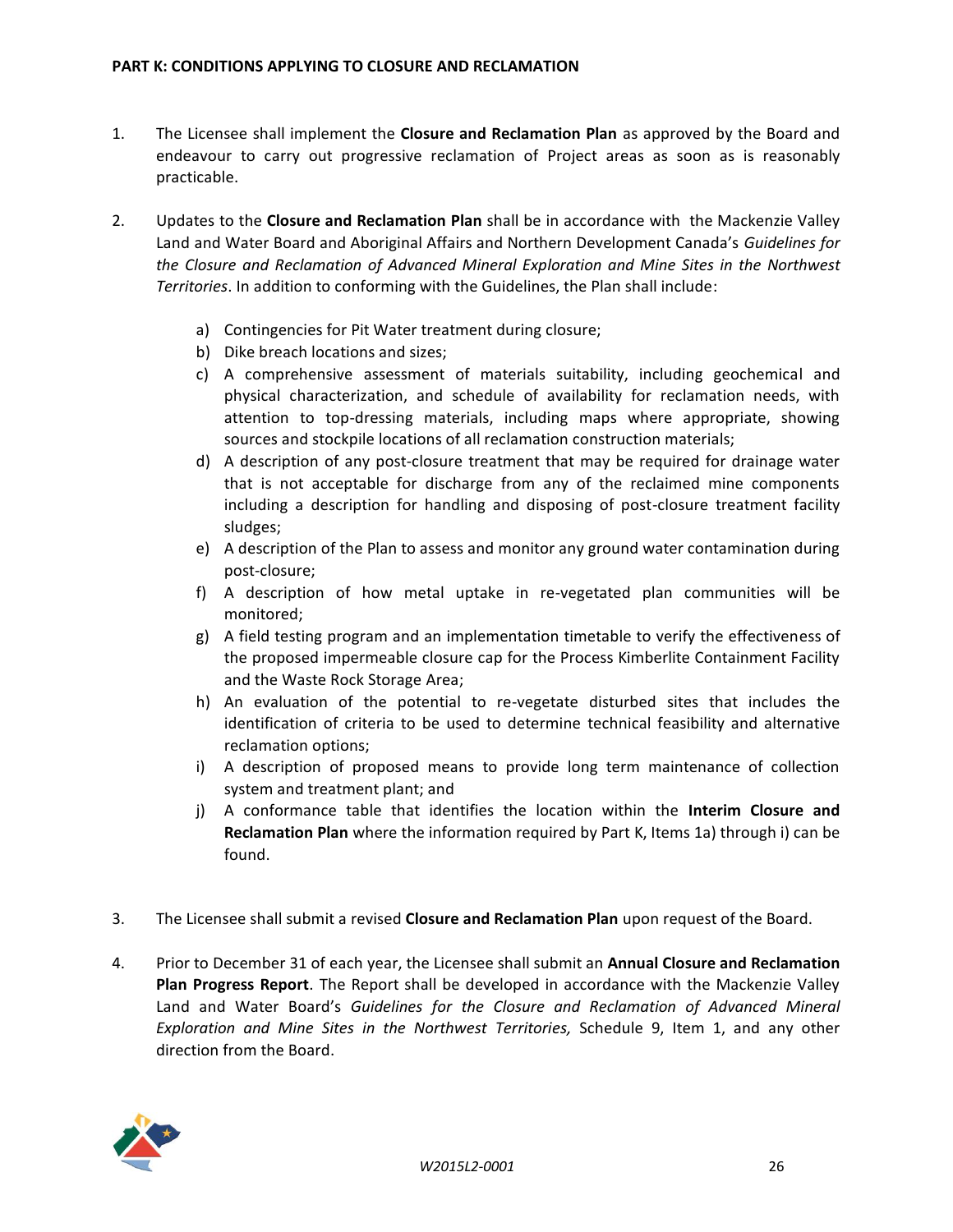**PART K: CONDITIONS APPLYING TO CLOSURE AND RECLAMATION**

1. The Licensee shall implement the **Closure and Reclamation Plan** as approved by the Board and endeavour to carry out progressive reclamation of Project areas as soon as is reasonably practicable.

2. Updates to the **Closure and Reclamation Plan** shall be in accordance with the Mackenzie Valley Land and Water Board and Aboriginal Affairs and Northern Development Canada's *Guidelines for the Closure and Reclamation of Advanced Mineral Exploration and Mine Sites in the Northwest Territories*. In addition to conforming with the Guidelines, the Plan shall include:

   a) Contingencies for Pit Water treatment during closure;
   b) Dike breach locations and sizes;
   c) A comprehensive assessment of materials suitability, including geochemical and physical characterization, and schedule of availability for reclamation needs, with attention to top-dressing materials, including maps where appropriate, showing sources and stockpile locations of all reclamation construction materials;
   d) A description of any post-closure treatment that may be required for drainage water that is not acceptable for discharge from any of the reclaimed mine components including a description for handling and disposing of post-closure treatment facility sludges;
   e) A description of the Plan to assess and monitor any ground water contamination during post-closure;
   f) A description of how metal uptake in re-vegetated plan communities will be monitored;
   g) A field testing program and an implementation timetable to verify the effectiveness of the proposed impermeable closure cap for the Process Kimberlite Containment Facility and the Waste Rock Storage Area;
   h) An evaluation of the potential to re-vegetate disturbed sites that includes the identification of criteria to be used to determine technical feasibility and alternative reclamation options;
   i) A description of proposed means to provide long term maintenance of collection system and treatment plant; and
   j) A conformance table that identifies the location within the **Interim Closure and Reclamation Plan** where the information required by Part K, Items 1a) through i) can be found.

3. The Licensee shall submit a revised **Closure and Reclamation Plan** upon request of the Board.

4. Prior to December 31 of each year, the Licensee shall submit an **Annual Closure and Reclamation Plan Progress Report**. The Report shall be developed in accordance with the Mackenzie Valley Land and Water Board's *Guidelines for the Closure and Reclamation of Advanced Mineral Exploration and Mine Sites in the Northwest Territories,* Schedule 9, Item 1, and any other direction from the Board.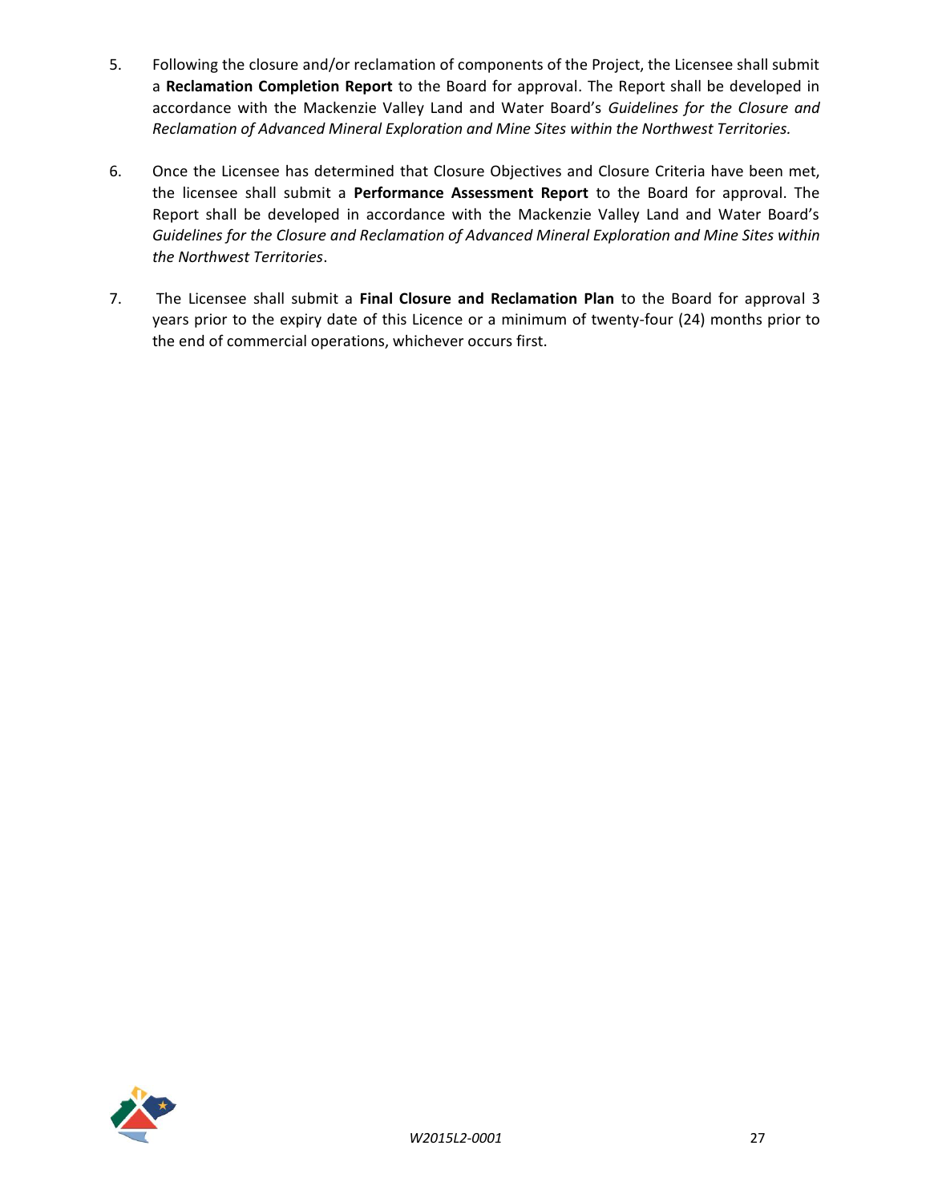5. Following the closure and/or reclamation of components of the Project, the Licensee shall submit a **Reclamation Completion Report** to the Board for approval. The Report shall be developed in accordance with the Mackenzie Valley Land and Water Board's *Guidelines for the Closure and Reclamation of Advanced Mineral Exploration and Mine Sites within the Northwest Territories.*

6. Once the Licensee has determined that Closure Objectives and Closure Criteria have been met, the licensee shall submit a **Performance Assessment Report** to the Board for approval. The Report shall be developed in accordance with the Mackenzie Valley Land and Water Board's *Guidelines for the Closure and Reclamation of Advanced Mineral Exploration and Mine Sites within the Northwest Territories*.

7. The Licensee shall submit a **Final Closure and Reclamation Plan** to the Board for approval 3 years prior to the expiry date of this Licence or a minimum of twenty-four (24) months prior to the end of commercial operations, whichever occurs first.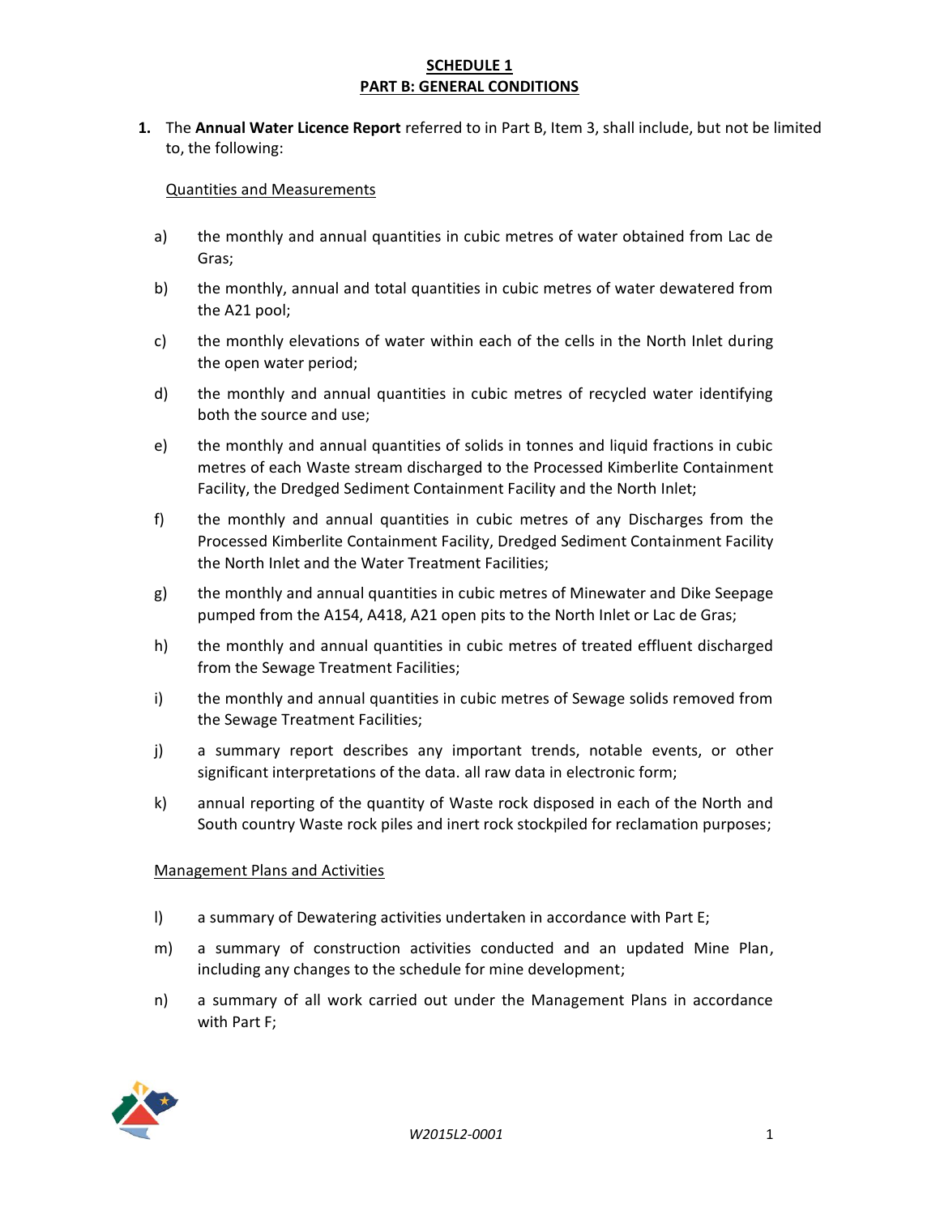**SCHEDULE 1**
**PART B: GENERAL CONDITIONS**

1. The **Annual Water Licence Report** referred to in Part B, Item 3, shall include, but not be limited to, the following:

Quantities and Measurements

a) the monthly and annual quantities in cubic metres of water obtained from Lac de Gras;

b) the monthly, annual and total quantities in cubic metres of water dewatered from the A21 pool;

c) the monthly elevations of water within each of the cells in the North Inlet during the open water period;

d) the monthly and annual quantities in cubic metres of recycled water identifying both the source and use;

e) the monthly and annual quantities of solids in tonnes and liquid fractions in cubic metres of each Waste stream discharged to the Processed Kimberlite Containment Facility, the Dredged Sediment Containment Facility and the North Inlet;

f) the monthly and annual quantities in cubic metres of any Discharges from the Processed Kimberlite Containment Facility, Dredged Sediment Containment Facility the North Inlet and the Water Treatment Facilities;

g) the monthly and annual quantities in cubic metres of Minewater and Dike Seepage pumped from the A154, A418, A21 open pits to the North Inlet or Lac de Gras;

h) the monthly and annual quantities in cubic metres of treated effluent discharged from the Sewage Treatment Facilities;

i) the monthly and annual quantities in cubic metres of Sewage solids removed from the Sewage Treatment Facilities;

j) a summary report describes any important trends, notable events, or other significant interpretations of the data. all raw data in electronic form;

k) annual reporting of the quantity of Waste rock disposed in each of the North and South country Waste rock piles and inert rock stockpiled for reclamation purposes;

Management Plans and Activities

l) a summary of Dewatering activities undertaken in accordance with Part E;

m) a summary of construction activities conducted and an updated Mine Plan, including any changes to the schedule for mine development;

n) a summary of all work carried out under the Management Plans in accordance with Part F;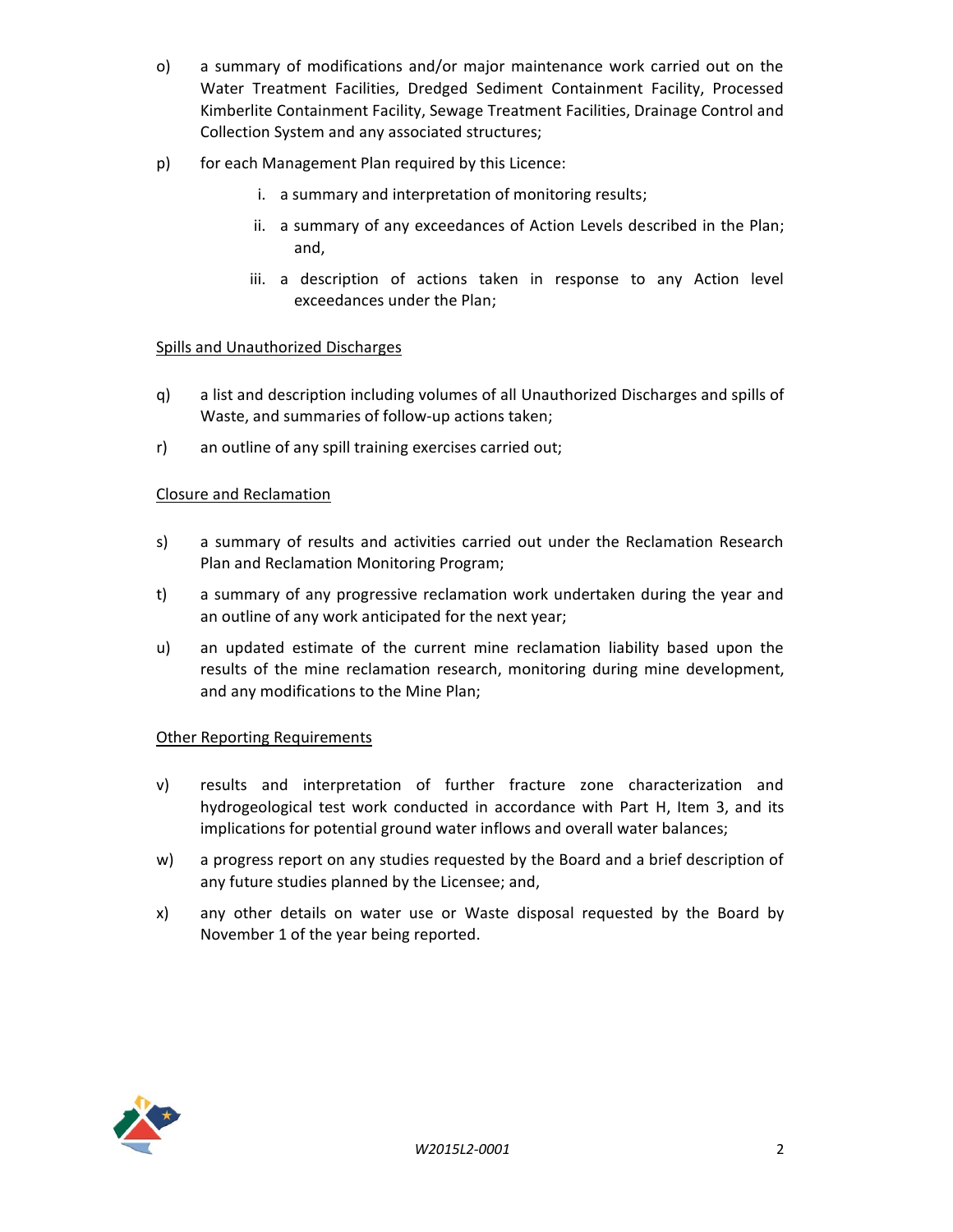o) a summary of modifications and/or major maintenance work carried out on the Water Treatment Facilities, Dredged Sediment Containment Facility, Processed Kimberlite Containment Facility, Sewage Treatment Facilities, Drainage Control and Collection System and any associated structures;

p) for each Management Plan required by this Licence:

   i. a summary and interpretation of monitoring results;

   ii. a summary of any exceedances of Action Levels described in the Plan; and,

   iii. a description of actions taken in response to any Action level exceedances under the Plan;

<u>Spills and Unauthorized Discharges</u>

q) a list and description including volumes of all Unauthorized Discharges and spills of Waste, and summaries of follow-up actions taken;

r) an outline of any spill training exercises carried out;

<u>Closure and Reclamation</u>

s) a summary of results and activities carried out under the Reclamation Research Plan and Reclamation Monitoring Program;

t) a summary of any progressive reclamation work undertaken during the year and an outline of any work anticipated for the next year;

u) an updated estimate of the current mine reclamation liability based upon the results of the mine reclamation research, monitoring during mine development, and any modifications to the Mine Plan;

<u>Other Reporting Requirements</u>

v) results and interpretation of further fracture zone characterization and hydrogeological test work conducted in accordance with Part H, Item 3, and its implications for potential ground water inflows and overall water balances;

w) a progress report on any studies requested by the Board and a brief description of any future studies planned by the Licensee; and,

x) any other details on water use or Waste disposal requested by the Board by November 1 of the year being reported.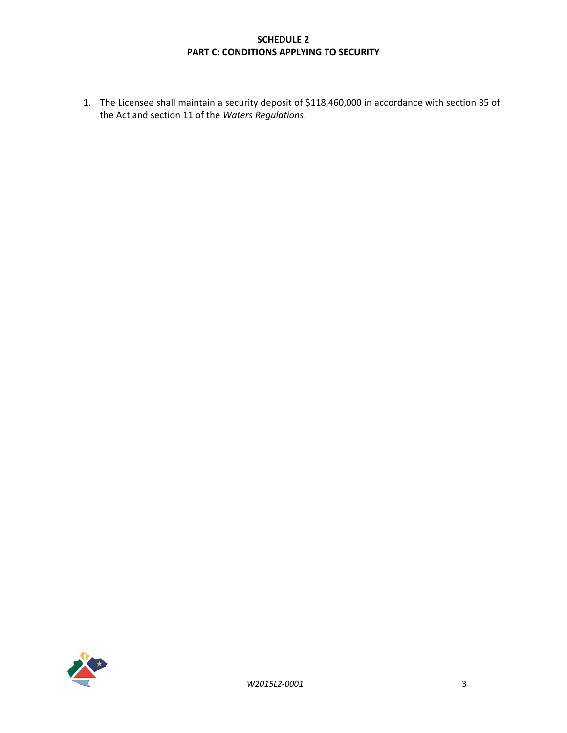## SCHEDULE 2

## PART C: CONDITIONS APPLYING TO SECURITY

1. The Licensee shall maintain a security deposit of $118,460,000 in accordance with section 35 of the Act and section 11 of the *Waters Regulations*.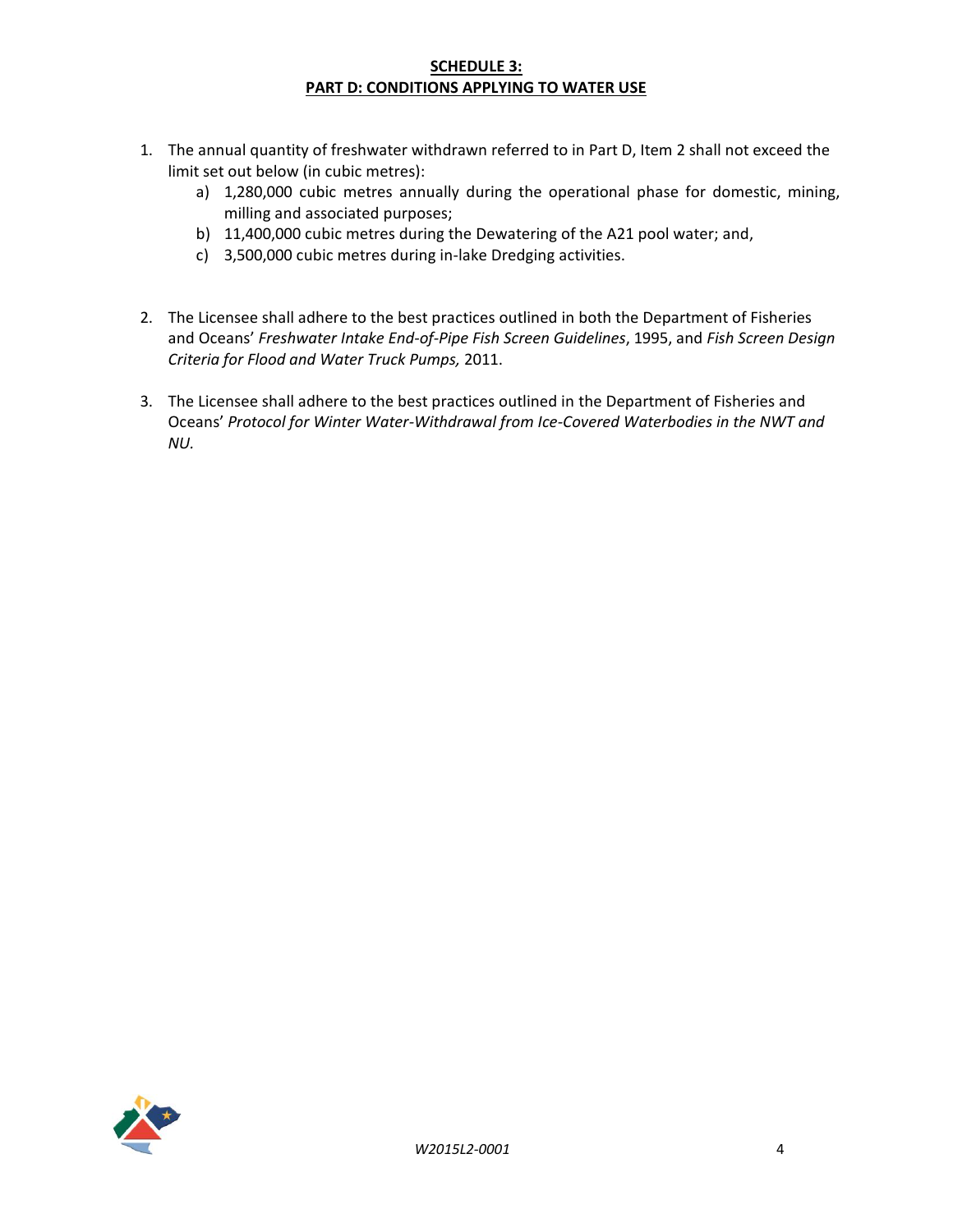**SCHEDULE 3:**
**PART D: CONDITIONS APPLYING TO WATER USE**

1. The annual quantity of freshwater withdrawn referred to in Part D, Item 2 shall not exceed the limit set out below (in cubic metres):
    a) 1,280,000 cubic metres annually during the operational phase for domestic, mining, milling and associated purposes;
    b) 11,400,000 cubic metres during the Dewatering of the A21 pool water; and,
    c) 3,500,000 cubic metres during in-lake Dredging activities.

2. The Licensee shall adhere to the best practices outlined in both the Department of Fisheries and Oceans' *Freshwater Intake End-of-Pipe Fish Screen Guidelines*, 1995, and *Fish Screen Design Criteria for Flood and Water Truck Pumps,* 2011.

3. The Licensee shall adhere to the best practices outlined in the Department of Fisheries and Oceans' *Protocol for Winter Water-Withdrawal from Ice-Covered Waterbodies in the NWT and NU.*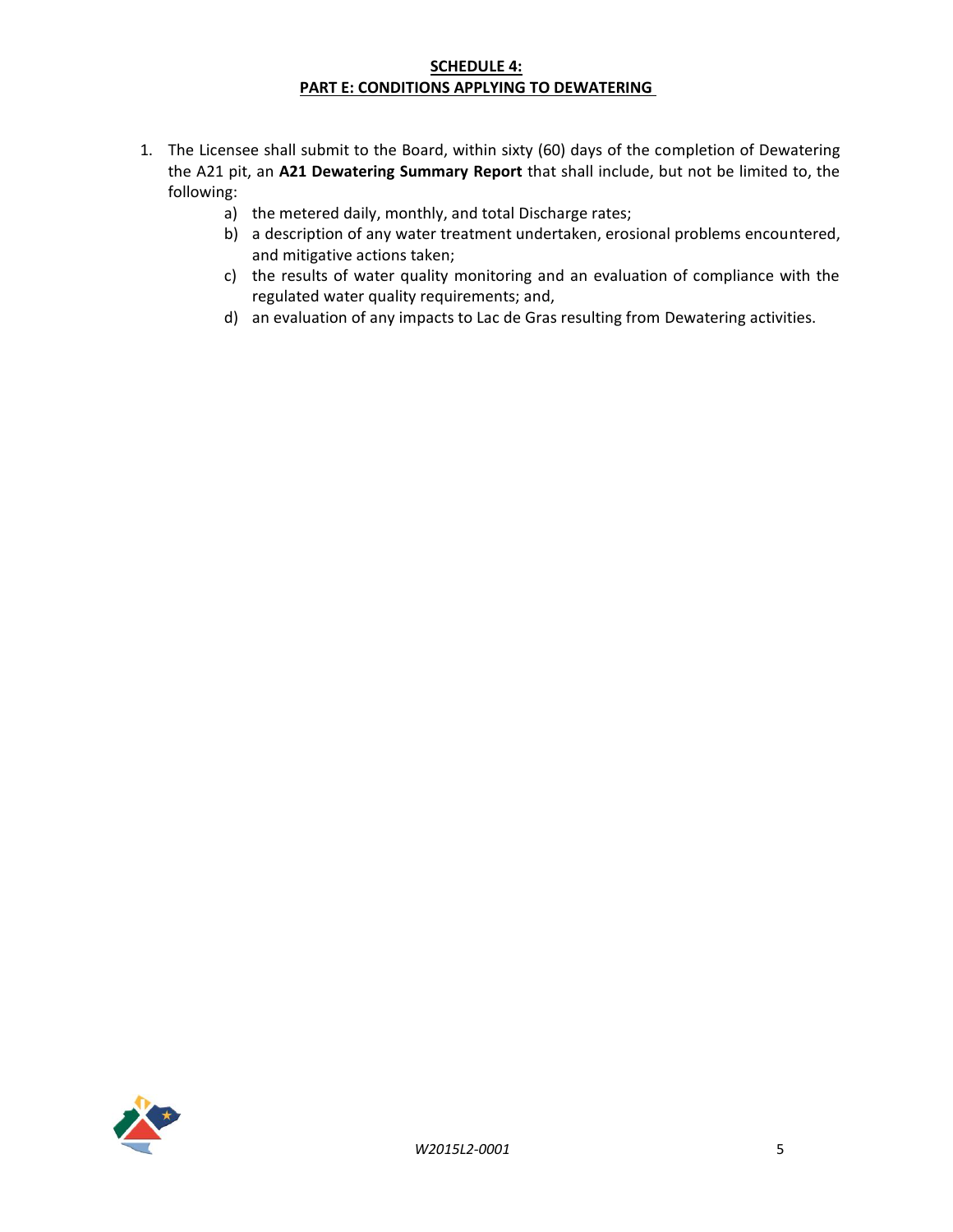**SCHEDULE 4:**
**PART E: CONDITIONS APPLYING TO DEWATERING**

1. The Licensee shall submit to the Board, within sixty (60) days of the completion of Dewatering the A21 pit, an **A21 Dewatering Summary Report** that shall include, but not be limited to, the following:
    a) the metered daily, monthly, and total Discharge rates;
    b) a description of any water treatment undertaken, erosional problems encountered, and mitigative actions taken;
    c) the results of water quality monitoring and an evaluation of compliance with the regulated water quality requirements; and,
    d) an evaluation of any impacts to Lac de Gras resulting from Dewatering activities.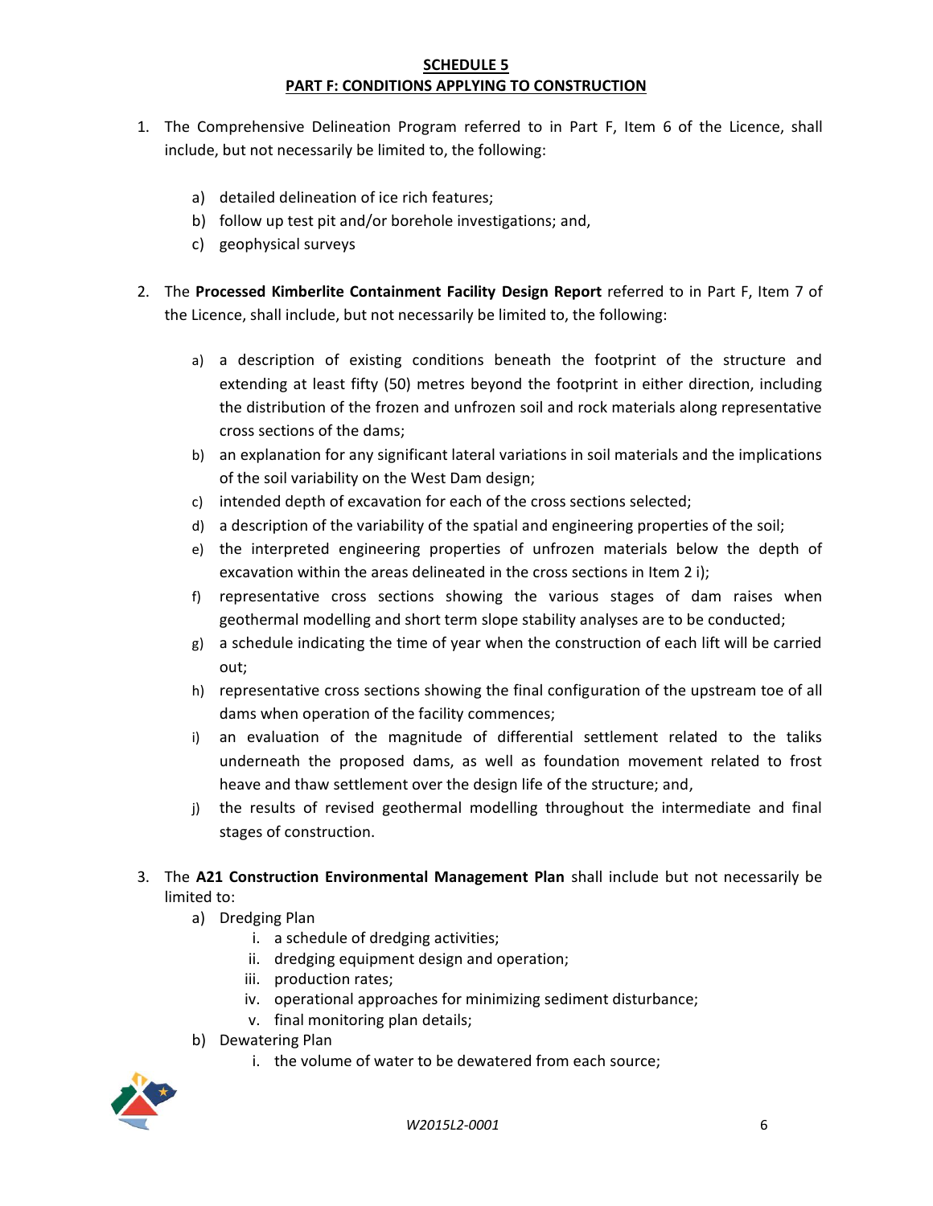## SCHEDULE 5
## PART F: CONDITIONS APPLYING TO CONSTRUCTION

1. The Comprehensive Delineation Program referred to in Part F, Item 6 of the Licence, shall include, but not necessarily be limited to, the following:

   a) detailed delineation of ice rich features;
   b) follow up test pit and/or borehole investigations; and,
   c) geophysical surveys

2. The **Processed Kimberlite Containment Facility Design Report** referred to in Part F, Item 7 of the Licence, shall include, but not necessarily be limited to, the following:

   a) a description of existing conditions beneath the footprint of the structure and extending at least fifty (50) metres beyond the footprint in either direction, including the distribution of the frozen and unfrozen soil and rock materials along representative cross sections of the dams;
   b) an explanation for any significant lateral variations in soil materials and the implications of the soil variability on the West Dam design;
   c) intended depth of excavation for each of the cross sections selected;
   d) a description of the variability of the spatial and engineering properties of the soil;
   e) the interpreted engineering properties of unfrozen materials below the depth of excavation within the areas delineated in the cross sections in Item 2 i);
   f) representative cross sections showing the various stages of dam raises when geothermal modelling and short term slope stability analyses are to be conducted;
   g) a schedule indicating the time of year when the construction of each lift will be carried out;
   h) representative cross sections showing the final configuration of the upstream toe of all dams when operation of the facility commences;
   i) an evaluation of the magnitude of differential settlement related to the taliks underneath the proposed dams, as well as foundation movement related to frost heave and thaw settlement over the design life of the structure; and,
   j) the results of revised geothermal modelling throughout the intermediate and final stages of construction.

3. The **A21 Construction Environmental Management Plan** shall include but not necessarily be limited to:
   a) Dredging Plan
      i. a schedule of dredging activities;
      ii. dredging equipment design and operation;
      iii. production rates;
      iv. operational approaches for minimizing sediment disturbance;
      v. final monitoring plan details;
   b) Dewatering Plan
      i. the volume of water to be dewatered from each source;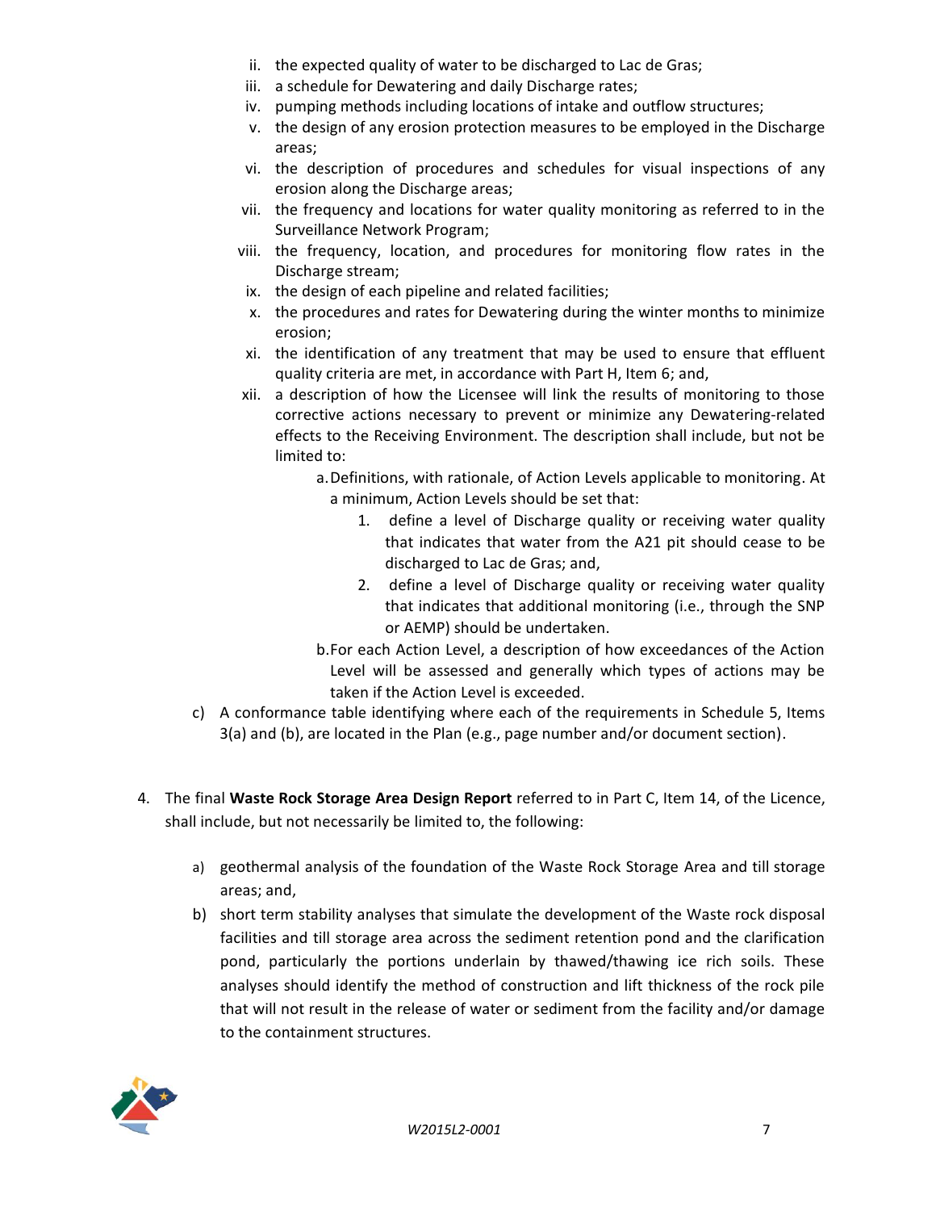ii. the expected quality of water to be discharged to Lac de Gras;
iii. a schedule for Dewatering and daily Discharge rates;
iv. pumping methods including locations of intake and outflow structures;
v. the design of any erosion protection measures to be employed in the Discharge areas;
vi. the description of procedures and schedules for visual inspections of any erosion along the Discharge areas;
vii. the frequency and locations for water quality monitoring as referred to in the Surveillance Network Program;
viii. the frequency, location, and procedures for monitoring flow rates in the Discharge stream;
ix. the design of each pipeline and related facilities;
x. the procedures and rates for Dewatering during the winter months to minimize erosion;
xi. the identification of any treatment that may be used to ensure that effluent quality criteria are met, in accordance with Part H, Item 6; and,
xii. a description of how the Licensee will link the results of monitoring to those corrective actions necessary to prevent or minimize any Dewatering-related effects to the Receiving Environment. The description shall include, but not be limited to:
   a. Definitions, with rationale, of Action Levels applicable to monitoring. At a minimum, Action Levels should be set that:
      1. define a level of Discharge quality or receiving water quality that indicates that water from the A21 pit should cease to be discharged to Lac de Gras; and,
      2. define a level of Discharge quality or receiving water quality that indicates that additional monitoring (i.e., through the SNP or AEMP) should be undertaken.
   b. For each Action Level, a description of how exceedances of the Action Level will be assessed and generally which types of actions may be taken if the Action Level is exceeded.

c) A conformance table identifying where each of the requirements in Schedule 5, Items 3(a) and (b), are located in the Plan (e.g., page number and/or document section).

4. The final **Waste Rock Storage Area Design Report** referred to in Part C, Item 14, of the Licence, shall include, but not necessarily be limited to, the following:

   a) geothermal analysis of the foundation of the Waste Rock Storage Area and till storage areas; and,

   b) short term stability analyses that simulate the development of the Waste rock disposal facilities and till storage area across the sediment retention pond and the clarification pond, particularly the portions underlain by thawed/thawing ice rich soils. These analyses should identify the method of construction and lift thickness of the rock pile that will not result in the release of water or sediment from the facility and/or damage to the containment structures.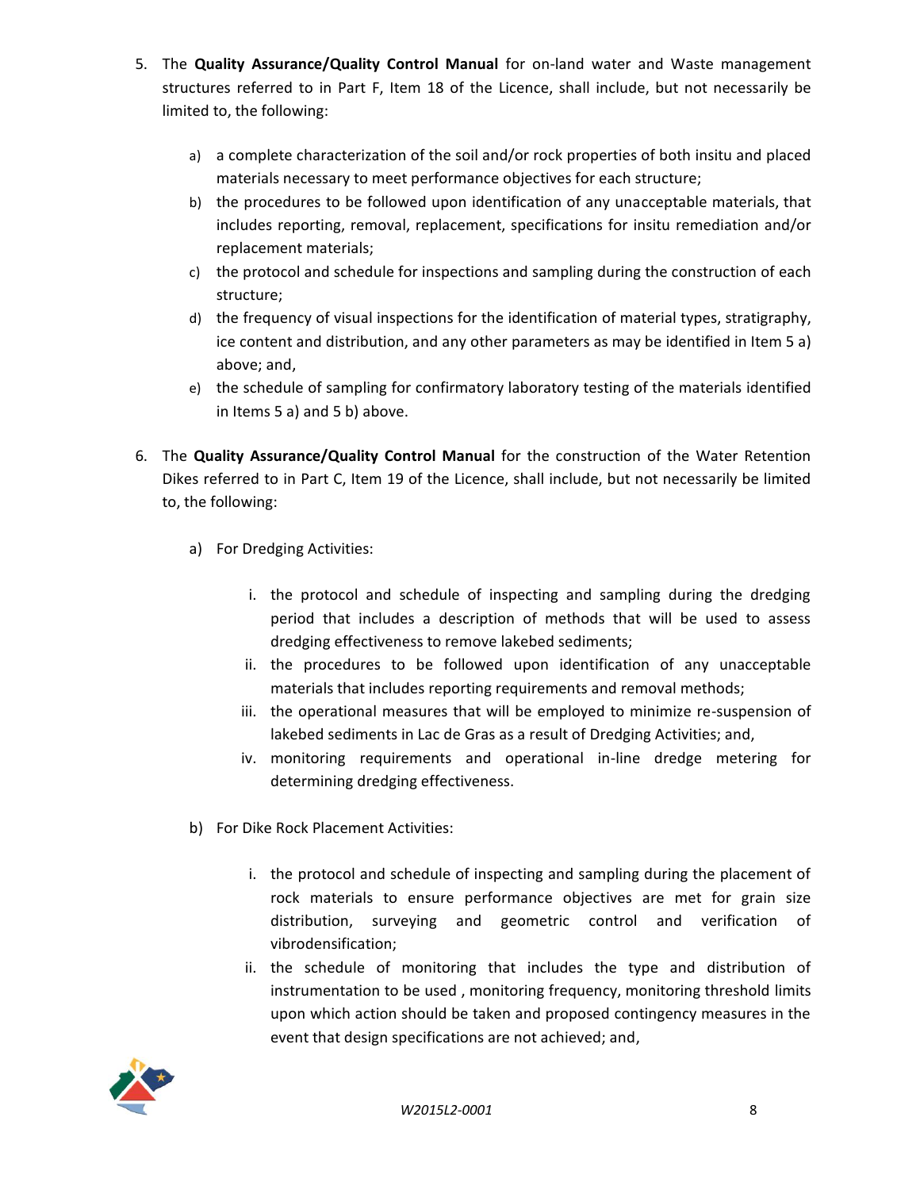5. The **Quality Assurance/Quality Control Manual** for on-land water and Waste management structures referred to in Part F, Item 18 of the Licence, shall include, but not necessarily be limited to, the following:

    a) a complete characterization of the soil and/or rock properties of both insitu and placed materials necessary to meet performance objectives for each structure;
    b) the procedures to be followed upon identification of any unacceptable materials, that includes reporting, removal, replacement, specifications for insitu remediation and/or replacement materials;
    c) the protocol and schedule for inspections and sampling during the construction of each structure;
    d) the frequency of visual inspections for the identification of material types, stratigraphy, ice content and distribution, and any other parameters as may be identified in Item 5 a) above; and,
    e) the schedule of sampling for confirmatory laboratory testing of the materials identified in Items 5 a) and 5 b) above.

6. The **Quality Assurance/Quality Control Manual** for the construction of the Water Retention Dikes referred to in Part C, Item 19 of the Licence, shall include, but not necessarily be limited to, the following:

    a) For Dredging Activities:

        i. the protocol and schedule of inspecting and sampling during the dredging period that includes a description of methods that will be used to assess dredging effectiveness to remove lakebed sediments;
        ii. the procedures to be followed upon identification of any unacceptable materials that includes reporting requirements and removal methods;
        iii. the operational measures that will be employed to minimize re-suspension of lakebed sediments in Lac de Gras as a result of Dredging Activities; and,
        iv. monitoring requirements and operational in-line dredge metering for determining dredging effectiveness.

    b) For Dike Rock Placement Activities:

        i. the protocol and schedule of inspecting and sampling during the placement of rock materials to ensure performance objectives are met for grain size distribution, surveying and geometric control and verification of vibrodensification;
        ii. the schedule of monitoring that includes the type and distribution of instrumentation to be used , monitoring frequency, monitoring threshold limits upon which action should be taken and proposed contingency measures in the event that design specifications are not achieved; and,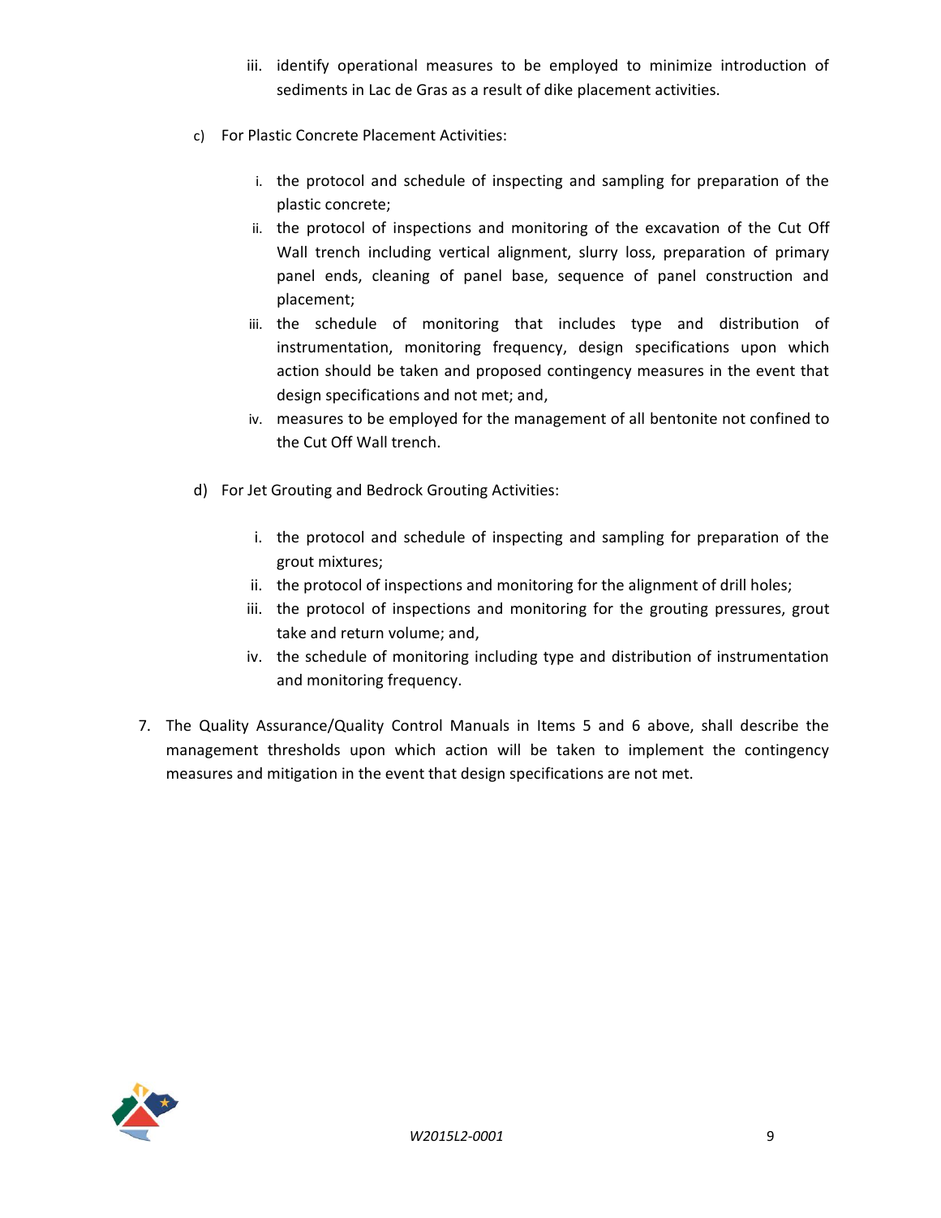iii. identify operational measures to be employed to minimize introduction of sediments in Lac de Gras as a result of dike placement activities.

c) For Plastic Concrete Placement Activities:

   i. the protocol and schedule of inspecting and sampling for preparation of the plastic concrete;
   ii. the protocol of inspections and monitoring of the excavation of the Cut Off Wall trench including vertical alignment, slurry loss, preparation of primary panel ends, cleaning of panel base, sequence of panel construction and placement;
   iii. the schedule of monitoring that includes type and distribution of instrumentation, monitoring frequency, design specifications upon which action should be taken and proposed contingency measures in the event that design specifications and not met; and,
   iv. measures to be employed for the management of all bentonite not confined to the Cut Off Wall trench.

d) For Jet Grouting and Bedrock Grouting Activities:

   i. the protocol and schedule of inspecting and sampling for preparation of the grout mixtures;
   ii. the protocol of inspections and monitoring for the alignment of drill holes;
   iii. the protocol of inspections and monitoring for the grouting pressures, grout take and return volume; and,
   iv. the schedule of monitoring including type and distribution of instrumentation and monitoring frequency.

7. The Quality Assurance/Quality Control Manuals in Items 5 and 6 above, shall describe the management thresholds upon which action will be taken to implement the contingency measures and mitigation in the event that design specifications are not met.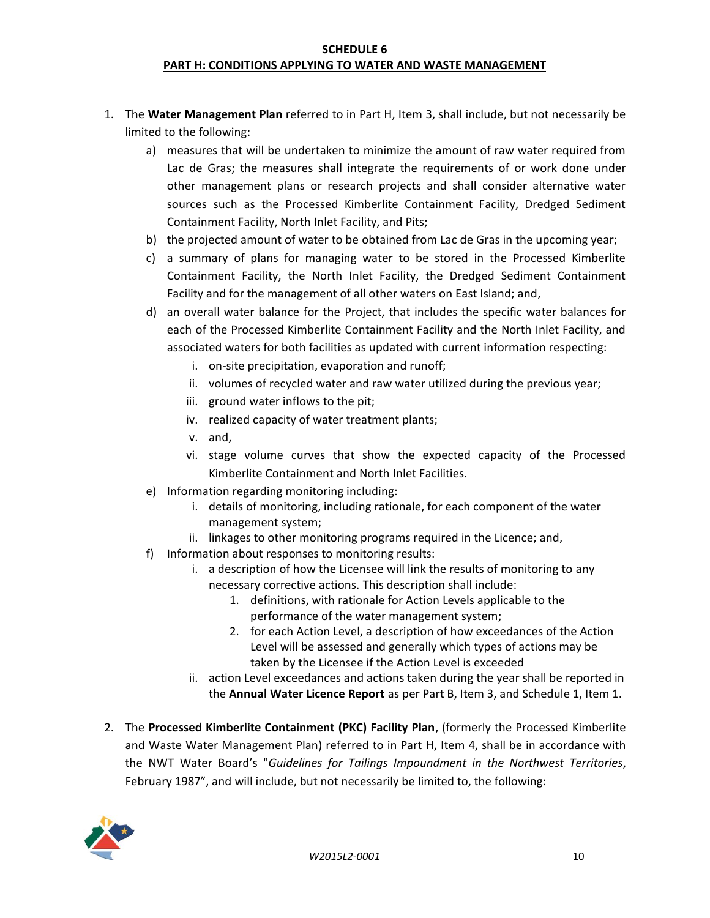**SCHEDULE 6**

**PART H: CONDITIONS APPLYING TO WATER AND WASTE MANAGEMENT**

1. The **Water Management Plan** referred to in Part H, Item 3, shall include, but not necessarily be limited to the following:
    a) measures that will be undertaken to minimize the amount of raw water required from Lac de Gras; the measures shall integrate the requirements of or work done under other management plans or research projects and shall consider alternative water sources such as the Processed Kimberlite Containment Facility, Dredged Sediment Containment Facility, North Inlet Facility, and Pits;
    b) the projected amount of water to be obtained from Lac de Gras in the upcoming year;
    c) a summary of plans for managing water to be stored in the Processed Kimberlite Containment Facility, the North Inlet Facility, the Dredged Sediment Containment Facility and for the management of all other waters on East Island; and,
    d) an overall water balance for the Project, that includes the specific water balances for each of the Processed Kimberlite Containment Facility and the North Inlet Facility, and associated waters for both facilities as updated with current information respecting:
        i. on-site precipitation, evaporation and runoff;
        ii. volumes of recycled water and raw water utilized during the previous year;
        iii. ground water inflows to the pit;
        iv. realized capacity of water treatment plants;
        v. and,
        vi. stage volume curves that show the expected capacity of the Processed Kimberlite Containment and North Inlet Facilities.
    e) Information regarding monitoring including:
        i. details of monitoring, including rationale, for each component of the water management system;
        ii. linkages to other monitoring programs required in the Licence; and,
    f) Information about responses to monitoring results:
        i. a description of how the Licensee will link the results of monitoring to any necessary corrective actions. This description shall include:
            1. definitions, with rationale for Action Levels applicable to the performance of the water management system;
            2. for each Action Level, a description of how exceedances of the Action Level will be assessed and generally which types of actions may be taken by the Licensee if the Action Level is exceeded
        ii. action Level exceedances and actions taken during the year shall be reported in the **Annual Water Licence Report** as per Part B, Item 3, and Schedule 1, Item 1.

2. The **Processed Kimberlite Containment (PKC) Facility Plan**, (formerly the Processed Kimberlite and Waste Water Management Plan) referred to in Part H, Item 4, shall be in accordance with the NWT Water Board's "*Guidelines for Tailings Impoundment in the Northwest Territories*, February 1987", and will include, but not necessarily be limited to, the following: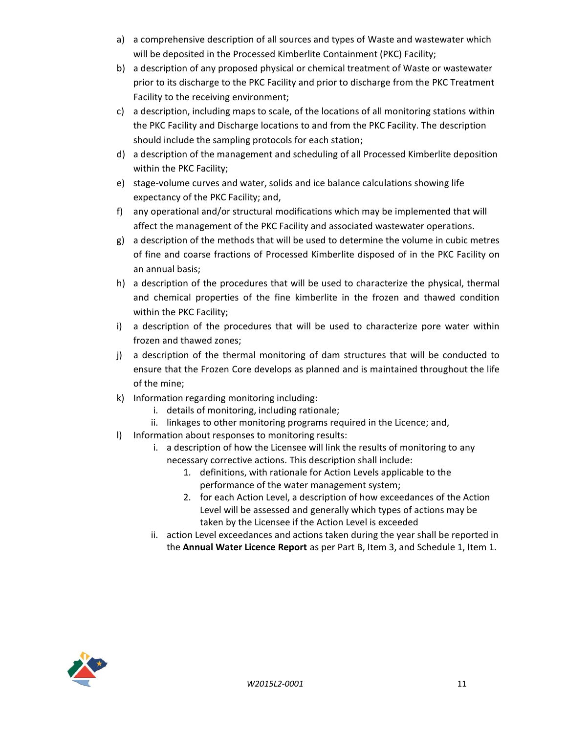a) a comprehensive description of all sources and types of Waste and wastewater which will be deposited in the Processed Kimberlite Containment (PKC) Facility;
b) a description of any proposed physical or chemical treatment of Waste or wastewater prior to its discharge to the PKC Facility and prior to discharge from the PKC Treatment Facility to the receiving environment;
c) a description, including maps to scale, of the locations of all monitoring stations within the PKC Facility and Discharge locations to and from the PKC Facility. The description should include the sampling protocols for each station;
d) a description of the management and scheduling of all Processed Kimberlite deposition within the PKC Facility;
e) stage-volume curves and water, solids and ice balance calculations showing life expectancy of the PKC Facility; and,
f) any operational and/or structural modifications which may be implemented that will affect the management of the PKC Facility and associated wastewater operations.
g) a description of the methods that will be used to determine the volume in cubic metres of fine and coarse fractions of Processed Kimberlite disposed of in the PKC Facility on an annual basis;
h) a description of the procedures that will be used to characterize the physical, thermal and chemical properties of the fine kimberlite in the frozen and thawed condition within the PKC Facility;
i) a description of the procedures that will be used to characterize pore water within frozen and thawed zones;
j) a description of the thermal monitoring of dam structures that will be conducted to ensure that the Frozen Core develops as planned and is maintained throughout the life of the mine;
k) Information regarding monitoring including:
    i. details of monitoring, including rationale;
    ii. linkages to other monitoring programs required in the Licence; and,
l) Information about responses to monitoring results:
    i. a description of how the Licensee will link the results of monitoring to any necessary corrective actions. This description shall include:
        1. definitions, with rationale for Action Levels applicable to the performance of the water management system;
        2. for each Action Level, a description of how exceedances of the Action Level will be assessed and generally which types of actions may be taken by the Licensee if the Action Level is exceeded
    ii. action Level exceedances and actions taken during the year shall be reported in the **Annual Water Licence Report** as per Part B, Item 3, and Schedule 1, Item 1.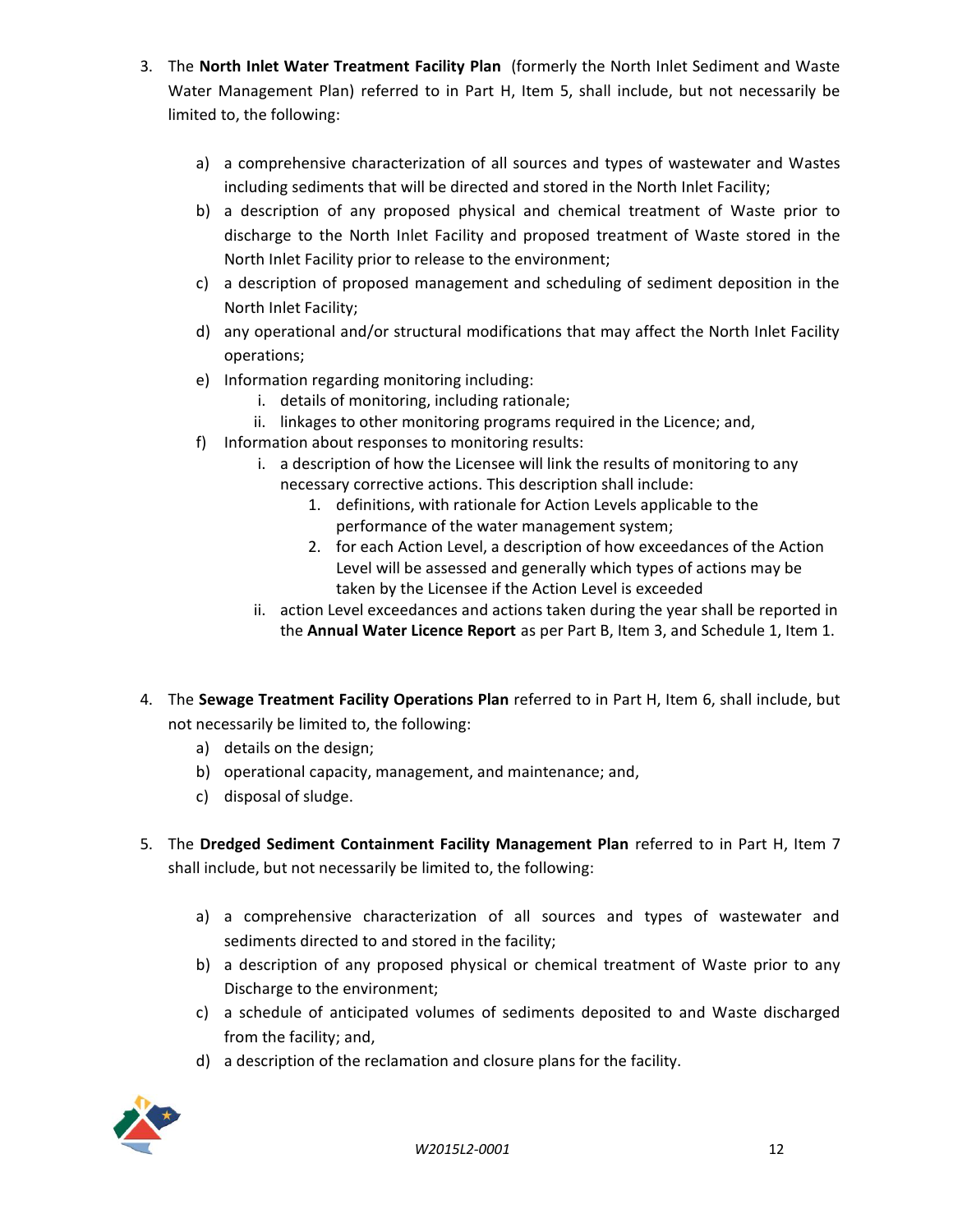3. The **North Inlet Water Treatment Facility Plan** (formerly the North Inlet Sediment and Waste Water Management Plan) referred to in Part H, Item 5, shall include, but not necessarily be limited to, the following:

    a) a comprehensive characterization of all sources and types of wastewater and Wastes including sediments that will be directed and stored in the North Inlet Facility;
    b) a description of any proposed physical and chemical treatment of Waste prior to discharge to the North Inlet Facility and proposed treatment of Waste stored in the North Inlet Facility prior to release to the environment;
    c) a description of proposed management and scheduling of sediment deposition in the North Inlet Facility;
    d) any operational and/or structural modifications that may affect the North Inlet Facility operations;
    e) Information regarding monitoring including:
        i. details of monitoring, including rationale;
        ii. linkages to other monitoring programs required in the Licence; and,
    f) Information about responses to monitoring results:
        i. a description of how the Licensee will link the results of monitoring to any necessary corrective actions. This description shall include:
            1. definitions, with rationale for Action Levels applicable to the performance of the water management system;
            2. for each Action Level, a description of how exceedances of the Action Level will be assessed and generally which types of actions may be taken by the Licensee if the Action Level is exceeded
        ii. action Level exceedances and actions taken during the year shall be reported in the **Annual Water Licence Report** as per Part B, Item 3, and Schedule 1, Item 1.

4. The **Sewage Treatment Facility Operations Plan** referred to in Part H, Item 6, shall include, but not necessarily be limited to, the following:
    a) details on the design;
    b) operational capacity, management, and maintenance; and,
    c) disposal of sludge.

5. The **Dredged Sediment Containment Facility Management Plan** referred to in Part H, Item 7 shall include, but not necessarily be limited to, the following:

    a) a comprehensive characterization of all sources and types of wastewater and sediments directed to and stored in the facility;
    b) a description of any proposed physical or chemical treatment of Waste prior to any Discharge to the environment;
    c) a schedule of anticipated volumes of sediments deposited to and Waste discharged from the facility; and,
    d) a description of the reclamation and closure plans for the facility.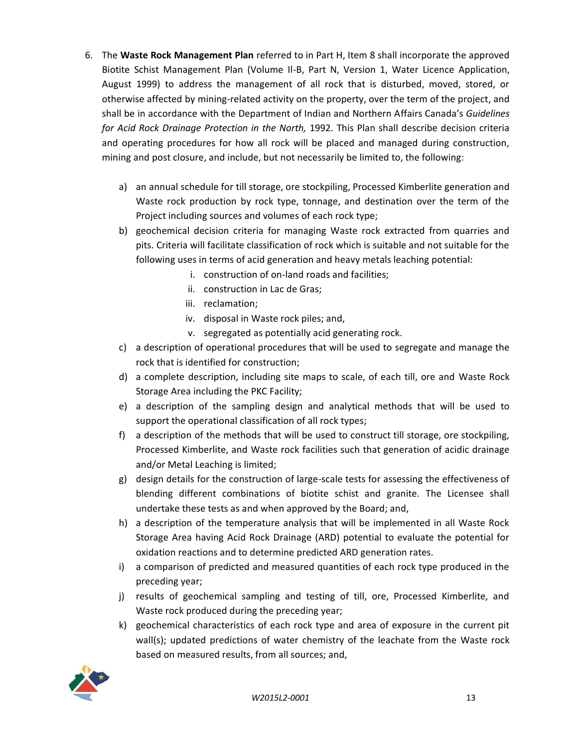6. The **Waste Rock Management Plan** referred to in Part H, Item 8 shall incorporate the approved Biotite Schist Management Plan (Volume Il-B, Part N, Version 1, Water Licence Application, August 1999) to address the management of all rock that is disturbed, moved, stored, or otherwise affected by mining-related activity on the property, over the term of the project, and shall be in accordance with the Department of Indian and Northern Affairs Canada's *Guidelines for Acid Rock Drainage Protection in the North,* 1992. This Plan shall describe decision criteria and operating procedures for how all rock will be placed and managed during construction, mining and post closure, and include, but not necessarily be limited to, the following:

    a) an annual schedule for till storage, ore stockpiling, Processed Kimberlite generation and Waste rock production by rock type, tonnage, and destination over the term of the Project including sources and volumes of each rock type;
    b) geochemical decision criteria for managing Waste rock extracted from quarries and pits. Criteria will facilitate classification of rock which is suitable and not suitable for the following uses in terms of acid generation and heavy metals leaching potential:
        i. construction of on-land roads and facilities;
        ii. construction in Lac de Gras;
        iii. reclamation;
        iv. disposal in Waste rock piles; and,
        v. segregated as potentially acid generating rock.
    c) a description of operational procedures that will be used to segregate and manage the rock that is identified for construction;
    d) a complete description, including site maps to scale, of each till, ore and Waste Rock Storage Area including the PKC Facility;
    e) a description of the sampling design and analytical methods that will be used to support the operational classification of all rock types;
    f) a description of the methods that will be used to construct till storage, ore stockpiling, Processed Kimberlite, and Waste rock facilities such that generation of acidic drainage and/or Metal Leaching is limited;
    g) design details for the construction of large-scale tests for assessing the effectiveness of blending different combinations of biotite schist and granite. The Licensee shall undertake these tests as and when approved by the Board; and,
    h) a description of the temperature analysis that will be implemented in all Waste Rock Storage Area having Acid Rock Drainage (ARD) potential to evaluate the potential for oxidation reactions and to determine predicted ARD generation rates.
    i) a comparison of predicted and measured quantities of each rock type produced in the preceding year;
    j) results of geochemical sampling and testing of till, ore, Processed Kimberlite, and Waste rock produced during the preceding year;
    k) geochemical characteristics of each rock type and area of exposure in the current pit wall(s); updated predictions of water chemistry of the leachate from the Waste rock based on measured results, from all sources; and,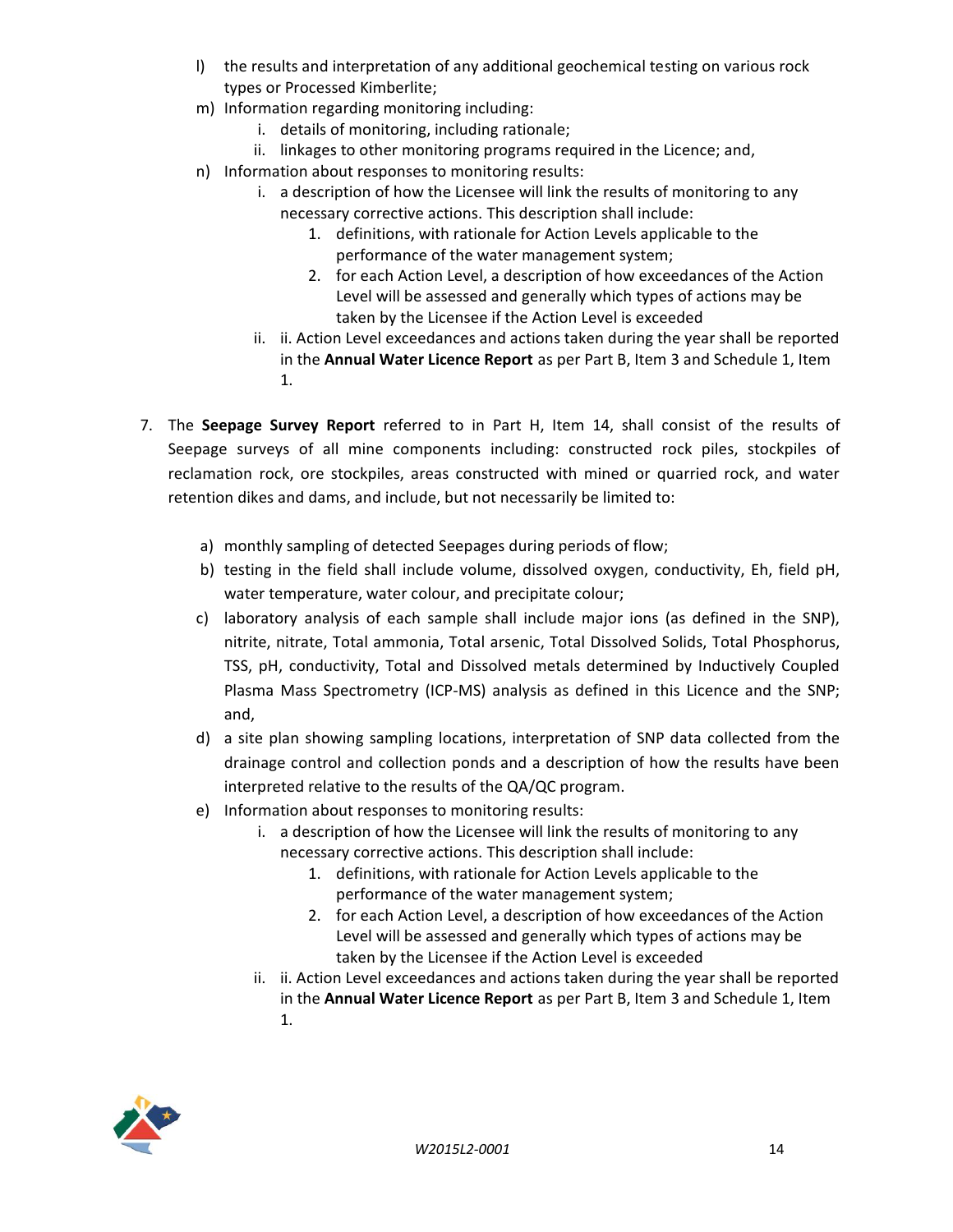l) the results and interpretation of any additional geochemical testing on various rock types or Processed Kimberlite;

m) Information regarding monitoring including:
   i. details of monitoring, including rationale;
   ii. linkages to other monitoring programs required in the Licence; and,

n) Information about responses to monitoring results:
   i. a description of how the Licensee will link the results of monitoring to any necessary corrective actions. This description shall include:
      1. definitions, with rationale for Action Levels applicable to the performance of the water management system;
      2. for each Action Level, a description of how exceedances of the Action Level will be assessed and generally which types of actions may be taken by the Licensee if the Action Level is exceeded
   ii. ii. Action Level exceedances and actions taken during the year shall be reported in the **Annual Water Licence Report** as per Part B, Item 3 and Schedule 1, Item 1.

7. The **Seepage Survey Report** referred to in Part H, Item 14, shall consist of the results of Seepage surveys of all mine components including: constructed rock piles, stockpiles of reclamation rock, ore stockpiles, areas constructed with mined or quarried rock, and water retention dikes and dams, and include, but not necessarily be limited to:

   a) monthly sampling of detected Seepages during periods of flow;
   b) testing in the field shall include volume, dissolved oxygen, conductivity, Eh, field pH, water temperature, water colour, and precipitate colour;
   c) laboratory analysis of each sample shall include major ions (as defined in the SNP), nitrite, nitrate, Total ammonia, Total arsenic, Total Dissolved Solids, Total Phosphorus, TSS, pH, conductivity, Total and Dissolved metals determined by Inductively Coupled Plasma Mass Spectrometry (ICP-MS) analysis as defined in this Licence and the SNP; and,
   d) a site plan showing sampling locations, interpretation of SNP data collected from the drainage control and collection ponds and a description of how the results have been interpreted relative to the results of the QA/QC program.
   e) Information about responses to monitoring results:
      i. a description of how the Licensee will link the results of monitoring to any necessary corrective actions. This description shall include:
         1. definitions, with rationale for Action Levels applicable to the performance of the water management system;
         2. for each Action Level, a description of how exceedances of the Action Level will be assessed and generally which types of actions may be taken by the Licensee if the Action Level is exceeded
      ii. ii. Action Level exceedances and actions taken during the year shall be reported in the **Annual Water Licence Report** as per Part B, Item 3 and Schedule 1, Item 1.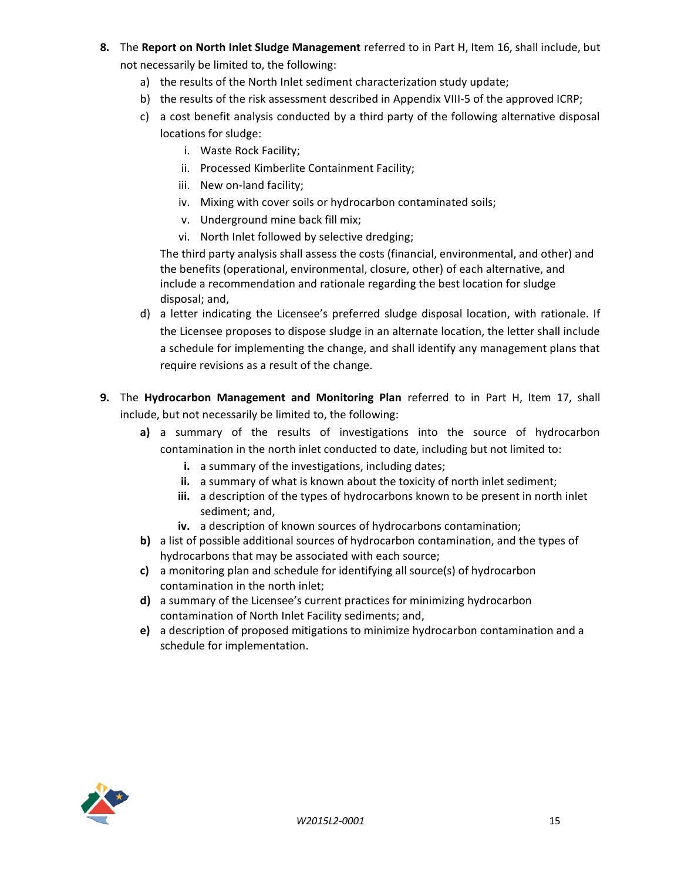8. The **Report on North Inlet Sludge Management** referred to in Part H, Item 16, shall include, but not necessarily be limited to, the following:
   a) the results of the North Inlet sediment characterization study update;
   b) the results of the risk assessment described in Appendix VIII-5 of the approved ICRP;
   c) a cost benefit analysis conducted by a third party of the following alternative disposal locations for sludge:
      i. Waste Rock Facility;
      ii. Processed Kimberlite Containment Facility;
      iii. New on-land facility;
      iv. Mixing with cover soils or hydrocarbon contaminated soils;
      v. Underground mine back fill mix;
      vi. North Inlet followed by selective dredging;

      The third party analysis shall assess the costs (financial, environmental, and other) and the benefits (operational, environmental, closure, other) of each alternative, and include a recommendation and rationale regarding the best location for sludge disposal; and,
   d) a letter indicating the Licensee's preferred sludge disposal location, with rationale. If the Licensee proposes to dispose sludge in an alternate location, the letter shall include a schedule for implementing the change, and shall identify any management plans that require revisions as a result of the change.

9. The **Hydrocarbon Management and Monitoring Plan** referred to in Part H, Item 17, shall include, but not necessarily be limited to, the following:
   **a)** a summary of the results of investigations into the source of hydrocarbon contamination in the north inlet conducted to date, including but not limited to:
      **i.** a summary of the investigations, including dates;
      **ii.** a summary of what is known about the toxicity of north inlet sediment;
      **iii.** a description of the types of hydrocarbons known to be present in north inlet sediment; and,
      **iv.** a description of known sources of hydrocarbons contamination;
   **b)** a list of possible additional sources of hydrocarbon contamination, and the types of hydrocarbons that may be associated with each source;
   **c)** a monitoring plan and schedule for identifying all source(s) of hydrocarbon contamination in the north inlet;
   **d)** a summary of the Licensee's current practices for minimizing hydrocarbon contamination of North Inlet Facility sediments; and,
   **e)** a description of proposed mitigations to minimize hydrocarbon contamination and a schedule for implementation.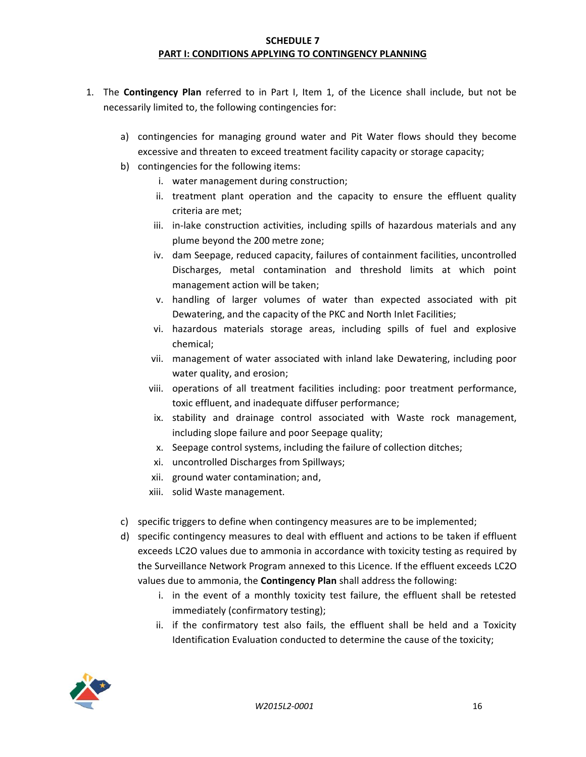**SCHEDULE 7**

**PART I: CONDITIONS APPLYING TO CONTINGENCY PLANNING**

1. The **Contingency Plan** referred to in Part I, Item 1, of the Licence shall include, but not be necessarily limited to, the following contingencies for:

   a) contingencies for managing ground water and Pit Water flows should they become excessive and threaten to exceed treatment facility capacity or storage capacity;

   b) contingencies for the following items:

      i. water management during construction;
      ii. treatment plant operation and the capacity to ensure the effluent quality criteria are met;
      iii. in-lake construction activities, including spills of hazardous materials and any plume beyond the 200 metre zone;
      iv. dam Seepage, reduced capacity, failures of containment facilities, uncontrolled Discharges, metal contamination and threshold limits at which point management action will be taken;
      v. handling of larger volumes of water than expected associated with pit Dewatering, and the capacity of the PKC and North Inlet Facilities;
      vi. hazardous materials storage areas, including spills of fuel and explosive chemical;
      vii. management of water associated with inland lake Dewatering, including poor water quality, and erosion;
      viii. operations of all treatment facilities including: poor treatment performance, toxic effluent, and inadequate diffuser performance;
      ix. stability and drainage control associated with Waste rock management, including slope failure and poor Seepage quality;
      x. Seepage control systems, including the failure of collection ditches;
      xi. uncontrolled Discharges from Spillways;
      xii. ground water contamination; and,
      xiii. solid Waste management.

   c) specific triggers to define when contingency measures are to be implemented;

   d) specific contingency measures to deal with effluent and actions to be taken if effluent exceeds LC2O values due to ammonia in accordance with toxicity testing as required by the Surveillance Network Program annexed to this Licence. If the effluent exceeds LC2O values due to ammonia, the **Contingency Plan** shall address the following:

      i. in the event of a monthly toxicity test failure, the effluent shall be retested immediately (confirmatory testing);
      ii. if the confirmatory test also fails, the effluent shall be held and a Toxicity Identification Evaluation conducted to determine the cause of the toxicity;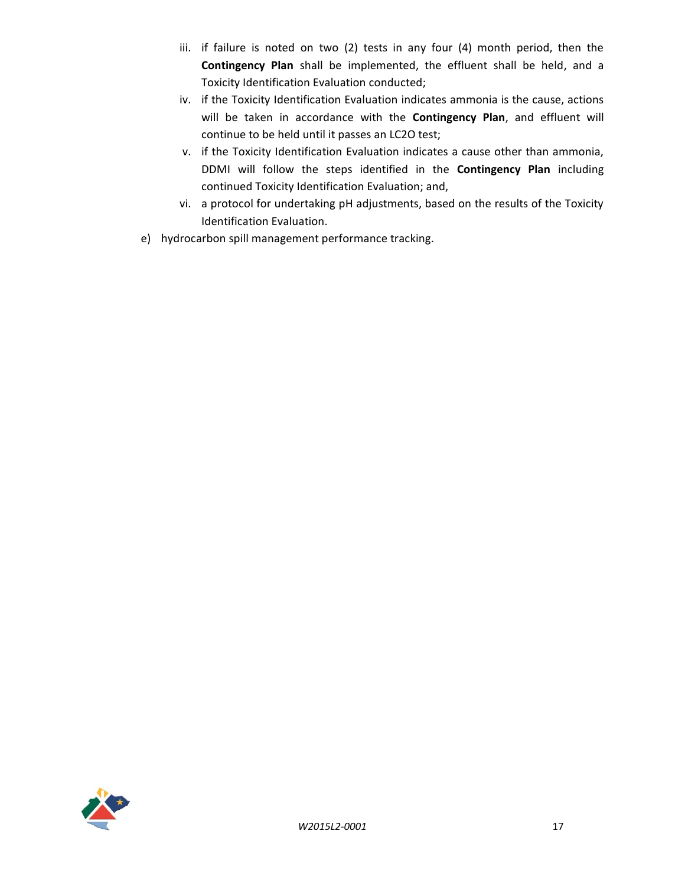iii. if failure is noted on two (2) tests in any four (4) month period, then the **Contingency Plan** shall be implemented, the effluent shall be held, and a Toxicity Identification Evaluation conducted;

iv. if the Toxicity Identification Evaluation indicates ammonia is the cause, actions will be taken in accordance with the **Contingency Plan**, and effluent will continue to be held until it passes an LC2O test;

v. if the Toxicity Identification Evaluation indicates a cause other than ammonia, DDMI will follow the steps identified in the **Contingency Plan** including continued Toxicity Identification Evaluation; and,

vi. a protocol for undertaking pH adjustments, based on the results of the Toxicity Identification Evaluation.

e) hydrocarbon spill management performance tracking.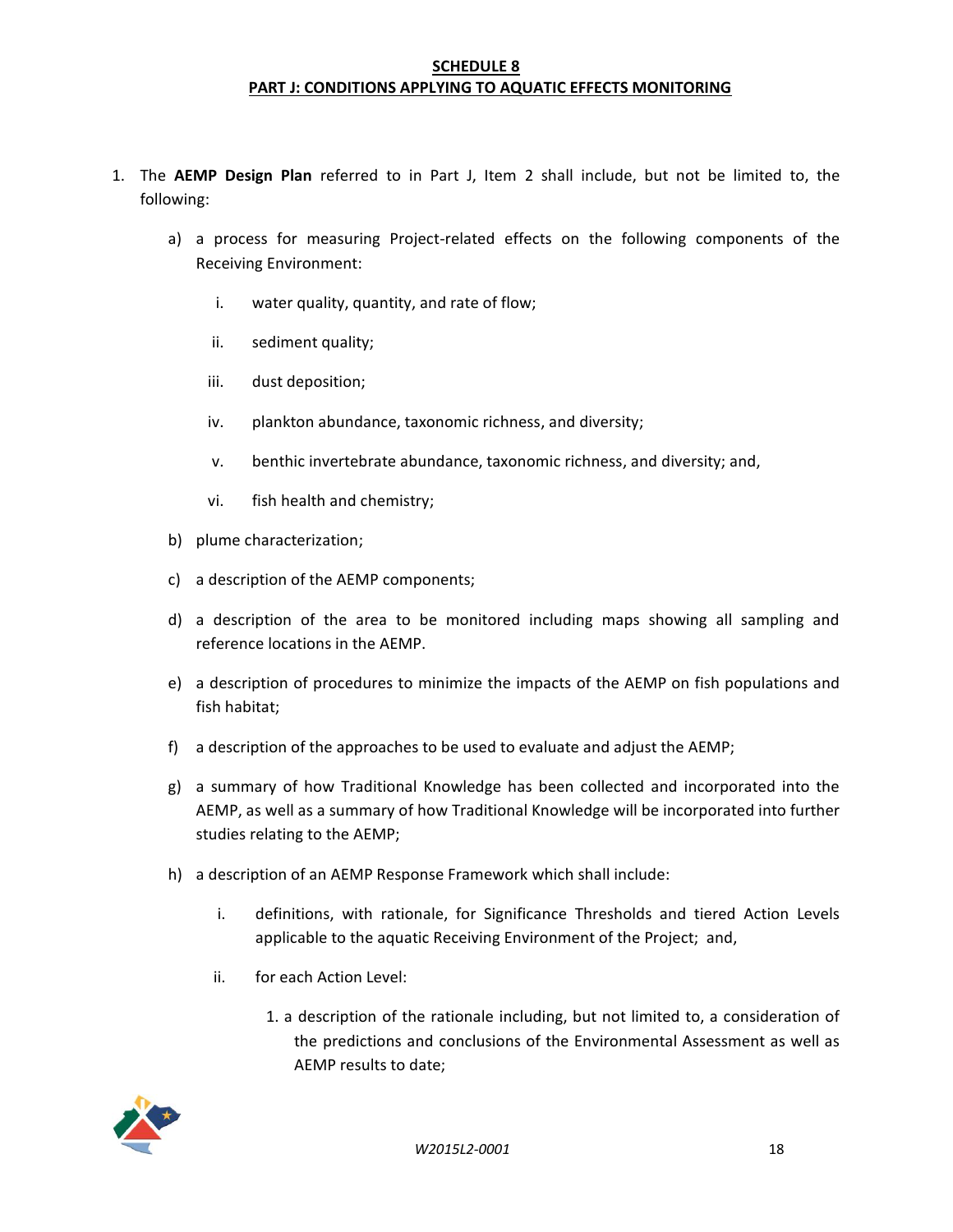## SCHEDULE 8

## PART J: CONDITIONS APPLYING TO AQUATIC EFFECTS MONITORING

1. The **AEMP Design Plan** referred to in Part J, Item 2 shall include, but not be limited to, the following:

   a) a process for measuring Project-related effects on the following components of the Receiving Environment:

      i. water quality, quantity, and rate of flow;

      ii. sediment quality;

      iii. dust deposition;

      iv. plankton abundance, taxonomic richness, and diversity;

      v. benthic invertebrate abundance, taxonomic richness, and diversity; and,

      vi. fish health and chemistry;

   b) plume characterization;

   c) a description of the AEMP components;

   d) a description of the area to be monitored including maps showing all sampling and reference locations in the AEMP.

   e) a description of procedures to minimize the impacts of the AEMP on fish populations and fish habitat;

   f) a description of the approaches to be used to evaluate and adjust the AEMP;

   g) a summary of how Traditional Knowledge has been collected and incorporated into the AEMP, as well as a summary of how Traditional Knowledge will be incorporated into further studies relating to the AEMP;

   h) a description of an AEMP Response Framework which shall include:

      i. definitions, with rationale, for Significance Thresholds and tiered Action Levels applicable to the aquatic Receiving Environment of the Project; and,

      ii. for each Action Level:

         1. a description of the rationale including, but not limited to, a consideration of the predictions and conclusions of the Environmental Assessment as well as AEMP results to date;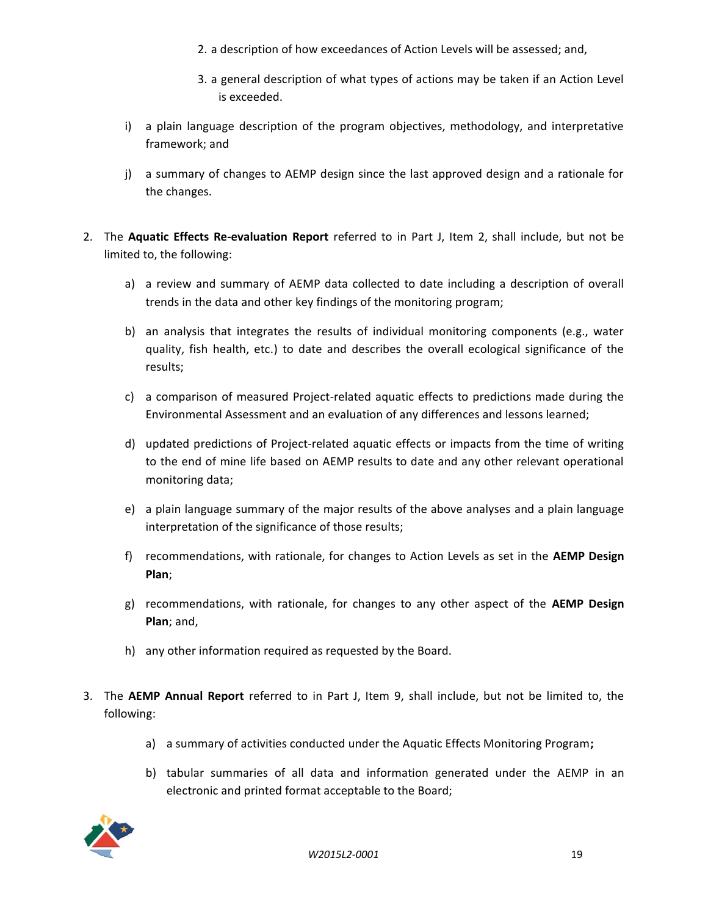2. a description of how exceedances of Action Levels will be assessed; and,

3. a general description of what types of actions may be taken if an Action Level is exceeded.

i) a plain language description of the program objectives, methodology, and interpretative framework; and

j) a summary of changes to AEMP design since the last approved design and a rationale for the changes.

2. The **Aquatic Effects Re-evaluation Report** referred to in Part J, Item 2, shall include, but not be limited to, the following:

   a) a review and summary of AEMP data collected to date including a description of overall trends in the data and other key findings of the monitoring program;

   b) an analysis that integrates the results of individual monitoring components (e.g., water quality, fish health, etc.) to date and describes the overall ecological significance of the results;

   c) a comparison of measured Project-related aquatic effects to predictions made during the Environmental Assessment and an evaluation of any differences and lessons learned;

   d) updated predictions of Project-related aquatic effects or impacts from the time of writing to the end of mine life based on AEMP results to date and any other relevant operational monitoring data;

   e) a plain language summary of the major results of the above analyses and a plain language interpretation of the significance of those results;

   f) recommendations, with rationale, for changes to Action Levels as set in the **AEMP Design Plan**;

   g) recommendations, with rationale, for changes to any other aspect of the **AEMP Design Plan**; and,

   h) any other information required as requested by the Board.

3. The **AEMP Annual Report** referred to in Part J, Item 9, shall include, but not be limited to, the following:

   a) a summary of activities conducted under the Aquatic Effects Monitoring Program**;**

   b) tabular summaries of all data and information generated under the AEMP in an electronic and printed format acceptable to the Board;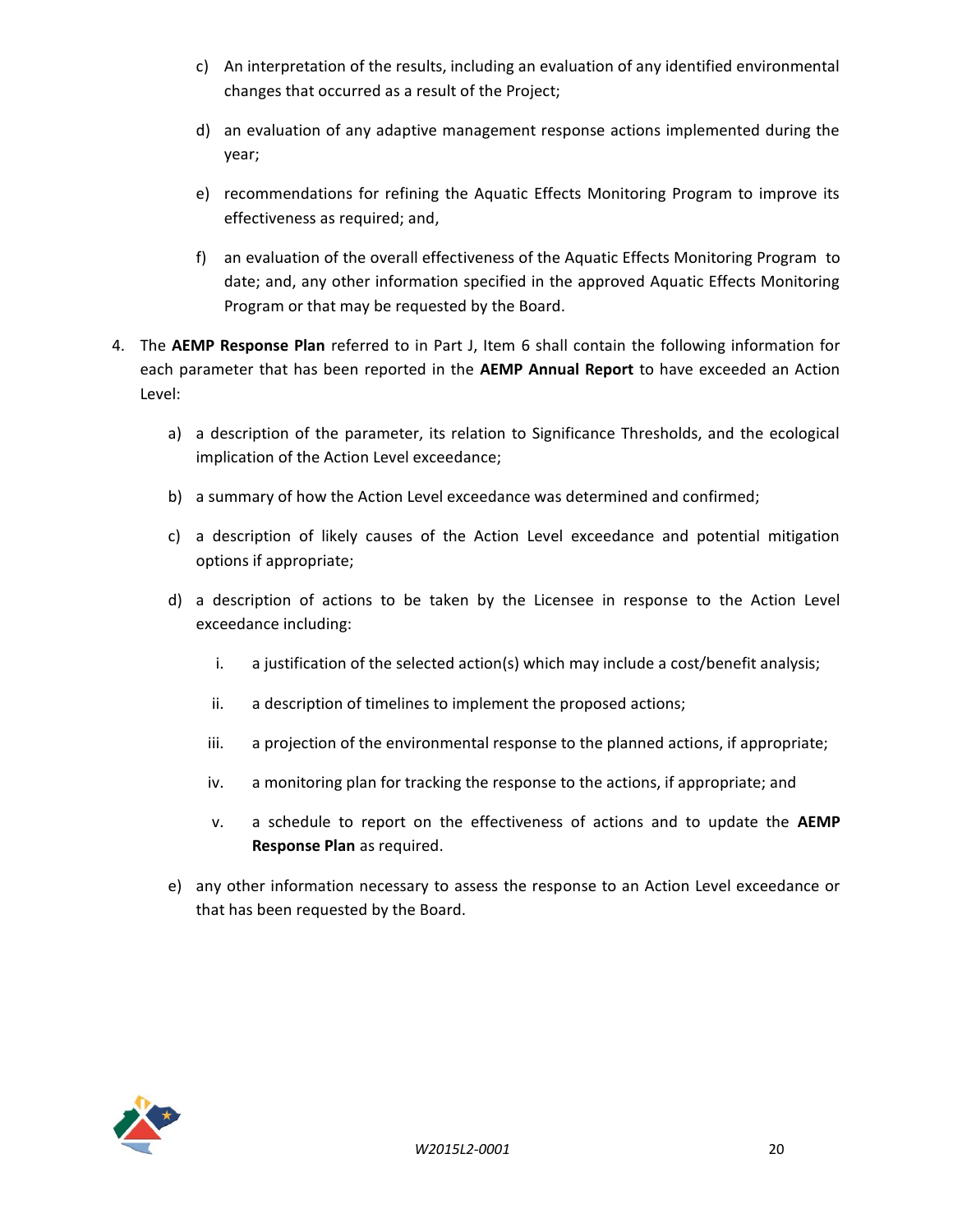c) An interpretation of the results, including an evaluation of any identified environmental changes that occurred as a result of the Project;

d) an evaluation of any adaptive management response actions implemented during the year;

e) recommendations for refining the Aquatic Effects Monitoring Program to improve its effectiveness as required; and,

f) an evaluation of the overall effectiveness of the Aquatic Effects Monitoring Program to date; and, any other information specified in the approved Aquatic Effects Monitoring Program or that may be requested by the Board.

4. The **AEMP Response Plan** referred to in Part J, Item 6 shall contain the following information for each parameter that has been reported in the **AEMP Annual Report** to have exceeded an Action Level:

   a) a description of the parameter, its relation to Significance Thresholds, and the ecological implication of the Action Level exceedance;

   b) a summary of how the Action Level exceedance was determined and confirmed;

   c) a description of likely causes of the Action Level exceedance and potential mitigation options if appropriate;

   d) a description of actions to be taken by the Licensee in response to the Action Level exceedance including:

      i. a justification of the selected action(s) which may include a cost/benefit analysis;

      ii. a description of timelines to implement the proposed actions;

      iii. a projection of the environmental response to the planned actions, if appropriate;

      iv. a monitoring plan for tracking the response to the actions, if appropriate; and

      v. a schedule to report on the effectiveness of actions and to update the **AEMP Response Plan** as required.

   e) any other information necessary to assess the response to an Action Level exceedance or that has been requested by the Board.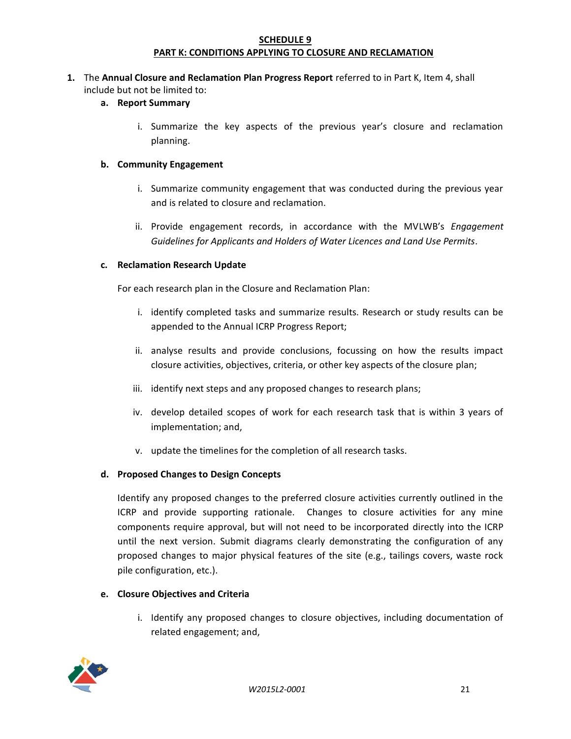**SCHEDULE 9**

**PART K: CONDITIONS APPLYING TO CLOSURE AND RECLAMATION**

1. The **Annual Closure and Reclamation Plan Progress Report** referred to in Part K, Item 4, shall include but not be limited to:

   a. **Report Summary**

      i. Summarize the key aspects of the previous year's closure and reclamation planning.

   b. **Community Engagement**

      i. Summarize community engagement that was conducted during the previous year and is related to closure and reclamation.

      ii. Provide engagement records, in accordance with the MVLWB's *Engagement Guidelines for Applicants and Holders of Water Licences and Land Use Permits*.

   c. **Reclamation Research Update**

      For each research plan in the Closure and Reclamation Plan:

      i. identify completed tasks and summarize results. Research or study results can be appended to the Annual ICRP Progress Report;

      ii. analyse results and provide conclusions, focussing on how the results impact closure activities, objectives, criteria, or other key aspects of the closure plan;

      iii. identify next steps and any proposed changes to research plans;

      iv. develop detailed scopes of work for each research task that is within 3 years of implementation; and,

      v. update the timelines for the completion of all research tasks.

   d. **Proposed Changes to Design Concepts**

      Identify any proposed changes to the preferred closure activities currently outlined in the ICRP and provide supporting rationale. Changes to closure activities for any mine components require approval, but will not need to be incorporated directly into the ICRP until the next version. Submit diagrams clearly demonstrating the configuration of any proposed changes to major physical features of the site (e.g., tailings covers, waste rock pile configuration, etc.).

   e. **Closure Objectives and Criteria**

      i. Identify any proposed changes to closure objectives, including documentation of related engagement; and,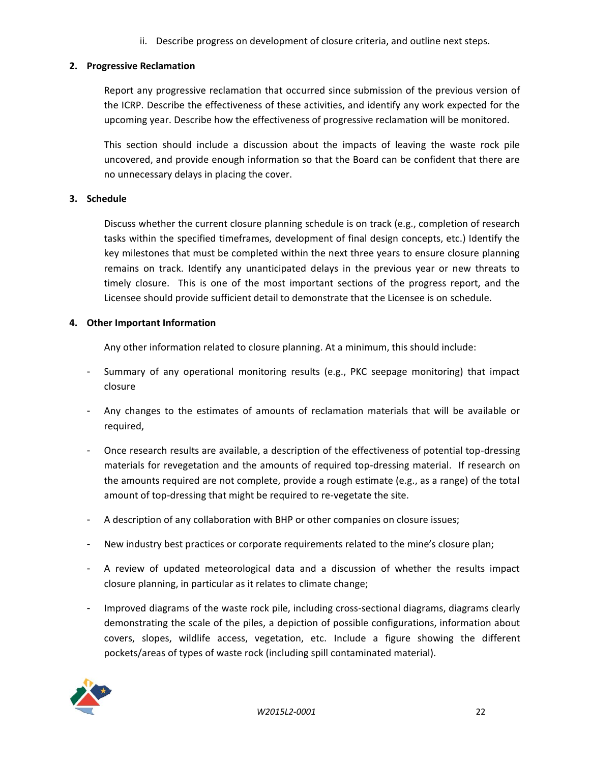ii. Describe progress on development of closure criteria, and outline next steps.

**2. Progressive Reclamation**

Report any progressive reclamation that occurred since submission of the previous version of the ICRP. Describe the effectiveness of these activities, and identify any work expected for the upcoming year. Describe how the effectiveness of progressive reclamation will be monitored.

This section should include a discussion about the impacts of leaving the waste rock pile uncovered, and provide enough information so that the Board can be confident that there are no unnecessary delays in placing the cover.

**3. Schedule**

Discuss whether the current closure planning schedule is on track (e.g., completion of research tasks within the specified timeframes, development of final design concepts, etc.) Identify the key milestones that must be completed within the next three years to ensure closure planning remains on track. Identify any unanticipated delays in the previous year or new threats to timely closure. This is one of the most important sections of the progress report, and the Licensee should provide sufficient detail to demonstrate that the Licensee is on schedule.

**4. Other Important Information**

Any other information related to closure planning. At a minimum, this should include:

- Summary of any operational monitoring results (e.g., PKC seepage monitoring) that impact closure
- Any changes to the estimates of amounts of reclamation materials that will be available or required,
- Once research results are available, a description of the effectiveness of potential top-dressing materials for revegetation and the amounts of required top-dressing material. If research on the amounts required are not complete, provide a rough estimate (e.g., as a range) of the total amount of top-dressing that might be required to re-vegetate the site.
- A description of any collaboration with BHP or other companies on closure issues;
- New industry best practices or corporate requirements related to the mine's closure plan;
- A review of updated meteorological data and a discussion of whether the results impact closure planning, in particular as it relates to climate change;
- Improved diagrams of the waste rock pile, including cross-sectional diagrams, diagrams clearly demonstrating the scale of the piles, a depiction of possible configurations, information about covers, slopes, wildlife access, vegetation, etc. Include a figure showing the different pockets/areas of types of waste rock (including spill contaminated material).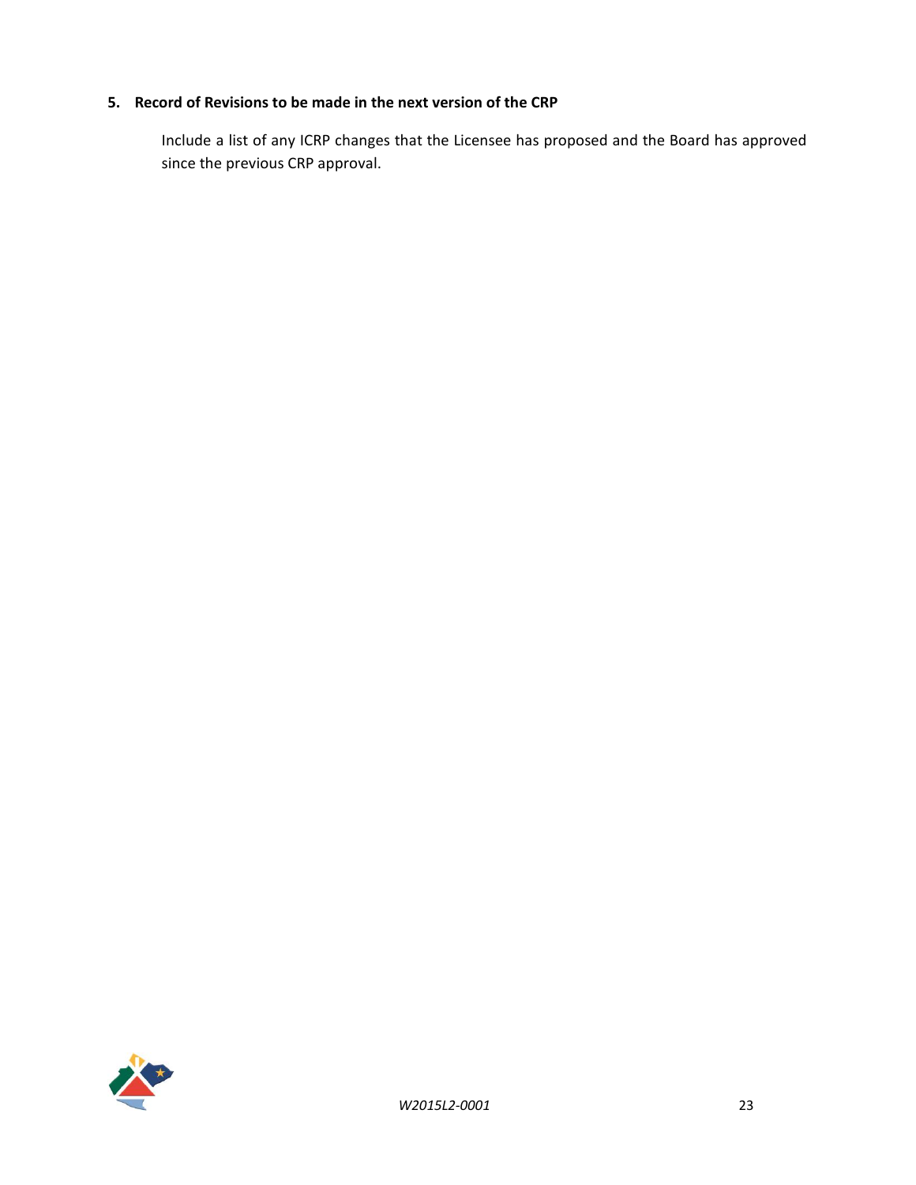## 5. Record of Revisions to be made in the next version of the CRP

Include a list of any ICRP changes that the Licensee has proposed and the Board has approved since the previous CRP approval.